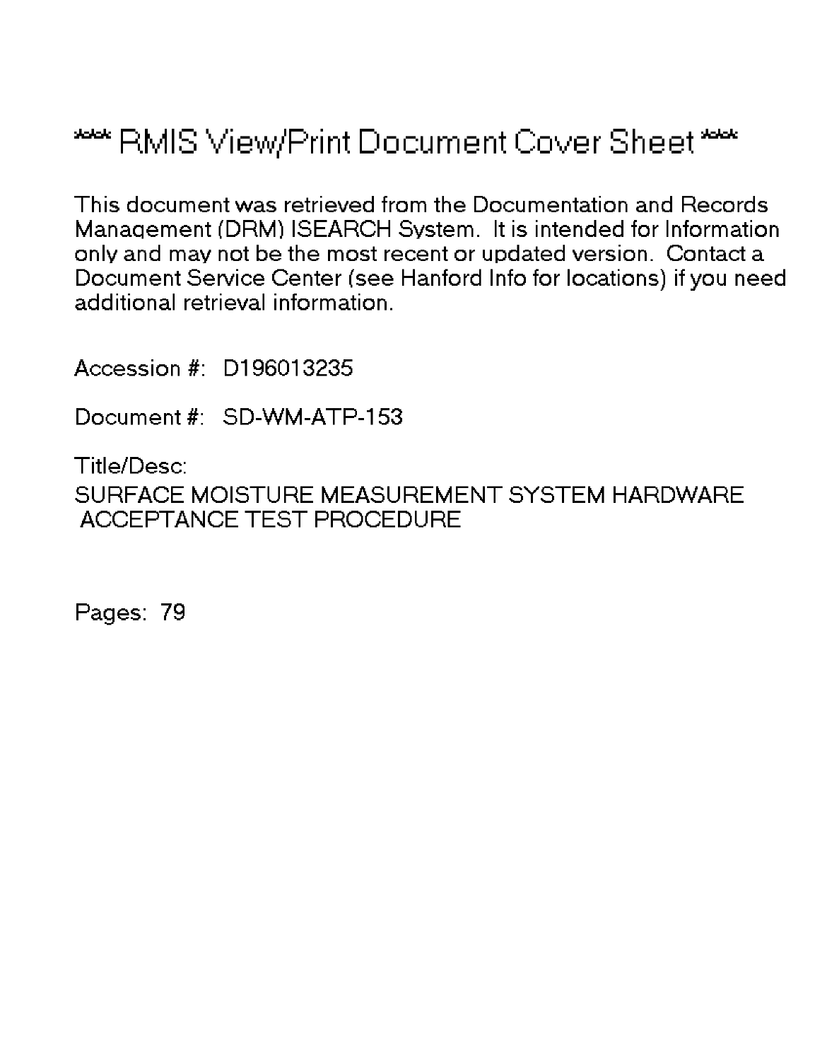# *** RMIS View/Print Document Cover Sheet ***

This document was retrieved from the Documentation and Records Management (DRM) ISEARCH System. It is intended for Information only and may not be the most recent or updated version. Contact a Document Service Center (see Hanford Info for locations) if you need additional retrieval information.

Accession #: D196013235

Document #: SD-WM-ATP-153

Title/Desc:

SURFACE MOISTURE MEASUREMENT SYSTEM HARDWARE ACCEPTANCE TEST PROCEDURE

Pages: 79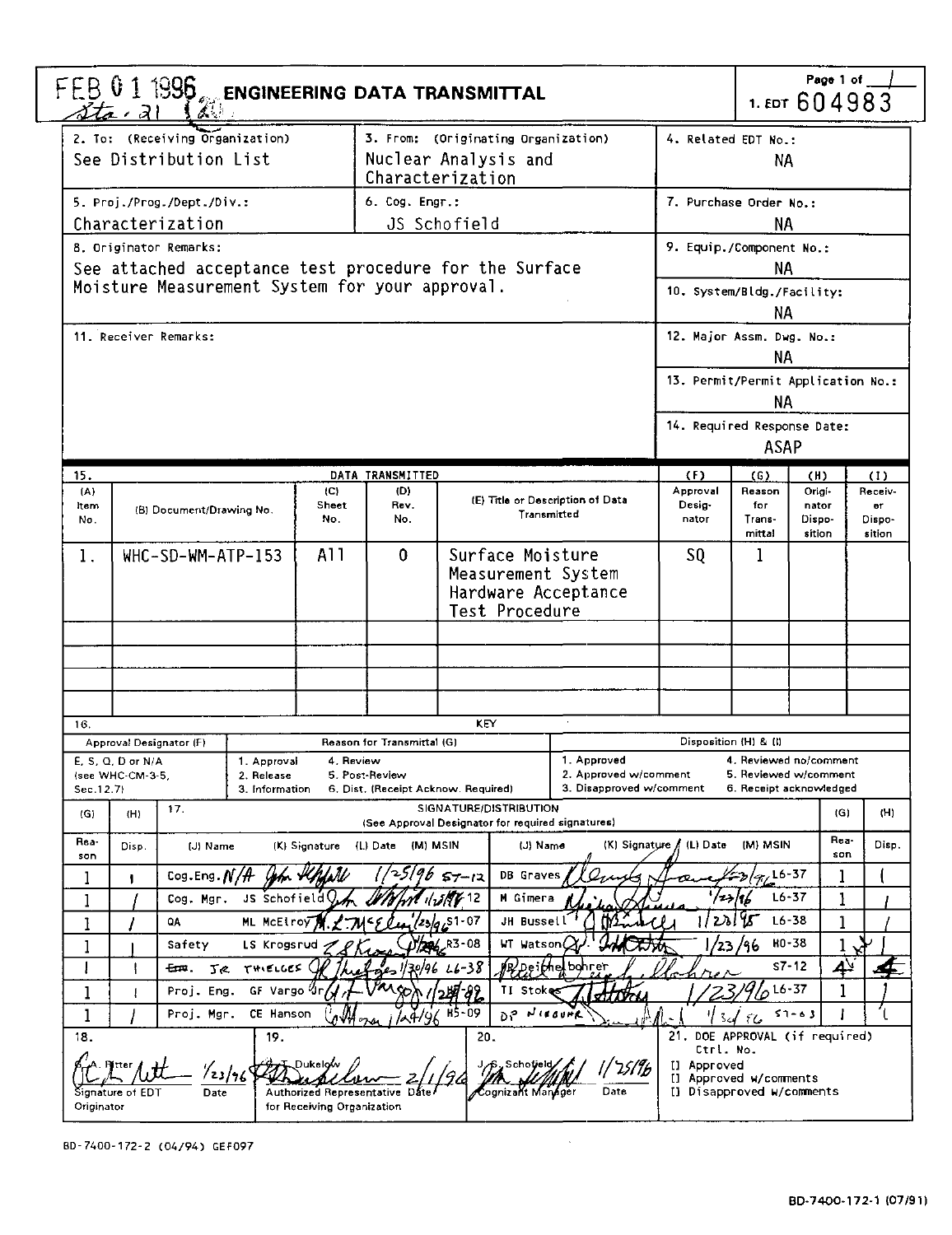FEB 01 1996 Sta. 21

# ENGINEERING DATA TRANSMITTAL

Page 1 of 1

1. EDT 604983

| | | |
|---|---|---|
| 2. To: (Receiving Organization)<br>See Distribution List | 3. From: (Originating Organization)<br>Nuclear Analysis and Characterization | 4. Related EDT No.:<br>NA |
| 5. Proj./Prog./Dept./Div.:<br>Characterization | 6. Cog. Engr.:<br>JS Schofield | 7. Purchase Order No.:<br>NA |
| 8. Originator Remarks:<br>See attached acceptance test procedure for the Surface Moisture Measurement System for your approval. | | 9. Equip./Component No.:<br>NA |
| | | 10. System/Bldg./Facility:<br>NA |
| 11. Receiver Remarks: | | 12. Major Assm. Dwg. No.:<br>NA |
| | | 13. Permit/Permit Application No.:<br>NA |
| | | 14. Required Response Date:<br>ASAP |

15. DATA TRANSMITTED

| (A) Item No. | (B) Document/Drawing No. | (C) Sheet No. | (D) Rev. No. | (E) Title or Description of Data Transmitted | (F) Approval Designator | (G) Reason for Transmittal | (H) Originator Disposition | (I) Receiver Disposition |
|---|---|---|---|---|---|---|---|---|
| 1. | WHC-SD-WM-ATP-153 | All | 0 | Surface Moisture Measurement System Hardware Acceptance Test Procedure | SQ | 1 | | |

16. KEY

| Approval Designator (F) | Reason for Transmittal (G) | Disposition (H) & (I) |
|---|---|---|
| E, S, Q, D or N/A (see WHC-CM-3-5, Sec.12.7) | 1. Approval 2. Release 3. Information 4. Review 5. Post-Review 6. Dist. (Receipt Acknow. Required) | 1. Approved 2. Approved w/comment 3. Disapproved w/comment 4. Reviewed no/comment 5. Reviewed w/comment 6. Receipt acknowledged |

17. SIGNATURE/DISTRIBUTION (See Approval Designator for required signatures)

| (G) Reason | (H) Disp. | (J) Name | (K) Signature | (L) Date | (M) MSIN | (J) Name | (K) Signature | (L) Date | (M) MSIN | (G) Reason | (H) Disp. |
|---|---|---|---|---|---|---|---|---|---|---|---|
| 1 | 1 | Cog.Eng. N/A | | 1/25/96 | S7-12 | DB Graves | | 1/23/96 | L6-37 | 1 | 1 |
| 1 | 1 | Cog. Mgr. JS Schofield | | 1/25/96 | S7-12 | M Gimera | | 1/23/96 | L6-37 | 1 | 1 |
| 1 | 1 | QA ML McElroy | | 1/23/96 | S1-07 | JH Bussell | | 1/23/95 | L6-38 | 1 | 1 |
| 1 | 1 | Safety LS Krogsrud | | 1/24/96 | R3-08 | WT Watson | | 1/23/96 | H0-38 | 1 | 1 |
| 1 | 1 | JR Thielges | | 1/30/96 | L6-38 | Deirdre Bohrer | | | S7-12 | 4 | 4 |
| 1 | 1 | Proj. Eng. GF Vargo Jr | | 1/24/96 | | TI Stokes | | 1/23/96 | L6-37 | 1 | 1 |
| 1 | 1 | Proj. Mgr. CE Hanson | | 1/24/96 | H5-09 | DP Niebuhr | | 1/30/96 | S7-63 | 1 | 1 |

| 18. | 19. | 20. | 21. DOE APPROVAL (if required) |
|---|---|---|---|
| A. Ritter 1/23/96<br>Signature of EDT Originator / Date | T. Dukelow 2/1/96<br>Authorized Representative Date for Receiving Organization | J.S. Schofield 1/25/96<br>Cognizant Manager / Date | Ctrl. No.<br>[] Approved<br>[] Approved w/comments<br>[] Disapproved w/comments |

BD-7400-172-2 (04/94) GEF097

BD-7400-172-1 (07/91)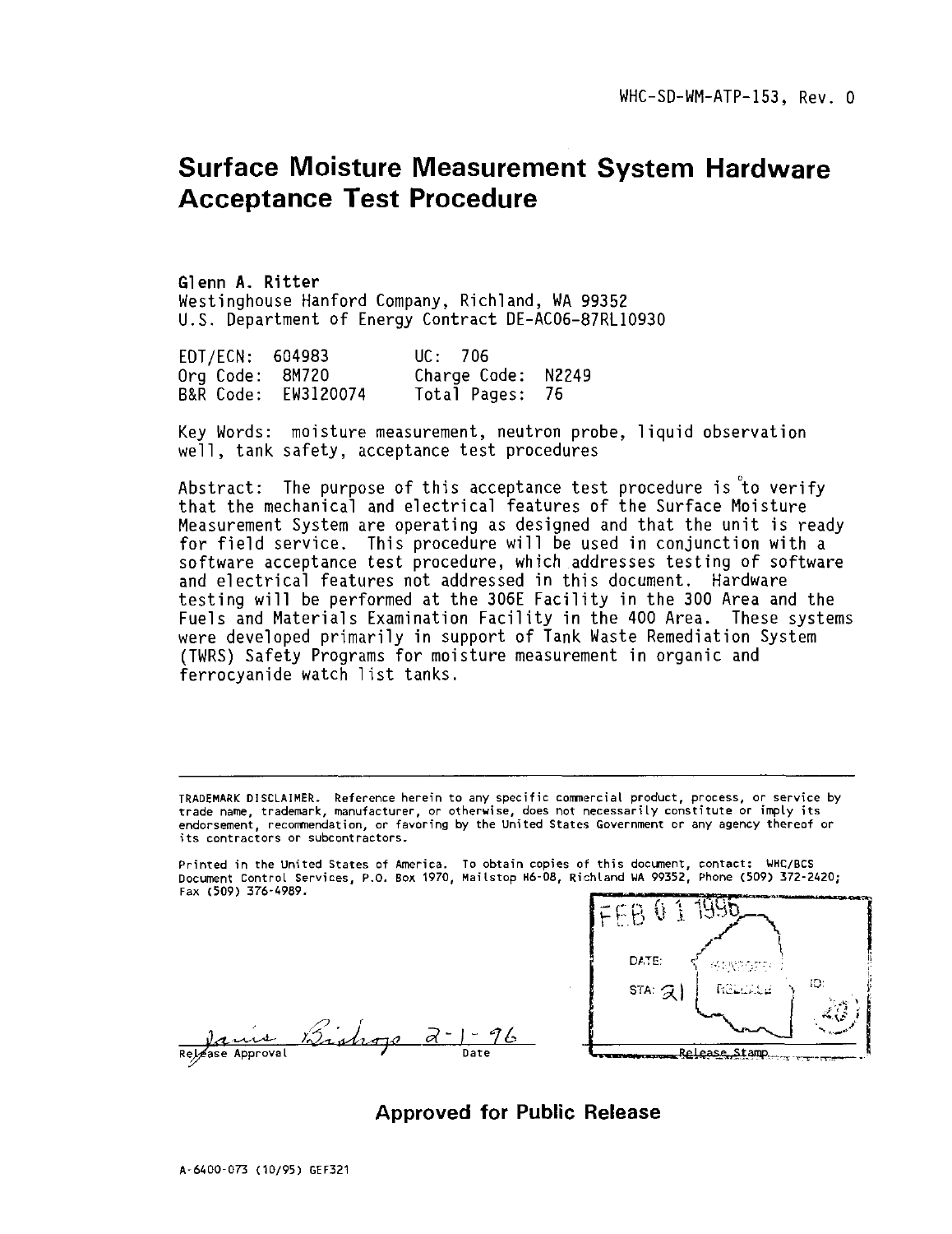WHC-SD-WM-ATP-153, Rev. 0

# Surface Moisture Measurement System Hardware Acceptance Test Procedure

**Glenn A. Ritter**
Westinghouse Hanford Company, Richland, WA 99352
U.S. Department of Energy Contract DE-AC06-87RL10930

| | | | |
|---|---|---|---|
| EDT/ECN: | 604983 | UC: | 706 |
| Org Code: | 8M720 | Charge Code: | N2249 |
| B&R Code: | EW3120074 | Total Pages: | 76 |

Key Words: moisture measurement, neutron probe, liquid observation well, tank safety, acceptance test procedures

Abstract: The purpose of this acceptance test procedure is to verify that the mechanical and electrical features of the Surface Moisture Measurement System are operating as designed and that the unit is ready for field service. This procedure will be used in conjunction with a software acceptance test procedure, which addresses testing of software and electrical features not addressed in this document. Hardware testing will be performed at the 306E Facility in the 300 Area and the Fuels and Materials Examination Facility in the 400 Area. These systems were developed primarily in support of Tank Waste Remediation System (TWRS) Safety Programs for moisture measurement in organic and ferrocyanide watch list tanks.

---

TRADEMARK DISCLAIMER. Reference herein to any specific commercial product, process, or service by trade name, trademark, manufacturer, or otherwise, does not necessarily constitute or imply its endorsement, recommendation, or favoring by the United States Government or any agency thereof or its contractors or subcontractors.

Printed in the United States of America. To obtain copies of this document, contact: WHC/BCS Document Control Services, P.O. Box 1970, Mailstop H6-08, Richland WA 99352, Phone (509) 372-2420; Fax (509) 376-4989.

Janis Bishop 2-1-96
Release Approval Date

FEB 01 1996
DATE: HANFORD RELEASE
STA: 21
ID: 40
Release Stamp

**Approved for Public Release**

A-6400-073 (10/95) GEF321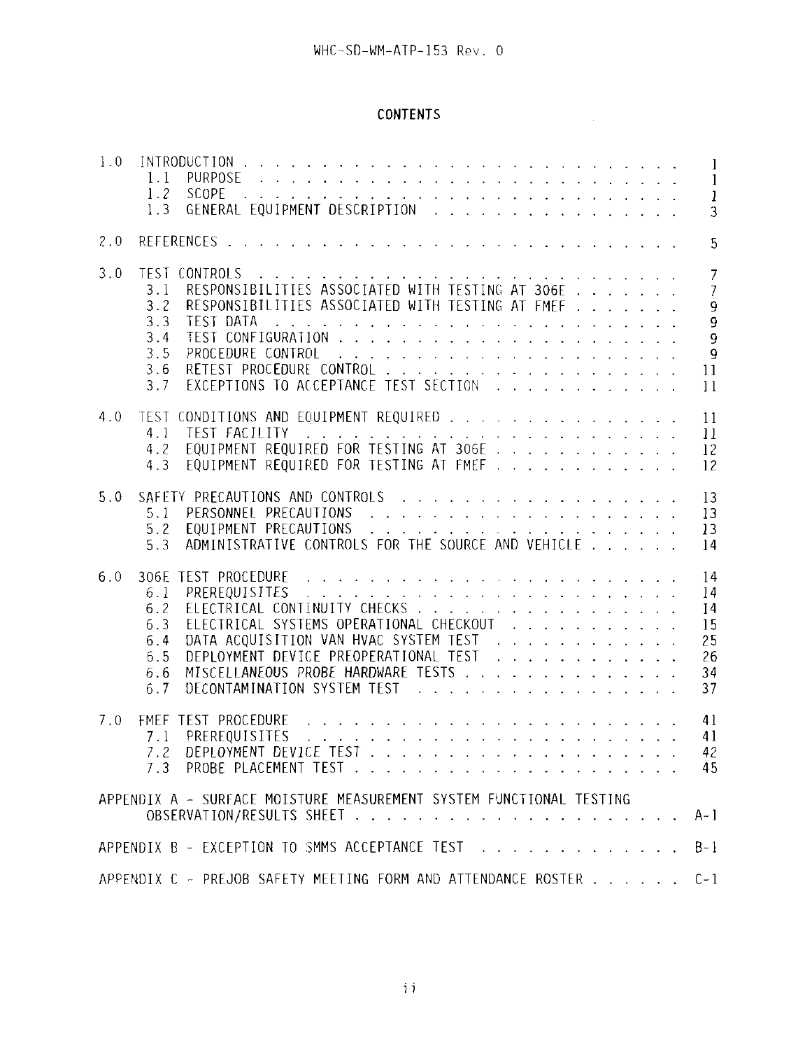# CONTENTS

| | | |
|---|---|---|
| 1.0 | INTRODUCTION | 1 |
| | 1.1 PURPOSE | 1 |
| | 1.2 SCOPE | 1 |
| | 1.3 GENERAL EQUIPMENT DESCRIPTION | 3 |
| 2.0 | REFERENCES | 5 |
| 3.0 | TEST CONTROLS | 7 |
| | 3.1 RESPONSIBILITIES ASSOCIATED WITH TESTING AT 306E | 7 |
| | 3.2 RESPONSIBILITIES ASSOCIATED WITH TESTING AT FMEF | 9 |
| | 3.3 TEST DATA | 9 |
| | 3.4 TEST CONFIGURATION | 9 |
| | 3.5 PROCEDURE CONTROL | 9 |
| | 3.6 RETEST PROCEDURE CONTROL | 11 |
| | 3.7 EXCEPTIONS TO ACCEPTANCE TEST SECTION | 11 |
| 4.0 | TEST CONDITIONS AND EQUIPMENT REQUIRED | 11 |
| | 4.1 TEST FACILITY | 11 |
| | 4.2 EQUIPMENT REQUIRED FOR TESTING AT 306E | 12 |
| | 4.3 EQUIPMENT REQUIRED FOR TESTING AT FMEF | 12 |
| 5.0 | SAFETY PRECAUTIONS AND CONTROLS | 13 |
| | 5.1 PERSONNEL PRECAUTIONS | 13 |
| | 5.2 EQUIPMENT PRECAUTIONS | 13 |
| | 5.3 ADMINISTRATIVE CONTROLS FOR THE SOURCE AND VEHICLE | 14 |
| 6.0 | 306E TEST PROCEDURE | 14 |
| | 6.1 PREREQUISITES | 14 |
| | 6.2 ELECTRICAL CONTINUITY CHECKS | 14 |
| | 6.3 ELECTRICAL SYSTEMS OPERATIONAL CHECKOUT | 15 |
| | 6.4 DATA ACQUISITION VAN HVAC SYSTEM TEST | 25 |
| | 6.5 DEPLOYMENT DEVICE PREOPERATIONAL TEST | 26 |
| | 6.6 MISCELLANEOUS PROBE HARDWARE TESTS | 34 |
| | 6.7 DECONTAMINATION SYSTEM TEST | 37 |
| 7.0 | FMEF TEST PROCEDURE | 41 |
| | 7.1 PREREQUISITES | 41 |
| | 7.2 DEPLOYMENT DEVICE TEST | 42 |
| | 7.3 PROBE PLACEMENT TEST | 45 |
| | APPENDIX A - SURFACE MOISTURE MEASUREMENT SYSTEM FUNCTIONAL TESTING OBSERVATION/RESULTS SHEET | A-1 |
| | APPENDIX B - EXCEPTION TO SMMS ACCEPTANCE TEST | B-1 |
| | APPENDIX C - PREJOB SAFETY MEETING FORM AND ATTENDANCE ROSTER | C-1 |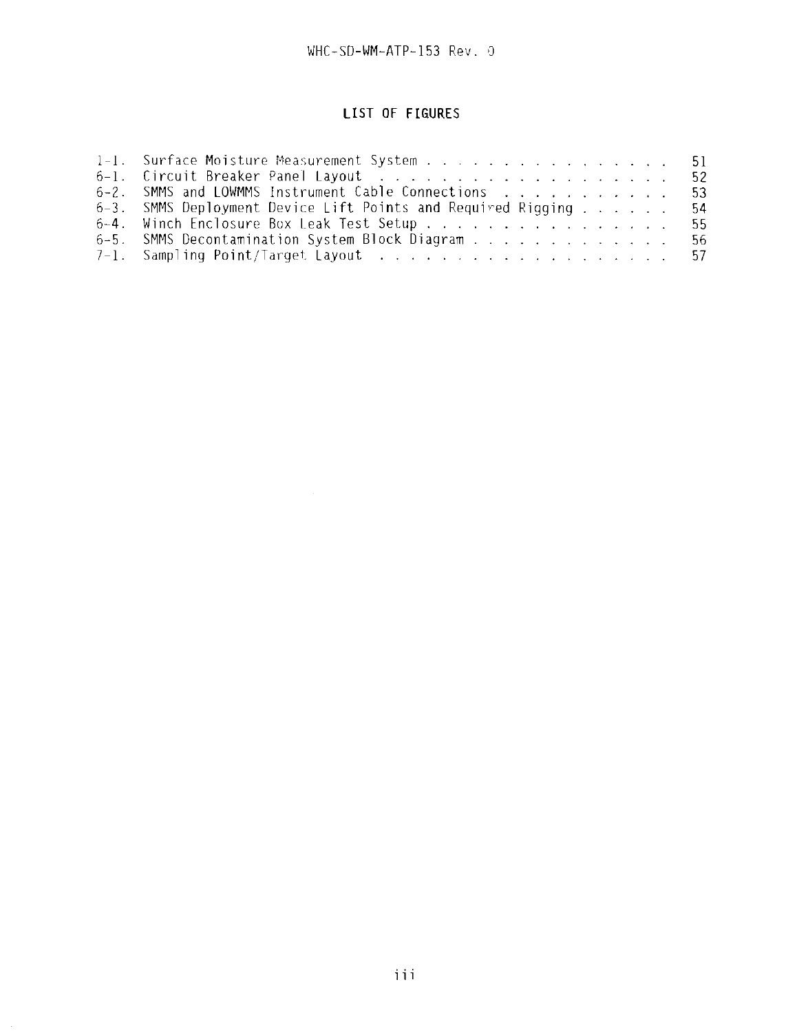## LIST OF FIGURES

| | | |
|---|---|---|
| 1-1. | Surface Moisture Measurement System | 51 |
| 6-1. | Circuit Breaker Panel Layout | 52 |
| 6-2. | SMMS and LOWMMS Instrument Cable Connections | 53 |
| 6-3. | SMMS Deployment Device Lift Points and Required Rigging | 54 |
| 6-4. | Winch Enclosure Box Leak Test Setup | 55 |
| 6-5. | SMMS Decontamination System Block Diagram | 56 |
| 7-1. | Sampling Point/Target Layout | 57 |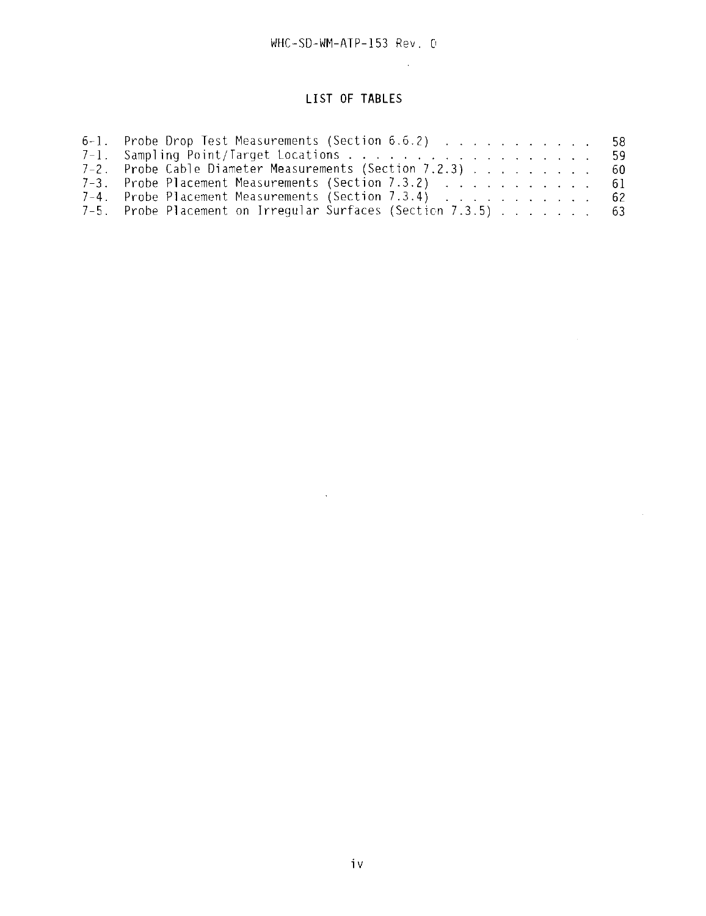## LIST OF TABLES

| | | |
|---|---|---|
| 6-1. | Probe Drop Test Measurements (Section 6.6.2) | 58 |
| 7-1. | Sampling Point/Target Locations | 59 |
| 7-2. | Probe Cable Diameter Measurements (Section 7.2.3) | 60 |
| 7-3. | Probe Placement Measurements (Section 7.3.2) | 61 |
| 7-4. | Probe Placement Measurements (Section 7.3.4) | 62 |
| 7-5. | Probe Placement on Irregular Surfaces (Section 7.3.5) | 63 |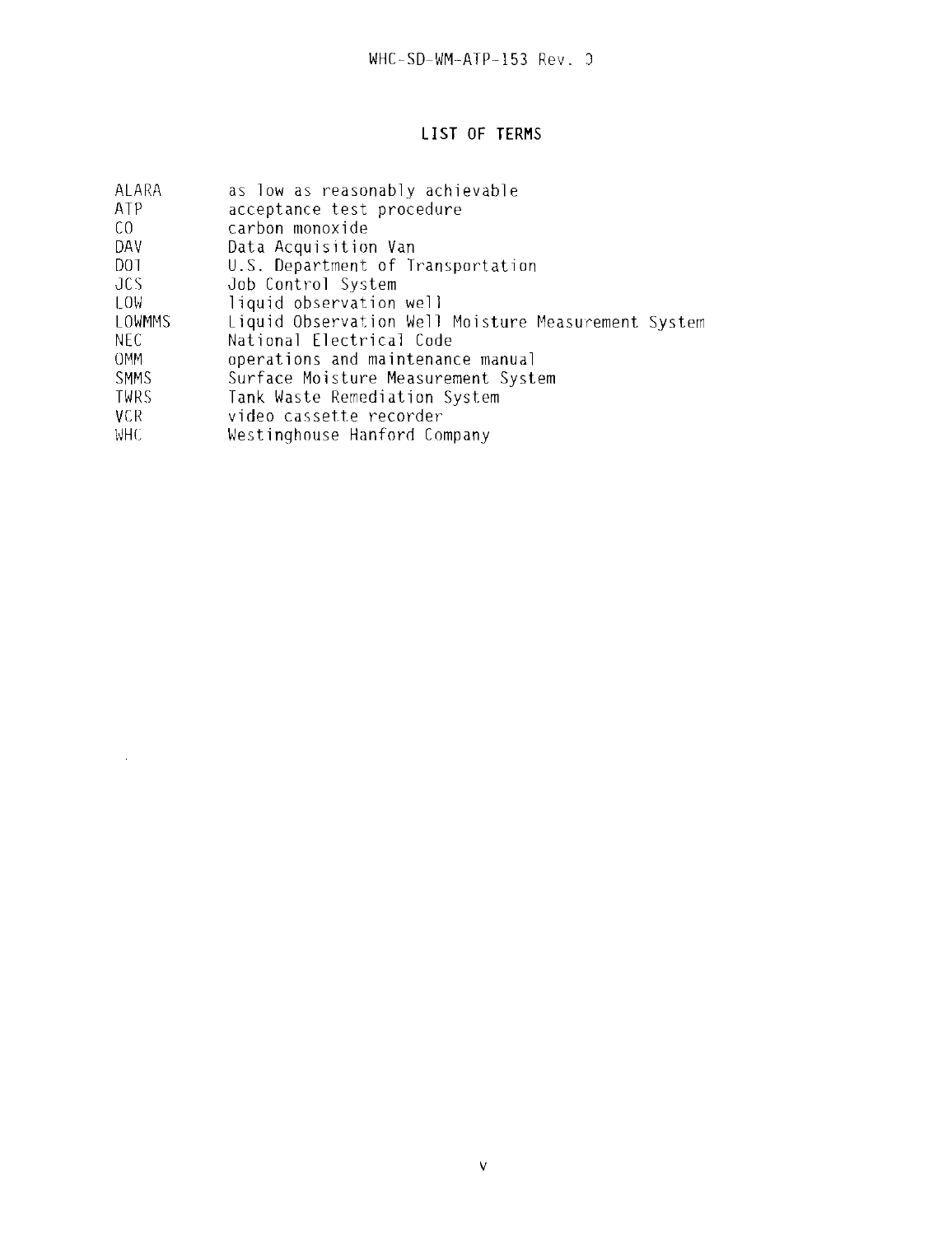# LIST OF TERMS

| | |
|---|---|
| ALARA | as low as reasonably achievable |
| ATP | acceptance test procedure |
| CO | carbon monoxide |
| DAV | Data Acquisition Van |
| DOT | U.S. Department of Transportation |
| JCS | Job Control System |
| LOW | liquid observation well |
| LOWMMS | Liquid Observation Well Moisture Measurement System |
| NEC | National Electrical Code |
| OMM | operations and maintenance manual |
| SMMS | Surface Moisture Measurement System |
| TWRS | Tank Waste Remediation System |
| VCR | video cassette recorder |
| WHC | Westinghouse Hanford Company |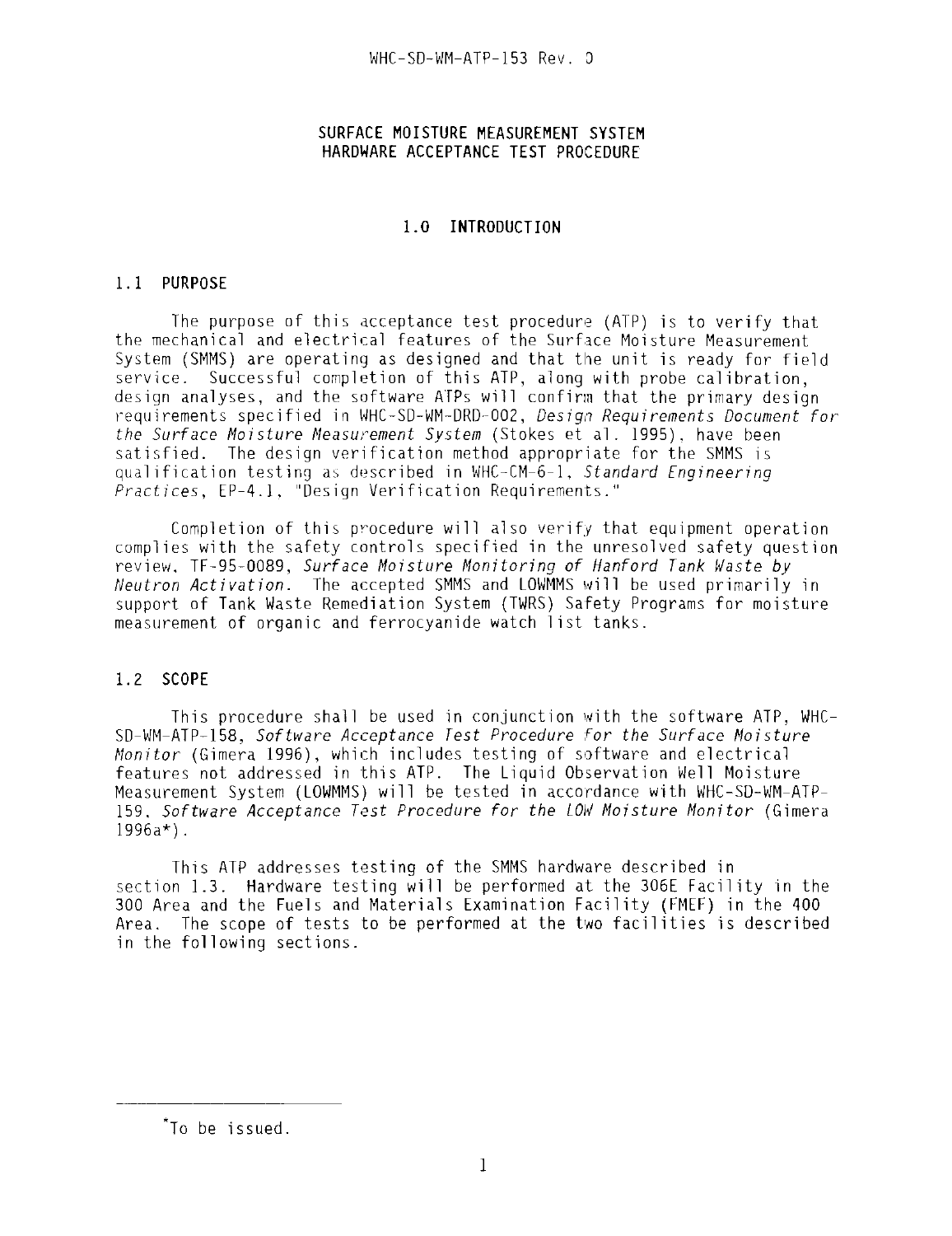# SURFACE MOISTURE MEASUREMENT SYSTEM HARDWARE ACCEPTANCE TEST PROCEDURE

## 1.0 INTRODUCTION

### 1.1 PURPOSE

The purpose of this acceptance test procedure (ATP) is to verify that the mechanical and electrical features of the Surface Moisture Measurement System (SMMS) are operating as designed and that the unit is ready for field service. Successful completion of this ATP, along with probe calibration, design analyses, and the software ATPs will confirm that the primary design requirements specified in WHC-SD-WM-DRD-002, *Design Requirements Document for the Surface Moisture Measurement System* (Stokes et al. 1995), have been satisfied. The design verification method appropriate for the SMMS is qualification testing as described in WHC-CM-6-1, *Standard Engineering Practices*, EP-4.1, "Design Verification Requirements."

Completion of this procedure will also verify that equipment operation complies with the safety controls specified in the unresolved safety question review, TF-95-0089, *Surface Moisture Monitoring of Hanford Tank Waste by Neutron Activation*. The accepted SMMS and LOWMMS will be used primarily in support of Tank Waste Remediation System (TWRS) Safety Programs for moisture measurement of organic and ferrocyanide watch list tanks.

### 1.2 SCOPE

This procedure shall be used in conjunction with the software ATP, WHC-SD-WM-ATP-158, *Software Acceptance Test Procedure for the Surface Moisture Monitor* (Gimera 1996), which includes testing of software and electrical features not addressed in this ATP. The Liquid Observation Well Moisture Measurement System (LOWMMS) will be tested in accordance with WHC-SD-WM-ATP-159, *Software Acceptance Test Procedure for the LOW Moisture Monitor* (Gimera 1996a*).

This ATP addresses testing of the SMMS hardware described in section 1.3. Hardware testing will be performed at the 306E Facility in the 300 Area and the Fuels and Materials Examination Facility (FMEF) in the 400 Area. The scope of tests to be performed at the two facilities is described in the following sections.

---

*To be issued.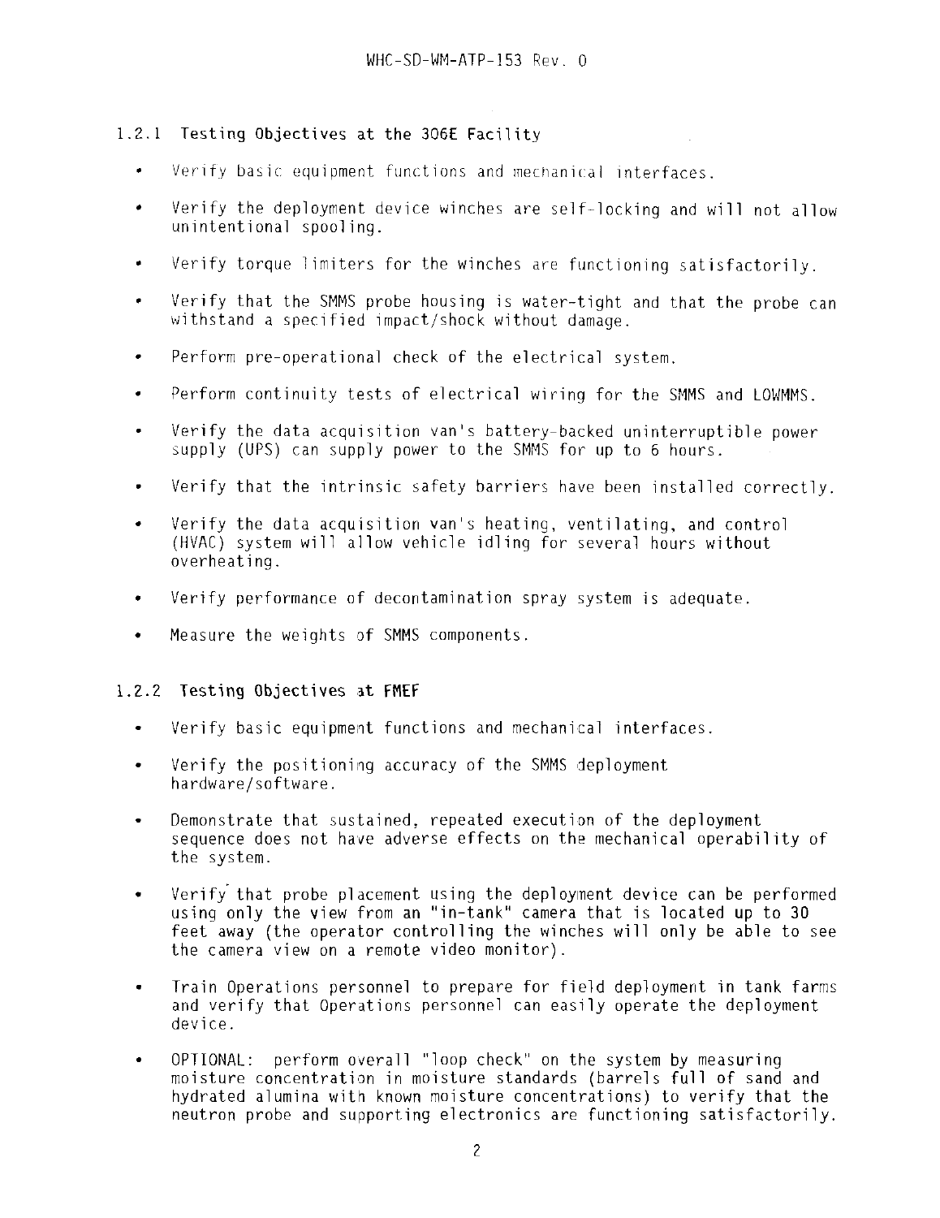### 1.2.1 Testing Objectives at the 306E Facility

- Verify basic equipment functions and mechanical interfaces.
- Verify the deployment device winches are self-locking and will not allow unintentional spooling.
- Verify torque limiters for the winches are functioning satisfactorily.
- Verify that the SMMS probe housing is water-tight and that the probe can withstand a specified impact/shock without damage.
- Perform pre-operational check of the electrical system.
- Perform continuity tests of electrical wiring for the SMMS and LOWMMS.
- Verify the data acquisition van's battery-backed uninterruptible power supply (UPS) can supply power to the SMMS for up to 6 hours.
- Verify that the intrinsic safety barriers have been installed correctly.
- Verify the data acquisition van's heating, ventilating, and control (HVAC) system will allow vehicle idling for several hours without overheating.
- Verify performance of decontamination spray system is adequate.
- Measure the weights of SMMS components.

### 1.2.2 Testing Objectives at FMEF

- Verify basic equipment functions and mechanical interfaces.
- Verify the positioning accuracy of the SMMS deployment hardware/software.
- Demonstrate that sustained, repeated execution of the deployment sequence does not have adverse effects on the mechanical operability of the system.
- Verify that probe placement using the deployment device can be performed using only the view from an "in-tank" camera that is located up to 30 feet away (the operator controlling the winches will only be able to see the camera view on a remote video monitor).
- Train Operations personnel to prepare for field deployment in tank farms and verify that Operations personnel can easily operate the deployment device.
- OPTIONAL: perform overall "loop check" on the system by measuring moisture concentration in moisture standards (barrels full of sand and hydrated alumina with known moisture concentrations) to verify that the neutron probe and supporting electronics are functioning satisfactorily.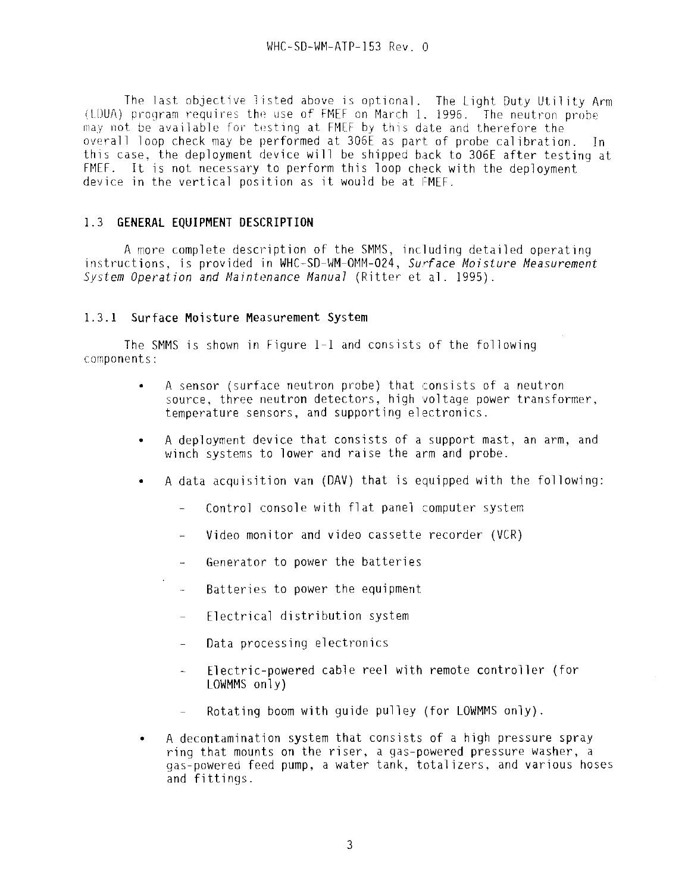The last objective listed above is optional. The Light Duty Utility Arm (LDUA) program requires the use of FMEF on March 1, 1996. The neutron probe may not be available for testing at FMEF by this date and therefore the overall loop check may be performed at 306E as part of probe calibration. In this case, the deployment device will be shipped back to 306E after testing at FMEF. It is not necessary to perform this loop check with the deployment device in the vertical position as it would be at FMEF.

## 1.3 GENERAL EQUIPMENT DESCRIPTION

A more complete description of the SMMS, including detailed operating instructions, is provided in WHC-SD-WM-OMM-024, *Surface Moisture Measurement System Operation and Maintenance Manual* (Ritter et al. 1995).

### 1.3.1 Surface Moisture Measurement System

The SMMS is shown in Figure 1-1 and consists of the following components:

- A sensor (surface neutron probe) that consists of a neutron source, three neutron detectors, high voltage power transformer, temperature sensors, and supporting electronics.
- A deployment device that consists of a support mast, an arm, and winch systems to lower and raise the arm and probe.
- A data acquisition van (DAV) that is equipped with the following:
  - Control console with flat panel computer system
  - Video monitor and video cassette recorder (VCR)
  - Generator to power the batteries
  - Batteries to power the equipment
  - Electrical distribution system
  - Data processing electronics
  - Electric-powered cable reel with remote controller (for LOWMMS only)
  - Rotating boom with guide pulley (for LOWMMS only).
- A decontamination system that consists of a high pressure spray ring that mounts on the riser, a gas-powered pressure washer, a gas-powered feed pump, a water tank, totalizers, and various hoses and fittings.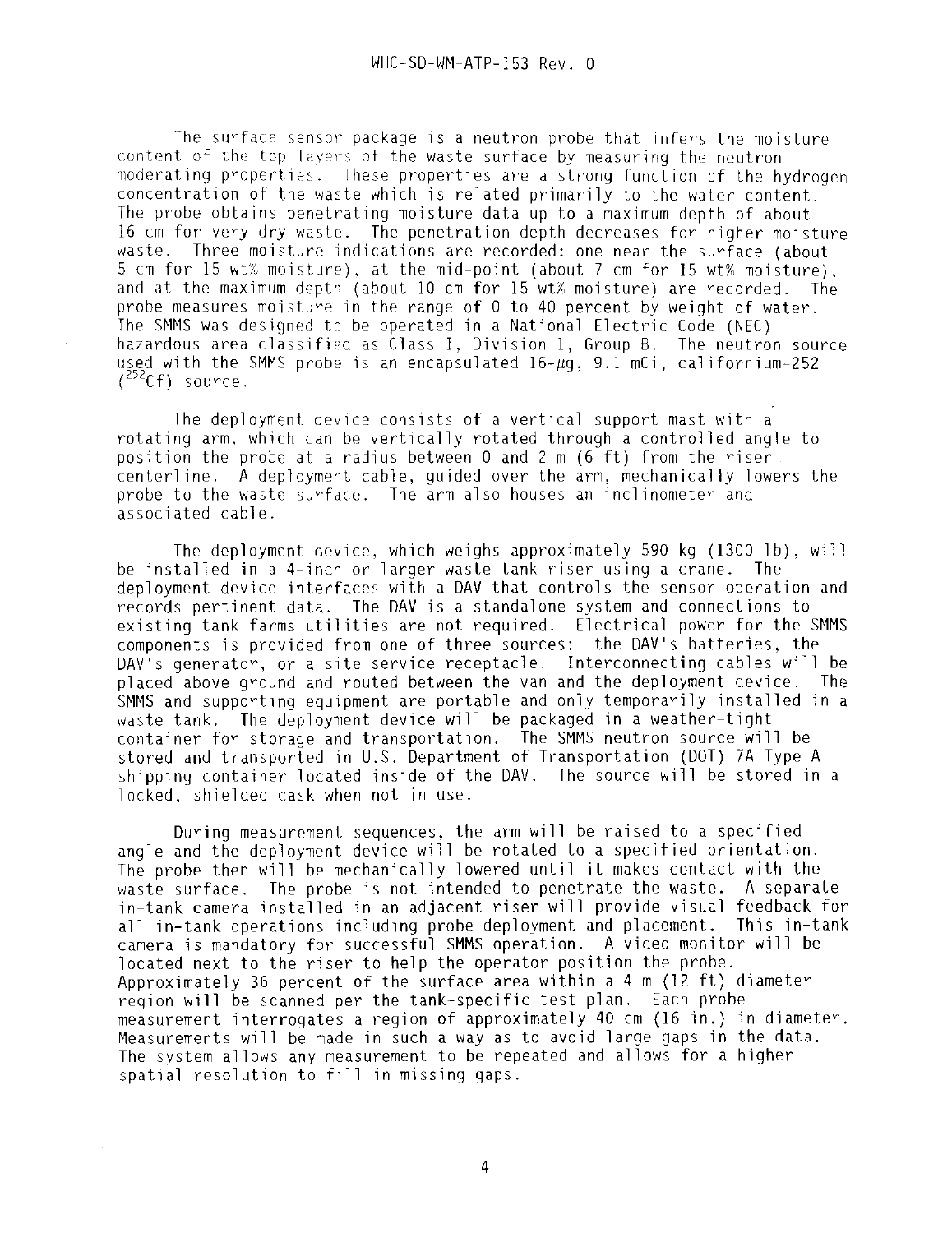The surface sensor package is a neutron probe that infers the moisture content of the top layers of the waste surface by measuring the neutron moderating properties. These properties are a strong function of the hydrogen concentration of the waste which is related primarily to the water content. The probe obtains penetrating moisture data up to a maximum depth of about 16 cm for very dry waste. The penetration depth decreases for higher moisture waste. Three moisture indications are recorded: one near the surface (about 5 cm for 15 wt% moisture), at the mid-point (about 7 cm for 15 wt% moisture), and at the maximum depth (about 10 cm for 15 wt% moisture) are recorded. The probe measures moisture in the range of 0 to 40 percent by weight of water. The SMMS was designed to be operated in a National Electric Code (NEC) hazardous area classified as Class I, Division 1, Group B. The neutron source used with the SMMS probe is an encapsulated 16-$\mu$g, 9.1 mCi, californium-252 ($^{252}$Cf) source.

The deployment device consists of a vertical support mast with a rotating arm, which can be vertically rotated through a controlled angle to position the probe at a radius between 0 and 2 m (6 ft) from the riser centerline. A deployment cable, guided over the arm, mechanically lowers the probe to the waste surface. The arm also houses an inclinometer and associated cable.

The deployment device, which weighs approximately 590 kg (1300 lb), will be installed in a 4-inch or larger waste tank riser using a crane. The deployment device interfaces with a DAV that controls the sensor operation and records pertinent data. The DAV is a standalone system and connections to existing tank farms utilities are not required. Electrical power for the SMMS components is provided from one of three sources: the DAV's batteries, the DAV's generator, or a site service receptacle. Interconnecting cables will be placed above ground and routed between the van and the deployment device. The SMMS and supporting equipment are portable and only temporarily installed in a waste tank. The deployment device will be packaged in a weather-tight container for storage and transportation. The SMMS neutron source will be stored and transported in U.S. Department of Transportation (DOT) 7A Type A shipping container located inside of the DAV. The source will be stored in a locked, shielded cask when not in use.

During measurement sequences, the arm will be raised to a specified angle and the deployment device will be rotated to a specified orientation. The probe then will be mechanically lowered until it makes contact with the waste surface. The probe is not intended to penetrate the waste. A separate in-tank camera installed in an adjacent riser will provide visual feedback for all in-tank operations including probe deployment and placement. This in-tank camera is mandatory for successful SMMS operation. A video monitor will be located next to the riser to help the operator position the probe. Approximately 36 percent of the surface area within a 4 m (12 ft) diameter region will be scanned per the tank-specific test plan. Each probe measurement interrogates a region of approximately 40 cm (16 in.) in diameter. Measurements will be made in such a way as to avoid large gaps in the data. The system allows any measurement to be repeated and allows for a higher spatial resolution to fill in missing gaps.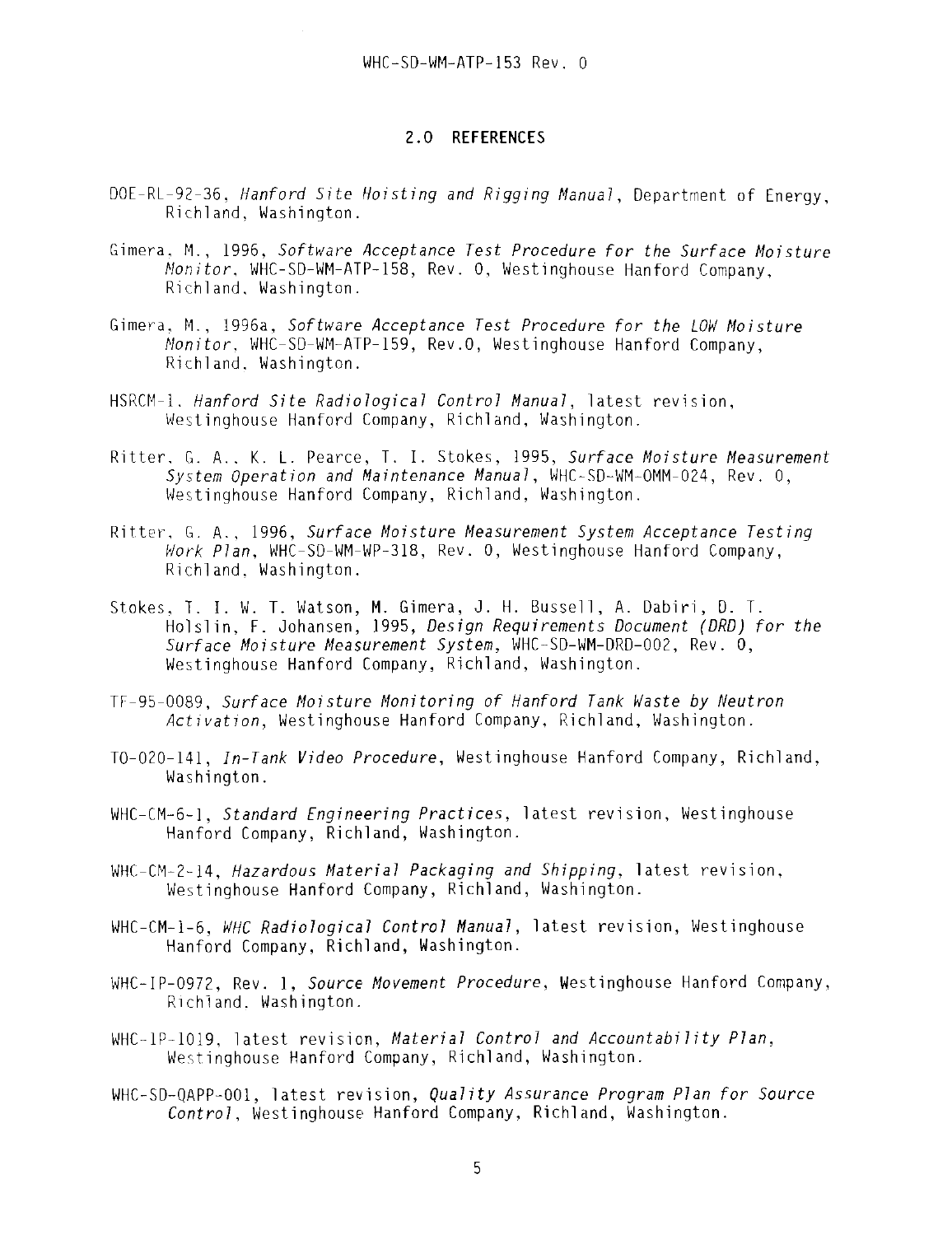## 2.0 REFERENCES

DOE-RL-92-36, *Hanford Site Hoisting and Rigging Manual*, Department of Energy, Richland, Washington.

Gimera, M., 1996, *Software Acceptance Test Procedure for the Surface Moisture Monitor*, WHC-SD-WM-ATP-158, Rev. 0, Westinghouse Hanford Company, Richland, Washington.

Gimera, M., 1996a, *Software Acceptance Test Procedure for the LOW Moisture Monitor*, WHC-SD-WM-ATP-159, Rev.0, Westinghouse Hanford Company, Richland, Washington.

HSRCM-1, *Hanford Site Radiological Control Manual*, latest revision, Westinghouse Hanford Company, Richland, Washington.

Ritter, G. A., K. L. Pearce, T. I. Stokes, 1995, *Surface Moisture Measurement System Operation and Maintenance Manual*, WHC-SD-WM-OMM-024, Rev. 0, Westinghouse Hanford Company, Richland, Washington.

Ritter, G. A., 1996, *Surface Moisture Measurement System Acceptance Testing Work Plan*, WHC-SD-WM-WP-318, Rev. 0, Westinghouse Hanford Company, Richland, Washington.

Stokes, T. I. W. T. Watson, M. Gimera, J. H. Bussell, A. Dabiri, D. T. Holslin, F. Johansen, 1995, *Design Requirements Document (DRD) for the Surface Moisture Measurement System*, WHC-SD-WM-DRD-002, Rev. 0, Westinghouse Hanford Company, Richland, Washington.

TF-95-0089, *Surface Moisture Monitoring of Hanford Tank Waste by Neutron Activation*, Westinghouse Hanford Company, Richland, Washington.

TO-020-141, *In-Tank Video Procedure*, Westinghouse Hanford Company, Richland, Washington.

WHC-CM-6-1, *Standard Engineering Practices*, latest revision, Westinghouse Hanford Company, Richland, Washington.

WHC-CM-2-14, *Hazardous Material Packaging and Shipping*, latest revision, Westinghouse Hanford Company, Richland, Washington.

WHC-CM-1-6, *WHC Radiological Control Manual*, latest revision, Westinghouse Hanford Company, Richland, Washington.

WHC-IP-0972, Rev. 1, *Source Movement Procedure*, Westinghouse Hanford Company, Richland. Washington.

WHC-IP-1019, latest revision, *Material Control and Accountability Plan*, Westinghouse Hanford Company, Richland, Washington.

WHC-SD-QAPP-001, latest revision, *Quality Assurance Program Plan for Source Control*, Westinghouse Hanford Company, Richland, Washington.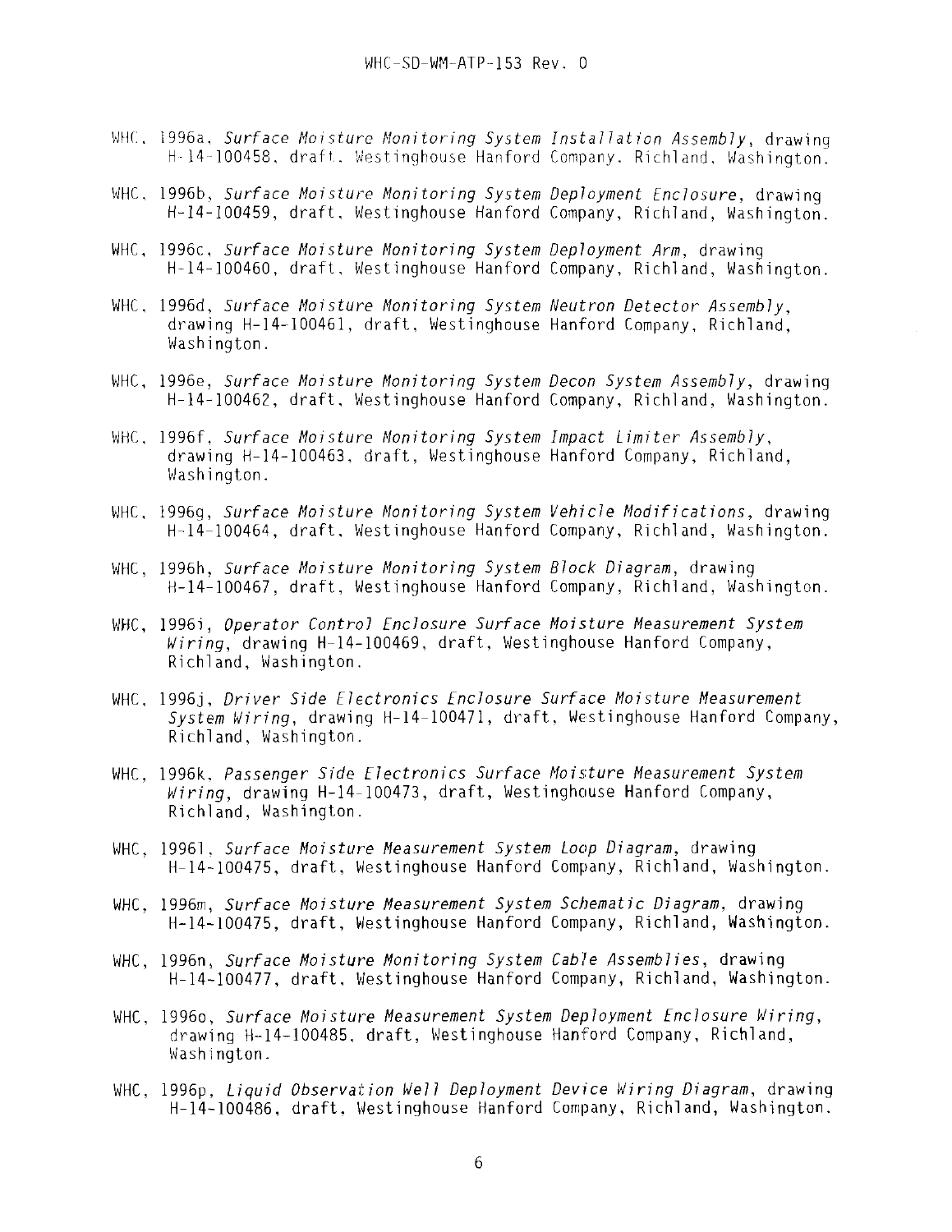WHC, 1996a, *Surface Moisture Monitoring System Installation Assembly*, drawing H-14-100458, draft, Westinghouse Hanford Company, Richland, Washington.

WHC, 1996b, *Surface Moisture Monitoring System Deployment Enclosure*, drawing H-14-100459, draft, Westinghouse Hanford Company, Richland, Washington.

WHC, 1996c, *Surface Moisture Monitoring System Deployment Arm*, drawing H-14-100460, draft, Westinghouse Hanford Company, Richland, Washington.

WHC, 1996d, *Surface Moisture Monitoring System Neutron Detector Assembly*, drawing H-14-100461, draft, Westinghouse Hanford Company, Richland, Washington.

WHC, 1996e, *Surface Moisture Monitoring System Decon System Assembly*, drawing H-14-100462, draft, Westinghouse Hanford Company, Richland, Washington.

WHC, 1996f, *Surface Moisture Monitoring System Impact Limiter Assembly*, drawing H-14-100463, draft, Westinghouse Hanford Company, Richland, Washington.

WHC, 1996g, *Surface Moisture Monitoring System Vehicle Modifications*, drawing H-14-100464, draft, Westinghouse Hanford Company, Richland, Washington.

WHC, 1996h, *Surface Moisture Monitoring System Block Diagram*, drawing H-14-100467, draft, Westinghouse Hanford Company, Richland, Washington.

WHC, 1996i, *Operator Control Enclosure Surface Moisture Measurement System Wiring*, drawing H-14-100469, draft, Westinghouse Hanford Company, Richland, Washington.

WHC, 1996j, *Driver Side Electronics Enclosure Surface Moisture Measurement System Wiring*, drawing H-14-100471, draft, Westinghouse Hanford Company, Richland, Washington.

WHC, 1996k, *Passenger Side Electronics Surface Moisture Measurement System Wiring*, drawing H-14-100473, draft, Westinghouse Hanford Company, Richland, Washington.

WHC, 1996l, *Surface Moisture Measurement System Loop Diagram*, drawing H-14-100475, draft, Westinghouse Hanford Company, Richland, Washington.

WHC, 1996m, *Surface Moisture Measurement System Schematic Diagram*, drawing H-14-100475, draft, Westinghouse Hanford Company, Richland, Washington.

WHC, 1996n, *Surface Moisture Monitoring System Cable Assemblies*, drawing H-14-100477, draft, Westinghouse Hanford Company, Richland, Washington.

WHC, 1996o, *Surface Moisture Measurement System Deployment Enclosure Wiring*, drawing H-14-100485, draft, Westinghouse Hanford Company, Richland, Washington.

WHC, 1996p, *Liquid Observation Well Deployment Device Wiring Diagram*, drawing H-14-100486, draft, Westinghouse Hanford Company, Richland, Washington.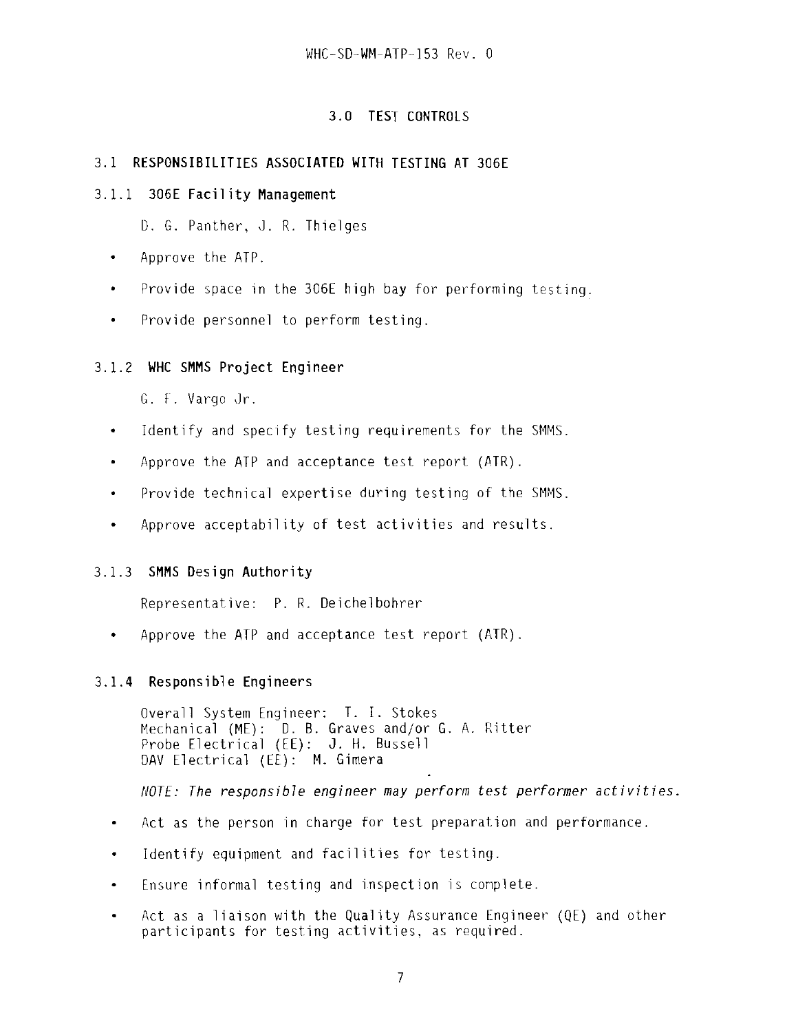# 3.0 TEST CONTROLS

## 3.1 RESPONSIBILITIES ASSOCIATED WITH TESTING AT 306E

### 3.1.1 306E Facility Management

D. G. Panther, J. R. Thielges

- Approve the ATP.
- Provide space in the 306E high bay for performing testing.
- Provide personnel to perform testing.

### 3.1.2 WHC SMMS Project Engineer

G. F. Vargo Jr.

- Identify and specify testing requirements for the SMMS.
- Approve the ATP and acceptance test report (ATR).
- Provide technical expertise during testing of the SMMS.
- Approve acceptability of test activities and results.

### 3.1.3 SMMS Design Authority

Representative: P. R. Deichelbohrer

- Approve the ATP and acceptance test report (ATR).

### 3.1.4 Responsible Engineers

Overall System Engineer: T. I. Stokes
Mechanical (ME): D. B. Graves and/or G. A. Ritter
Probe Electrical (EE): J. H. Bussell
DAV Electrical (EE): M. Gimera

*NOTE: The responsible engineer may perform test performer activities.*

- Act as the person in charge for test preparation and performance.
- Identify equipment and facilities for testing.
- Ensure informal testing and inspection is complete.
- Act as a liaison with the Quality Assurance Engineer (QE) and other participants for testing activities, as required.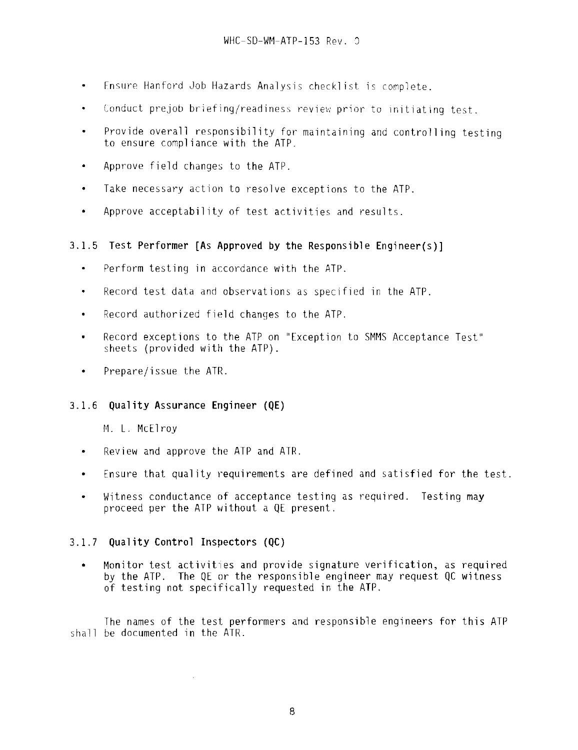- Ensure Hanford Job Hazards Analysis checklist is complete.
- Conduct prejob briefing/readiness review prior to initiating test.
- Provide overall responsibility for maintaining and controlling testing to ensure compliance with the ATP.
- Approve field changes to the ATP.
- Take necessary action to resolve exceptions to the ATP.
- Approve acceptability of test activities and results.

### 3.1.5 Test Performer [As Approved by the Responsible Engineer(s)]

- Perform testing in accordance with the ATP.
- Record test data and observations as specified in the ATP.
- Record authorized field changes to the ATP.
- Record exceptions to the ATP on "Exception to SMMS Acceptance Test" sheets (provided with the ATP).
- Prepare/issue the ATR.

### 3.1.6 Quality Assurance Engineer (QE)

M. L. McElroy

- Review and approve the ATP and ATR.
- Ensure that quality requirements are defined and satisfied for the test.
- Witness conductance of acceptance testing as required. Testing may proceed per the ATP without a QE present.

### 3.1.7 Quality Control Inspectors (QC)

- Monitor test activities and provide signature verification, as required by the ATP. The QE or the responsible engineer may request QC witness of testing not specifically requested in the ATP.

The names of the test performers and responsible engineers for this ATP shall be documented in the ATR.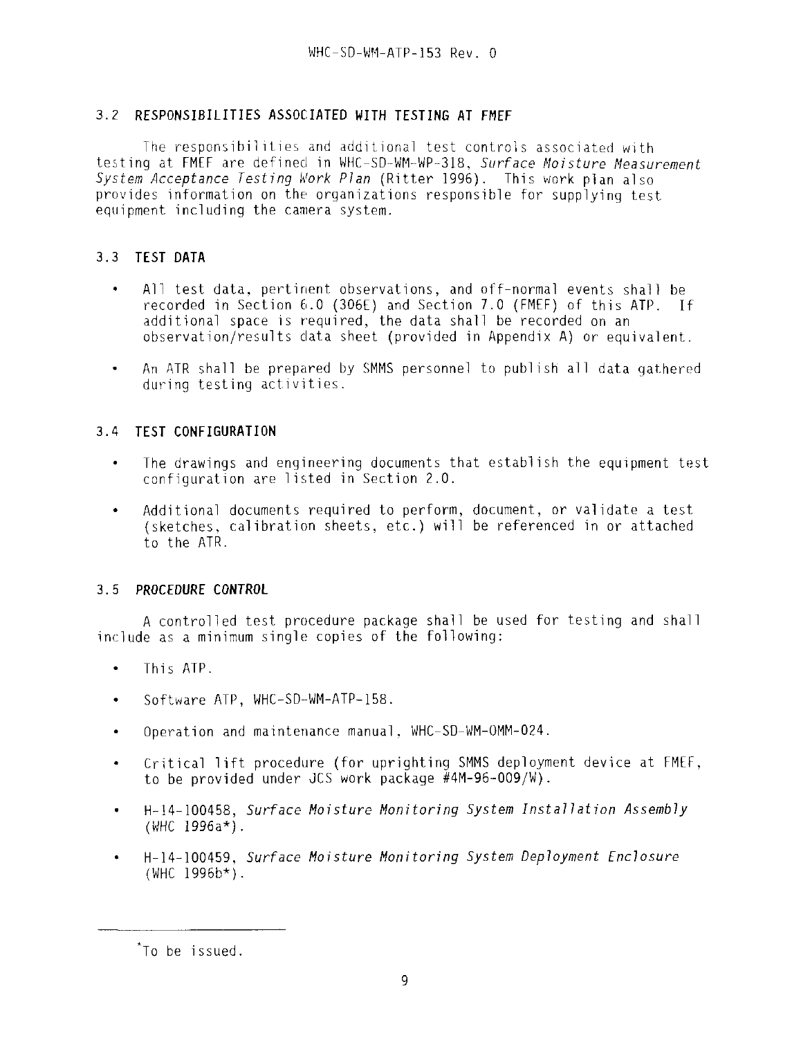## 3.2 RESPONSIBILITIES ASSOCIATED WITH TESTING AT FMEF

The responsibilities and additional test controls associated with testing at FMEF are defined in WHC-SD-WM-WP-318, *Surface Moisture Measurement System Acceptance Testing Work Plan* (Ritter 1996). This work plan also provides information on the organizations responsible for supplying test equipment including the camera system.

## 3.3 TEST DATA

- All test data, pertinent observations, and off-normal events shall be recorded in Section 6.0 (306E) and Section 7.0 (FMEF) of this ATP. If additional space is required, the data shall be recorded on an observation/results data sheet (provided in Appendix A) or equivalent.
- An ATR shall be prepared by SMMS personnel to publish all data gathered during testing activities.

## 3.4 TEST CONFIGURATION

- The drawings and engineering documents that establish the equipment test configuration are listed in Section 2.0.
- Additional documents required to perform, document, or validate a test (sketches, calibration sheets, etc.) will be referenced in or attached to the ATR.

## 3.5 *PROCEDURE CONTROL*

A controlled test procedure package shall be used for testing and shall include as a minimum single copies of the following:

- This ATP.
- Software ATP, WHC-SD-WM-ATP-158.
- Operation and maintenance manual, WHC-SD-WM-OMM-024.
- Critical lift procedure (for uprighting SMMS deployment device at FMEF, to be provided under JCS work package #4M-96-009/W).
- H-14-100458, *Surface Moisture Monitoring System Installation Assembly* (WHC 1996a*).
- H-14-100459, *Surface Moisture Monitoring System Deployment Enclosure* (WHC 1996b*).

---

*To be issued.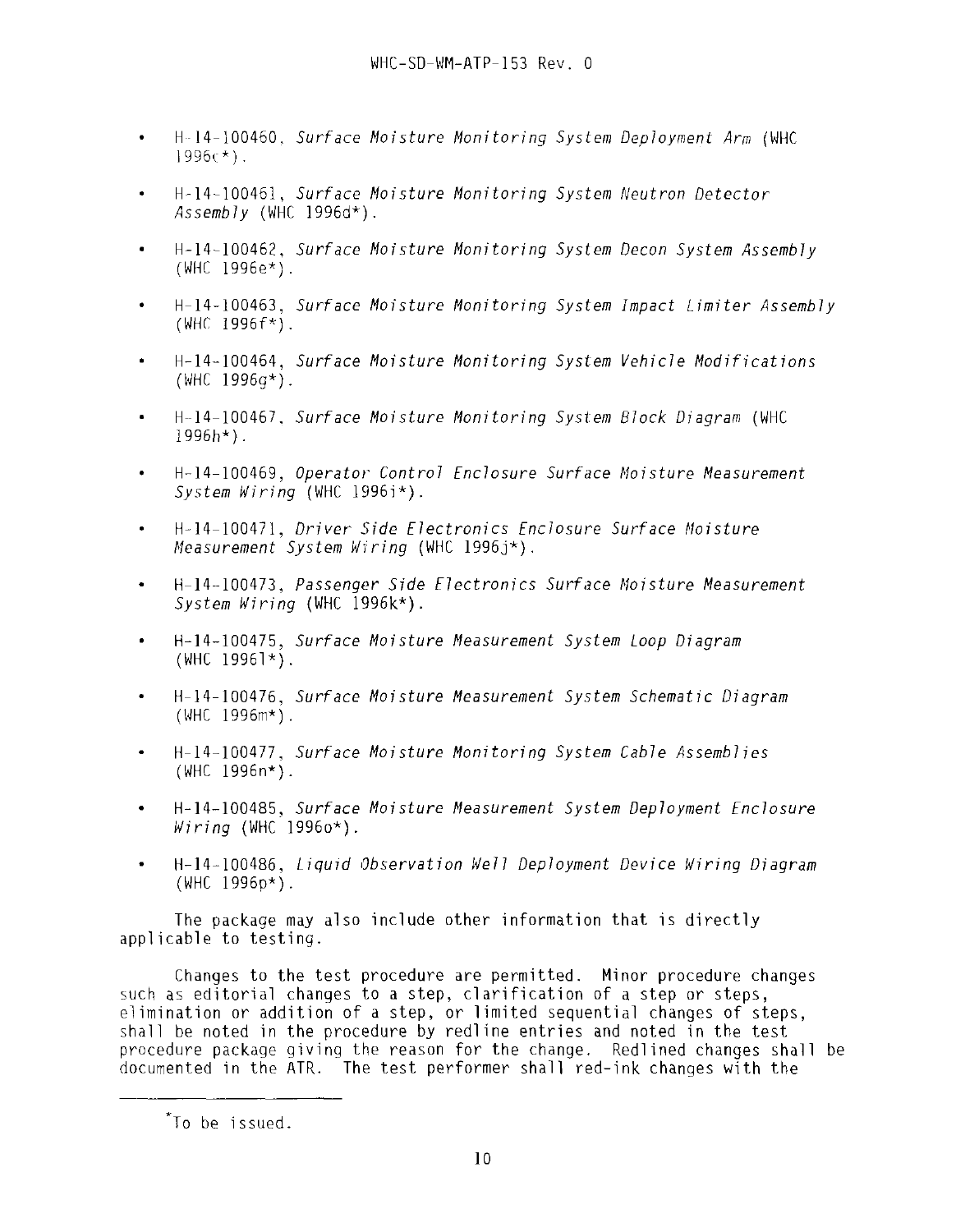- H-14-100460, *Surface Moisture Monitoring System Deployment Arm* (WHC 1996c*).

- H-14-100461, *Surface Moisture Monitoring System Neutron Detector Assembly* (WHC 1996d*).

- H-14-100462, *Surface Moisture Monitoring System Decon System Assembly* (WHC 1996e*).

- H-14-100463, *Surface Moisture Monitoring System Impact Limiter Assembly* (WHC 1996f*).

- H-14-100464, *Surface Moisture Monitoring System Vehicle Modifications* (WHC 1996g*).

- H-14-100467, *Surface Moisture Monitoring System Block Diagram* (WHC 1996h*).

- H-14-100469, *Operator Control Enclosure Surface Moisture Measurement System Wiring* (WHC 1996i*).

- H-14-100471, *Driver Side Electronics Enclosure Surface Moisture Measurement System Wiring* (WHC 1996j*).

- H-14-100473, *Passenger Side Electronics Surface Moisture Measurement System Wiring* (WHC 1996k*).

- H-14-100475, *Surface Moisture Measurement System Loop Diagram* (WHC 1996l*).

- H-14-100476, *Surface Moisture Measurement System Schematic Diagram* (WHC 1996m*).

- H-14-100477, *Surface Moisture Monitoring System Cable Assemblies* (WHC 1996n*).

- H-14-100485, *Surface Moisture Measurement System Deployment Enclosure Wiring* (WHC 1996o*).

- H-14-100486, *Liquid Observation Well Deployment Device Wiring Diagram* (WHC 1996p*).

The package may also include other information that is directly applicable to testing.

Changes to the test procedure are permitted. Minor procedure changes such as editorial changes to a step, clarification of a step or steps, elimination or addition of a step, or limited sequential changes of steps, shall be noted in the procedure by redline entries and noted in the test procedure package giving the reason for the change. Redlined changes shall be documented in the ATR. The test performer shall red-ink changes with the

*To be issued.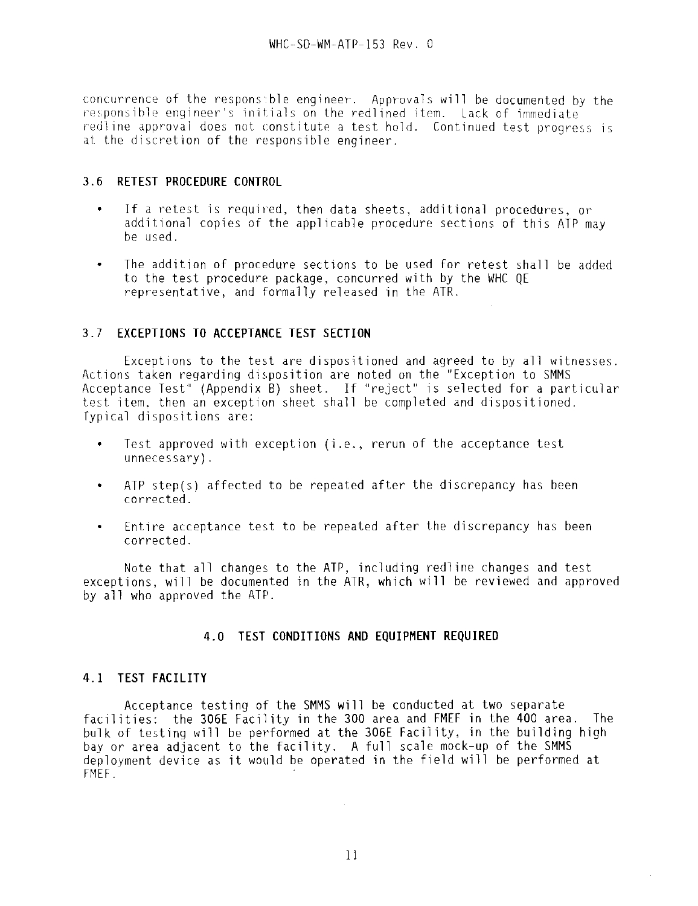concurrence of the responsible engineer. Approvals will be documented by the responsible engineer's initials on the redlined item. Lack of immediate redline approval does not constitute a test hold. Continued test progress is at the discretion of the responsible engineer.

### 3.6 RETEST PROCEDURE CONTROL

- If a retest is required, then data sheets, additional procedures, or additional copies of the applicable procedure sections of this ATP may be used.
- The addition of procedure sections to be used for retest shall be added to the test procedure package, concurred with by the WHC QE representative, and formally released in the ATR.

### 3.7 EXCEPTIONS TO ACCEPTANCE TEST SECTION

Exceptions to the test are dispositioned and agreed to by all witnesses. Actions taken regarding disposition are noted on the "Exception to SMMS Acceptance Test" (Appendix B) sheet. If "reject" is selected for a particular test item, then an exception sheet shall be completed and dispositioned. Typical dispositions are:

- Test approved with exception (i.e., rerun of the acceptance test unnecessary).
- ATP step(s) affected to be repeated after the discrepancy has been corrected.
- Entire acceptance test to be repeated after the discrepancy has been corrected.

Note that all changes to the ATP, including redline changes and test exceptions, will be documented in the ATR, which will be reviewed and approved by all who approved the ATP.

## 4.0 TEST CONDITIONS AND EQUIPMENT REQUIRED

### 4.1 TEST FACILITY

Acceptance testing of the SMMS will be conducted at two separate facilities: the 306E Facility in the 300 area and FMEF in the 400 area. The bulk of testing will be performed at the 306E Facility, in the building high bay or area adjacent to the facility. A full scale mock-up of the SMMS deployment device as it would be operated in the field will be performed at FMEF.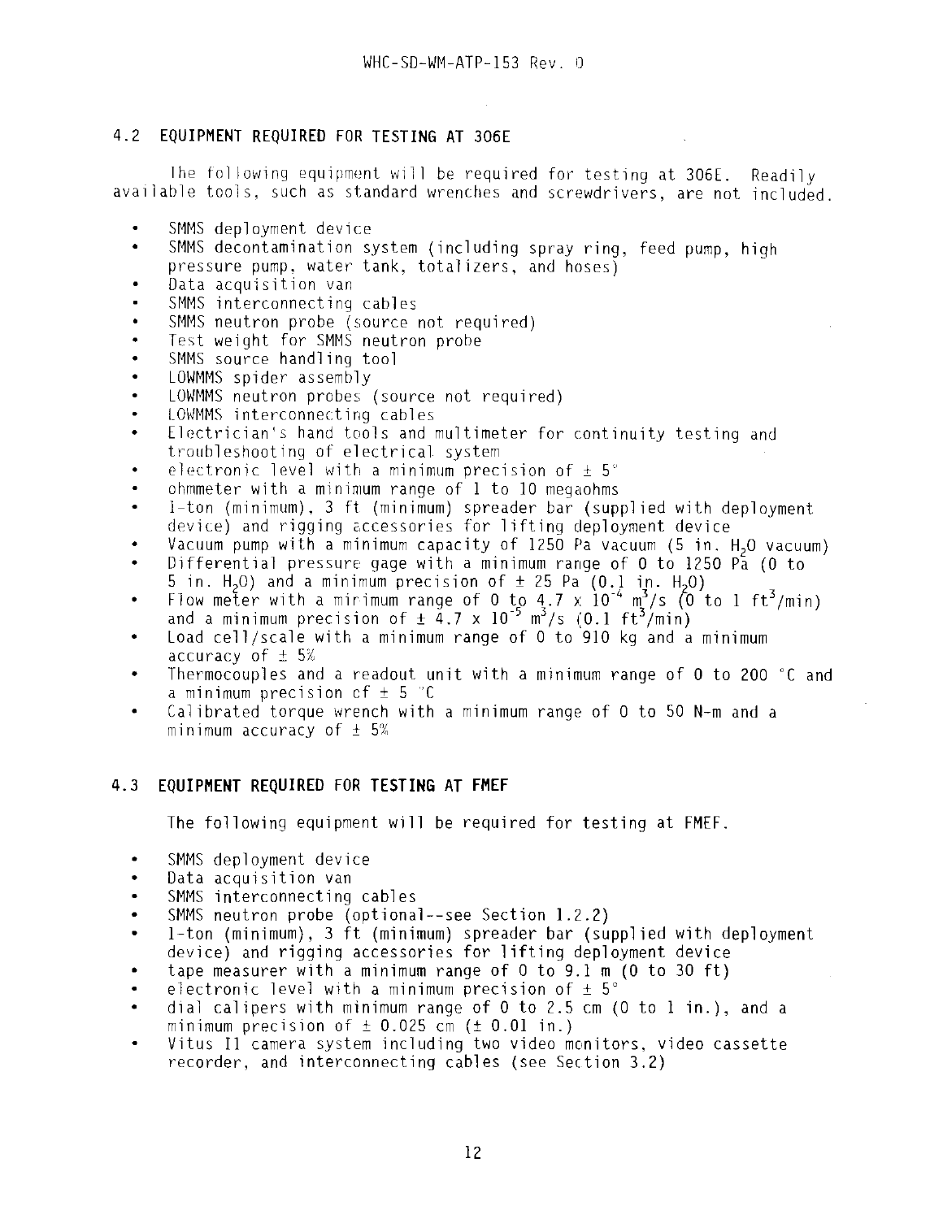## 4.2 EQUIPMENT REQUIRED FOR TESTING AT 306E

The following equipment will be required for testing at 306E. Readily available tools, such as standard wrenches and screwdrivers, are not included.

- SMMS deployment device
- SMMS decontamination system (including spray ring, feed pump, high pressure pump, water tank, totalizers, and hoses)
- Data acquisition van
- SMMS interconnecting cables
- SMMS neutron probe (source not required)
- Test weight for SMMS neutron probe
- SMMS source handling tool
- LOWMMS spider assembly
- LOWMMS neutron probes (source not required)
- LOWMMS interconnecting cables
- Electrician's hand tools and multimeter for continuity testing and troubleshooting of electrical system
- electronic level with a minimum precision of ± 5°
- ohmmeter with a minimum range of 1 to 10 megaohms
- 1-ton (minimum), 3 ft (minimum) spreader bar (supplied with deployment device) and rigging accessories for lifting deployment device
- Vacuum pump with a minimum capacity of 1250 Pa vacuum (5 in. $H_2O$ vacuum)
- Differential pressure gage with a minimum range of 0 to 1250 Pa (0 to 5 in. $H_2O$) and a minimum precision of ± 25 Pa (0.1 in. $H_2O$)
- Flow meter with a minimum range of 0 to $4.7 \times 10^{-4}$ $m^3/s$ (0 to 1 $ft^3/min$) and a minimum precision of ± $4.7 \times 10^{-5}$ $m^3/s$ (0.1 $ft^3/min$)
- Load cell/scale with a minimum range of 0 to 910 kg and a minimum accuracy of ± 5%
- Thermocouples and a readout unit with a minimum range of 0 to 200 °C and a minimum precision of ± 5 °C
- Calibrated torque wrench with a minimum range of 0 to 50 N-m and a minimum accuracy of ± 5%

## 4.3 EQUIPMENT REQUIRED FOR TESTING AT FMEF

The following equipment will be required for testing at FMEF.

- SMMS deployment device
- Data acquisition van
- SMMS interconnecting cables
- SMMS neutron probe (optional--see Section 1.2.2)
- 1-ton (minimum), 3 ft (minimum) spreader bar (supplied with deployment device) and rigging accessories for lifting deployment device
- tape measurer with a minimum range of 0 to 9.1 m (0 to 30 ft)
- electronic level with a minimum precision of ± 5°
- dial calipers with minimum range of 0 to 2.5 cm (0 to 1 in.), and a minimum precision of ± 0.025 cm (± 0.01 in.)
- Vitus II camera system including two video monitors, video cassette recorder, and interconnecting cables (see Section 3.2)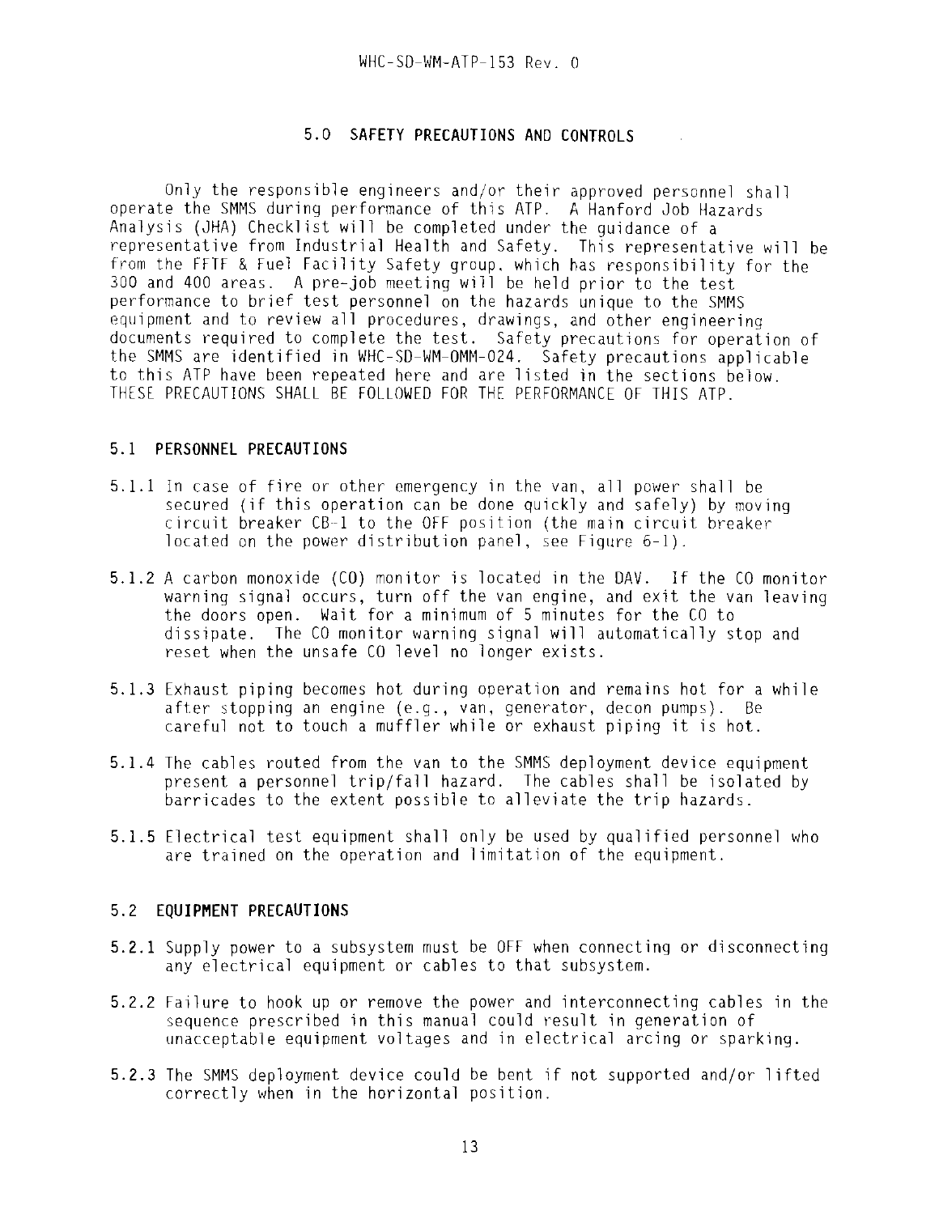## 5.0 SAFETY PRECAUTIONS AND CONTROLS

Only the responsible engineers and/or their approved personnel shall operate the SMMS during performance of this ATP. A Hanford Job Hazards Analysis (JHA) Checklist will be completed under the guidance of a representative from Industrial Health and Safety. This representative will be from the FFTF & Fuel Facility Safety group, which has responsibility for the 300 and 400 areas. A pre-job meeting will be held prior to the test performance to brief test personnel on the hazards unique to the SMMS equipment and to review all procedures, drawings, and other engineering documents required to complete the test. Safety precautions for operation of the SMMS are identified in WHC-SD-WM-OMM-024. Safety precautions applicable to this ATP have been repeated here and are listed in the sections below. THESE PRECAUTIONS SHALL BE FOLLOWED FOR THE PERFORMANCE OF THIS ATP.

### 5.1 PERSONNEL PRECAUTIONS

5.1.1 In case of fire or other emergency in the van, all power shall be secured (if this operation can be done quickly and safely) by moving circuit breaker CB-1 to the OFF position (the main circuit breaker located on the power distribution panel, see Figure 6-1).

5.1.2 A carbon monoxide (CO) monitor is located in the DAV. If the CO monitor warning signal occurs, turn off the van engine, and exit the van leaving the doors open. Wait for a minimum of 5 minutes for the CO to dissipate. The CO monitor warning signal will automatically stop and reset when the unsafe CO level no longer exists.

5.1.3 Exhaust piping becomes hot during operation and remains hot for a while after stopping an engine (e.g., van, generator, decon pumps). Be careful not to touch a muffler while or exhaust piping it is hot.

5.1.4 The cables routed from the van to the SMMS deployment device equipment present a personnel trip/fall hazard. The cables shall be isolated by barricades to the extent possible to alleviate the trip hazards.

5.1.5 Electrical test equipment shall only be used by qualified personnel who are trained on the operation and limitation of the equipment.

### 5.2 EQUIPMENT PRECAUTIONS

5.2.1 Supply power to a subsystem must be OFF when connecting or disconnecting any electrical equipment or cables to that subsystem.

5.2.2 Failure to hook up or remove the power and interconnecting cables in the sequence prescribed in this manual could result in generation of unacceptable equipment voltages and in electrical arcing or sparking.

5.2.3 The SMMS deployment device could be bent if not supported and/or lifted correctly when in the horizontal position.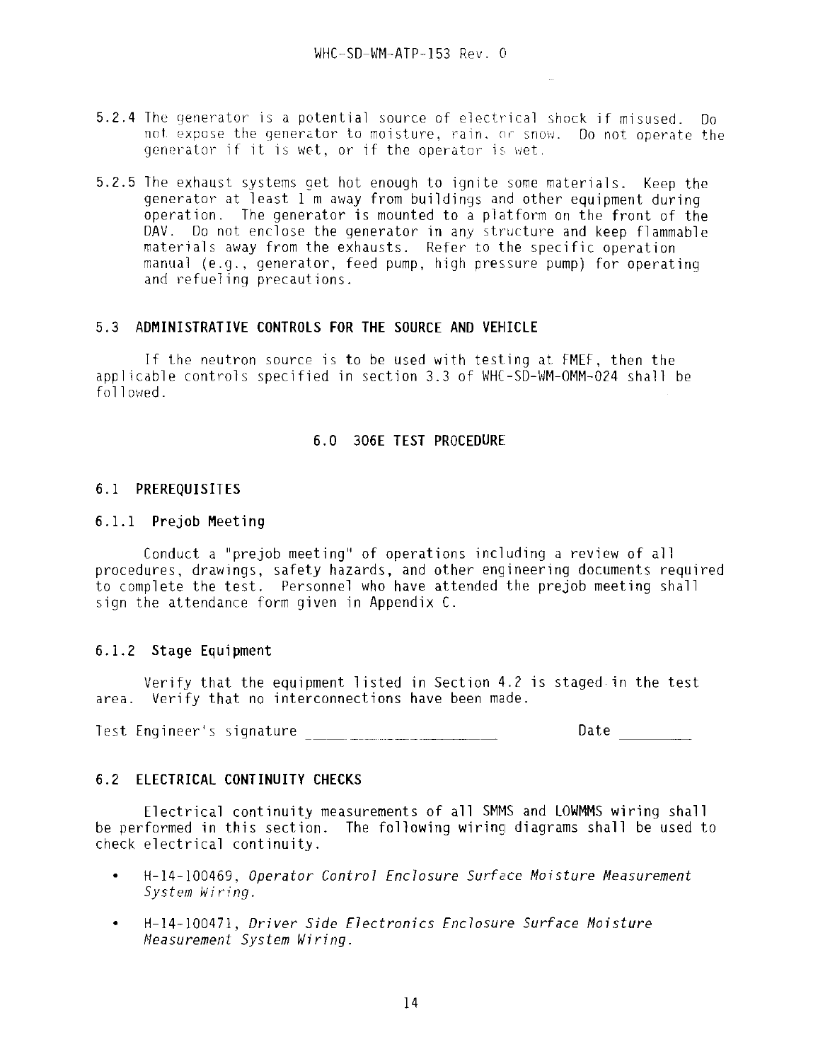5.2.4 The generator is a potential source of electrical shock if misused. Do not expose the generator to moisture, rain, or snow. Do not operate the generator if it is wet, or if the operator is wet.

5.2.5 The exhaust systems get hot enough to ignite some materials. Keep the generator at least 1 m away from buildings and other equipment during operation. The generator is mounted to a platform on the front of the DAV. Do not enclose the generator in any structure and keep flammable materials away from the exhausts. Refer to the specific operation manual (e.g., generator, feed pump, high pressure pump) for operating and refueling precautions.

## 5.3 ADMINISTRATIVE CONTROLS FOR THE SOURCE AND VEHICLE

If the neutron source is to be used with testing at FMEF, then the applicable controls specified in section 3.3 of WHC-SD-WM-OMM-024 shall be followed.

# 6.0 306E TEST PROCEDURE

## 6.1 PREREQUISITES

### 6.1.1 Prejob Meeting

Conduct a "prejob meeting" of operations including a review of all procedures, drawings, safety hazards, and other engineering documents required to complete the test. Personnel who have attended the prejob meeting shall sign the attendance form given in Appendix C.

### 6.1.2 Stage Equipment

Verify that the equipment listed in Section 4.2 is staged in the test area. Verify that no interconnections have been made.

Test Engineer's signature ______________________ Date __________

## 6.2 ELECTRICAL CONTINUITY CHECKS

Electrical continuity measurements of all SMMS and LOWMMS wiring shall be performed in this section. The following wiring diagrams shall be used to check electrical continuity.

- H-14-100469, *Operator Control Enclosure Surface Moisture Measurement System Wiring.*
- H-14-100471, *Driver Side Electronics Enclosure Surface Moisture Measurement System Wiring.*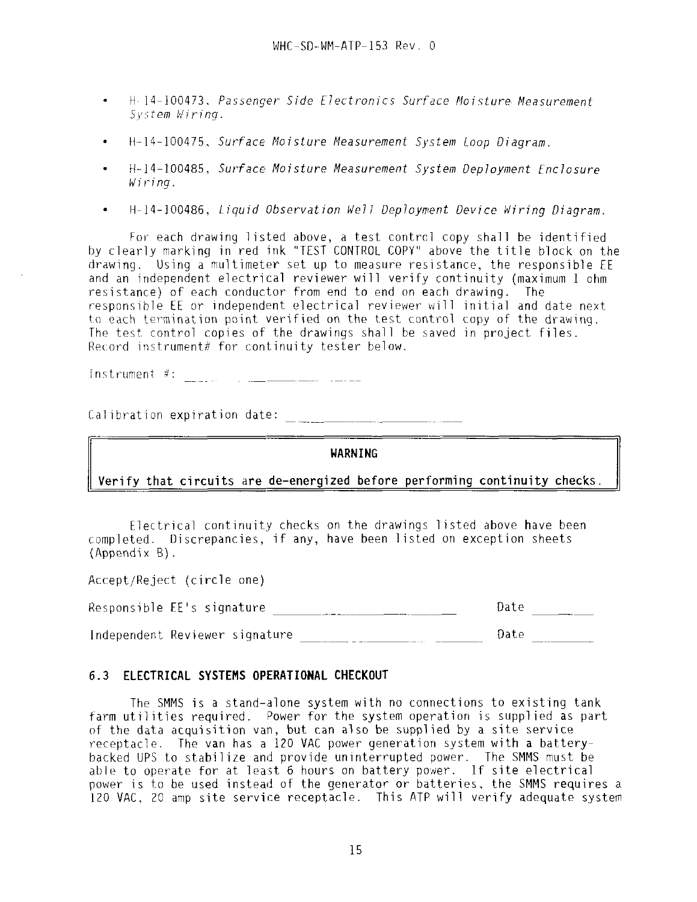- H-14-100473, *Passenger Side Electronics Surface Moisture Measurement System Wiring.*

- H-14-100475, *Surface Moisture Measurement System Loop Diagram.*

- H-14-100485, *Surface Moisture Measurement System Deployment Enclosure Wiring.*

- H-14-100486, *Liquid Observation Well Deployment Device Wiring Diagram.*

For each drawing listed above, a test control copy shall be identified by clearly marking in red ink "TEST CONTROL COPY" above the title block on the drawing. Using a multimeter set up to measure resistance, the responsible EE and an independent electrical reviewer will verify continuity (maximum 1 ohm resistance) of each conductor from end to end on each drawing. The responsible EE or independent electrical reviewer will initial and date next to each termination point verified on the test control copy of the drawing. The test control copies of the drawings shall be saved in project files. Record instrument# for continuity tester below.

Instrument #: ______________________

Calibration expiration date: ______________________

> **WARNING**
>
> **Verify that circuits are de-energized before performing continuity checks.**

Electrical continuity checks on the drawings listed above have been completed. Discrepancies, if any, have been listed on exception sheets (Appendix B).

Accept/Reject (circle one)

Responsible EE's signature ______________________ Date ________

Independent Reviewer signature ______________________ Date ________

## 6.3 ELECTRICAL SYSTEMS OPERATIONAL CHECKOUT

The SMMS is a stand-alone system with no connections to existing tank farm utilities required. Power for the system operation is supplied as part of the data acquisition van, but can also be supplied by a site service receptacle. The van has a 120 VAC power generation system with a battery-backed UPS to stabilize and provide uninterrupted power. The SMMS must be able to operate for at least 6 hours on battery power. If site electrical power is to be used instead of the generator or batteries, the SMMS requires a 120 VAC, 20 amp site service receptacle. This ATP will verify adequate system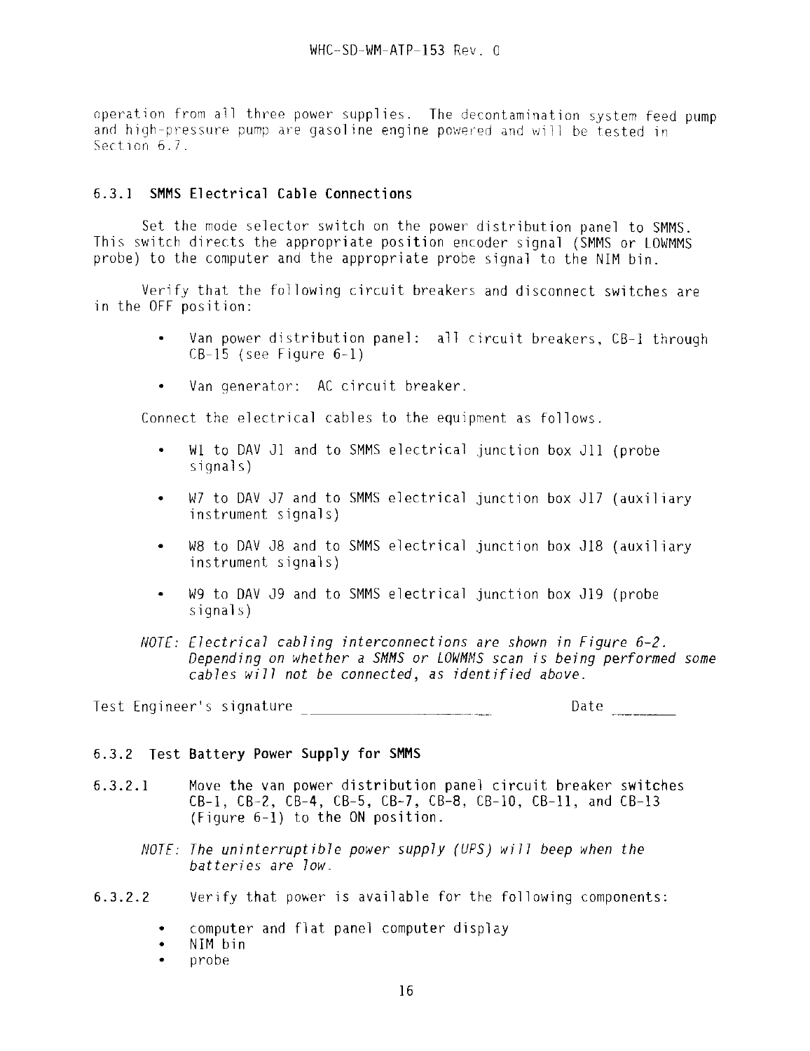operation from all three power supplies. The decontamination system feed pump and high-pressure pump are gasoline engine powered and will be tested in Section 6.7.

### 6.3.1 SMMS Electrical Cable Connections

Set the mode selector switch on the power distribution panel to SMMS. This switch directs the appropriate position encoder signal (SMMS or LOWMMS probe) to the computer and the appropriate probe signal to the NIM bin.

Verify that the following circuit breakers and disconnect switches are in the OFF position:

- Van power distribution panel: all circuit breakers, CB-1 through CB-15 (see Figure 6-1)
- Van generator: AC circuit breaker.

Connect the electrical cables to the equipment as follows.

- W1 to DAV J1 and to SMMS electrical junction box J11 (probe signals)
- W7 to DAV J7 and to SMMS electrical junction box J17 (auxiliary instrument signals)
- W8 to DAV J8 and to SMMS electrical junction box J18 (auxiliary instrument signals)
- W9 to DAV J9 and to SMMS electrical junction box J19 (probe signals)

*NOTE: Electrical cabling interconnections are shown in Figure 6-2. Depending on whether a SMMS or LOWMMS scan is being performed some cables will not be connected, as identified above.*

Test Engineer's signature ______________________ Date ________

### 6.3.2 Test Battery Power Supply for SMMS

6.3.2.1 Move the van power distribution panel circuit breaker switches CB-1, CB-2, CB-4, CB-5, CB-7, CB-8, CB-10, CB-11, and CB-13 (Figure 6-1) to the ON position.

*NOTE: The uninterruptible power supply (UPS) will beep when the batteries are low.*

6.3.2.2 Verify that power is available for the following components:

- computer and flat panel computer display
- NIM bin
- probe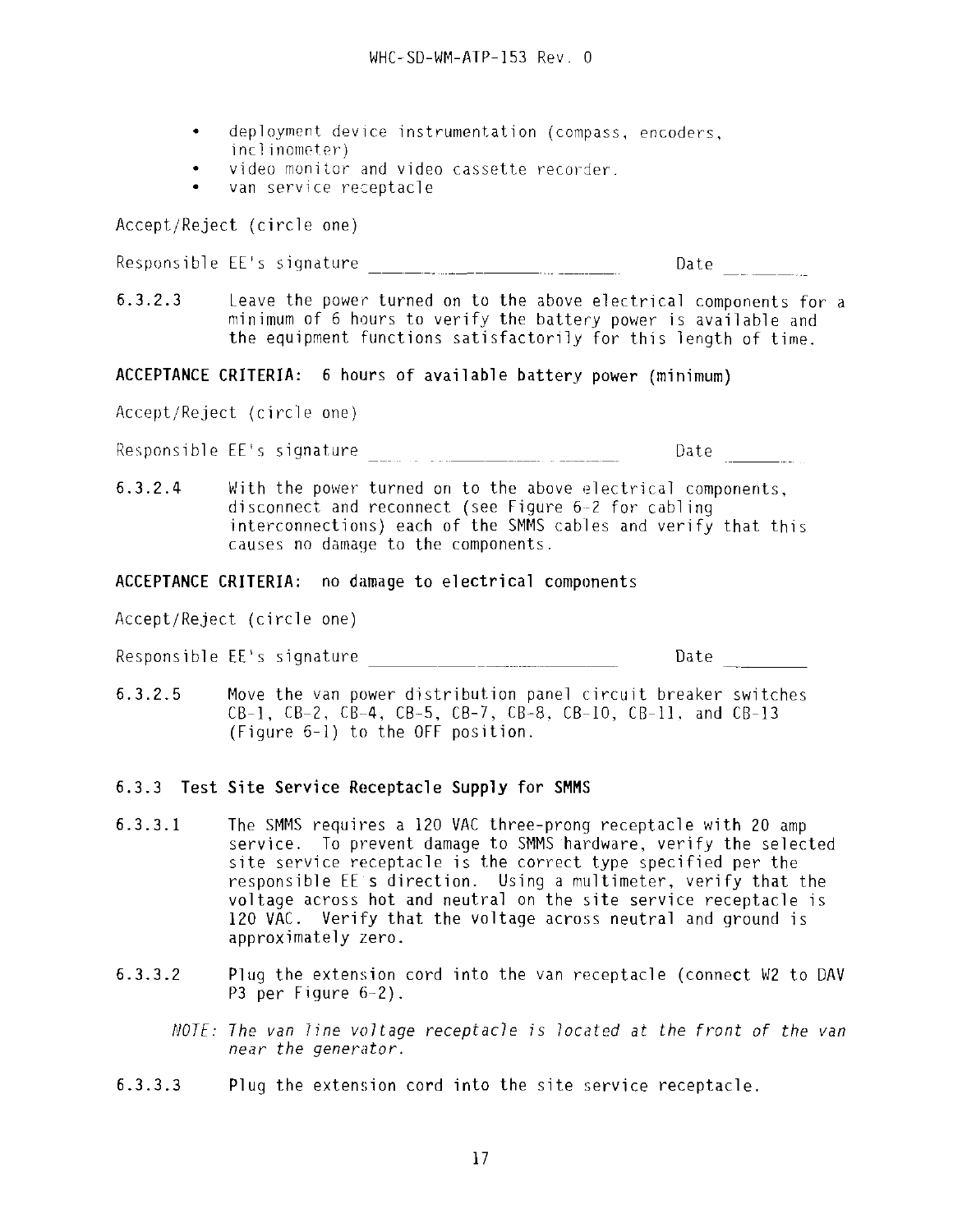- deployment device instrumentation (compass, encoders, inclinometer)
- video monitor and video cassette recorder.
- van service receptacle

Accept/Reject (circle one)

Responsible EE's signature ____________________ Date ________

6.3.2.3 Leave the power turned on to the above electrical components for a minimum of 6 hours to verify the battery power is available and the equipment functions satisfactorily for this length of time.

**ACCEPTANCE CRITERIA: 6 hours of available battery power (minimum)**

Accept/Reject (circle one)

Responsible EE's signature ____________________ Date ________

6.3.2.4 With the power turned on to the above electrical components, disconnect and reconnect (see Figure 6-2 for cabling interconnections) each of the SMMS cables and verify that this causes no damage to the components.

**ACCEPTANCE CRITERIA: no damage to electrical components**

Accept/Reject (circle one)

Responsible EE's signature ____________________ Date ________

6.3.2.5 Move the van power distribution panel circuit breaker switches CB-1, CB-2, CB-4, CB-5, CB-7, CB-8, CB-10, CB-11, and CB-13 (Figure 6-1) to the OFF position.

### 6.3.3 Test Site Service Receptacle Supply for SMMS

6.3.3.1 The SMMS requires a 120 VAC three-prong receptacle with 20 amp service. To prevent damage to SMMS hardware, verify the selected site service receptacle is the correct type specified per the responsible EE's direction. Using a multimeter, verify that the voltage across hot and neutral on the site service receptacle is 120 VAC. Verify that the voltage across neutral and ground is approximately zero.

6.3.3.2 Plug the extension cord into the van receptacle (connect W2 to DAV P3 per Figure 6-2).

*NOTE: The van line voltage receptacle is located at the front of the van near the generator.*

6.3.3.3 Plug the extension cord into the site service receptacle.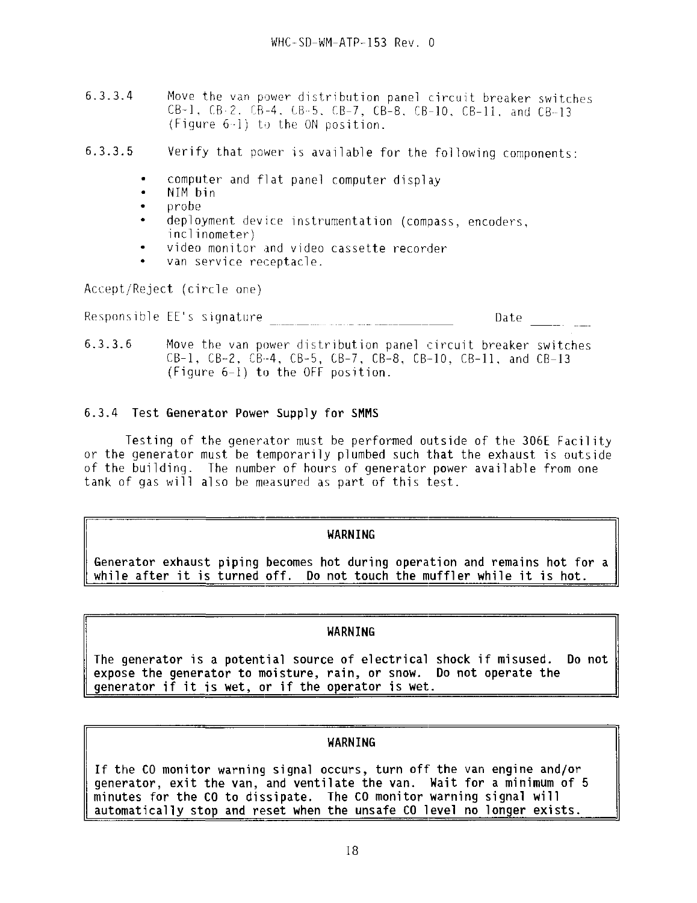6.3.3.4 Move the van power distribution panel circuit breaker switches CB-1, CB-2, CB-4, CB-5, CB-7, CB-8, CB-10, CB-11, and CB-13 (Figure 6-1) to the ON position.

6.3.3.5 Verify that power is available for the following components:

- computer and flat panel computer display
- NIM bin
- probe
- deployment device instrumentation (compass, encoders, inclinometer)
- video monitor and video cassette recorder
- van service receptacle.

Accept/Reject (circle one)

Responsible EE's signature ______________________ Date ______

6.3.3.6 Move the van power distribution panel circuit breaker switches CB-1, CB-2, CB-4, CB-5, CB-7, CB-8, CB-10, CB-11, and CB-13 (Figure 6-1) to the OFF position.

### 6.3.4 Test Generator Power Supply for SMMS

Testing of the generator must be performed outside of the 306E Facility or the generator must be temporarily plumbed such that the exhaust is outside of the building. The number of hours of generator power available from one tank of gas will also be measured as part of this test.

**WARNING**

**Generator exhaust piping becomes hot during operation and remains hot for a while after it is turned off. Do not touch the muffler while it is hot.**

**WARNING**

**The generator is a potential source of electrical shock if misused. Do not expose the generator to moisture, rain, or snow. Do not operate the generator if it is wet, or if the operator is wet.**

**WARNING**

**If the CO monitor warning signal occurs, turn off the van engine and/or generator, exit the van, and ventilate the van. Wait for a minimum of 5 minutes for the CO to dissipate. The CO monitor warning signal will automatically stop and reset when the unsafe CO level no longer exists.**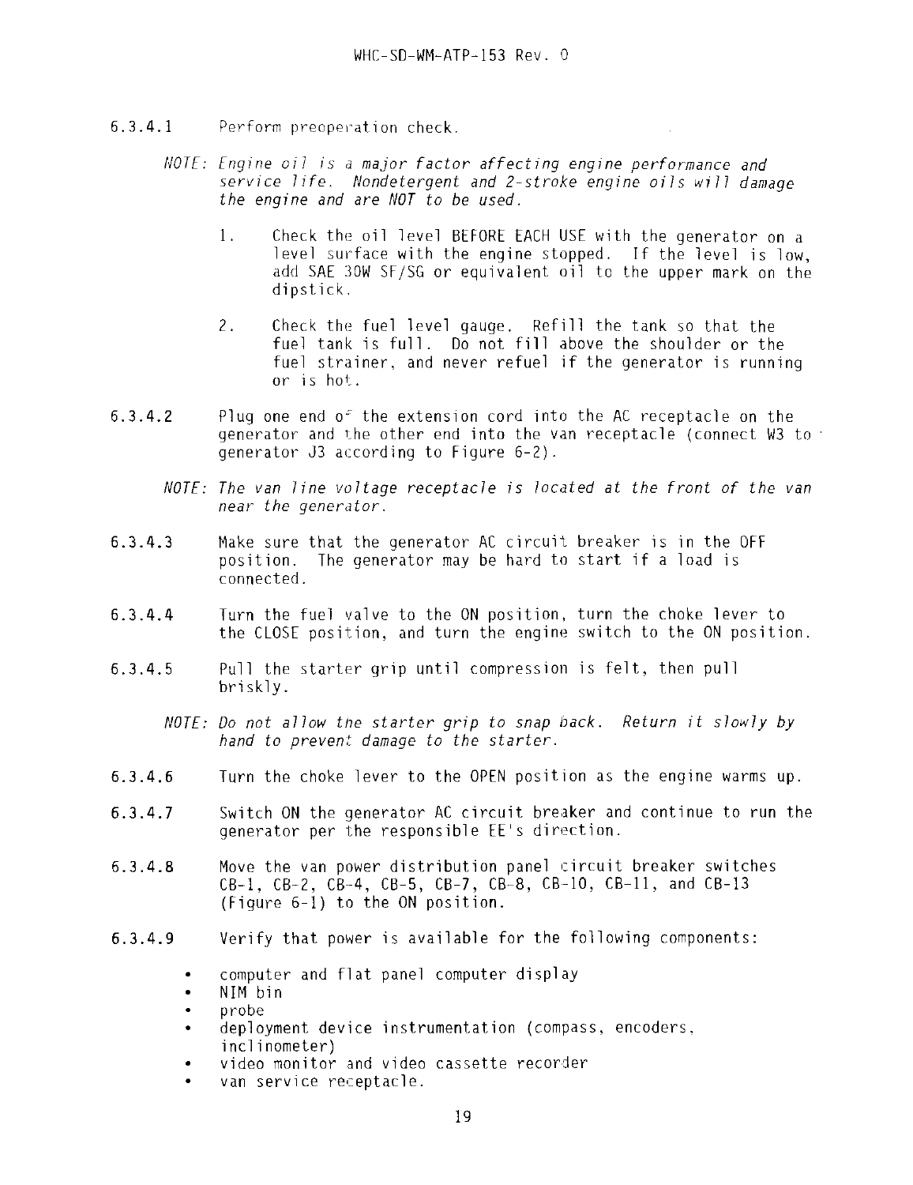6.3.4.1 Perform preoperation check.

*NOTE: Engine oil is a major factor affecting engine performance and service life. Nondetergent and 2-stroke engine oils will damage the engine and are NOT to be used.*

1. Check the oil level BEFORE EACH USE with the generator on a level surface with the engine stopped. If the level is low, add SAE 30W SF/SG or equivalent oil to the upper mark on the dipstick.

2. Check the fuel level gauge. Refill the tank so that the fuel tank is full. Do not fill above the shoulder or the fuel strainer, and never refuel if the generator is running or is hot.

6.3.4.2 Plug one end of the extension cord into the AC receptacle on the generator and the other end into the van receptacle (connect W3 to generator J3 according to Figure 6-2).

*NOTE: The van line voltage receptacle is located at the front of the van near the generator.*

6.3.4.3 Make sure that the generator AC circuit breaker is in the OFF position. The generator may be hard to start if a load is connected.

6.3.4.4 Turn the fuel valve to the ON position, turn the choke lever to the CLOSE position, and turn the engine switch to the ON position.

6.3.4.5 Pull the starter grip until compression is felt, then pull briskly.

*NOTE: Do not allow the starter grip to snap back. Return it slowly by hand to prevent damage to the starter.*

6.3.4.6 Turn the choke lever to the OPEN position as the engine warms up.

6.3.4.7 Switch ON the generator AC circuit breaker and continue to run the generator per the responsible EE's direction.

6.3.4.8 Move the van power distribution panel circuit breaker switches CB-1, CB-2, CB-4, CB-5, CB-7, CB-8, CB-10, CB-11, and CB-13 (Figure 6-1) to the ON position.

6.3.4.9 Verify that power is available for the following components:

- computer and flat panel computer display
- NIM bin
- probe
- deployment device instrumentation (compass, encoders, inclinometer)
- video monitor and video cassette recorder
- van service receptacle.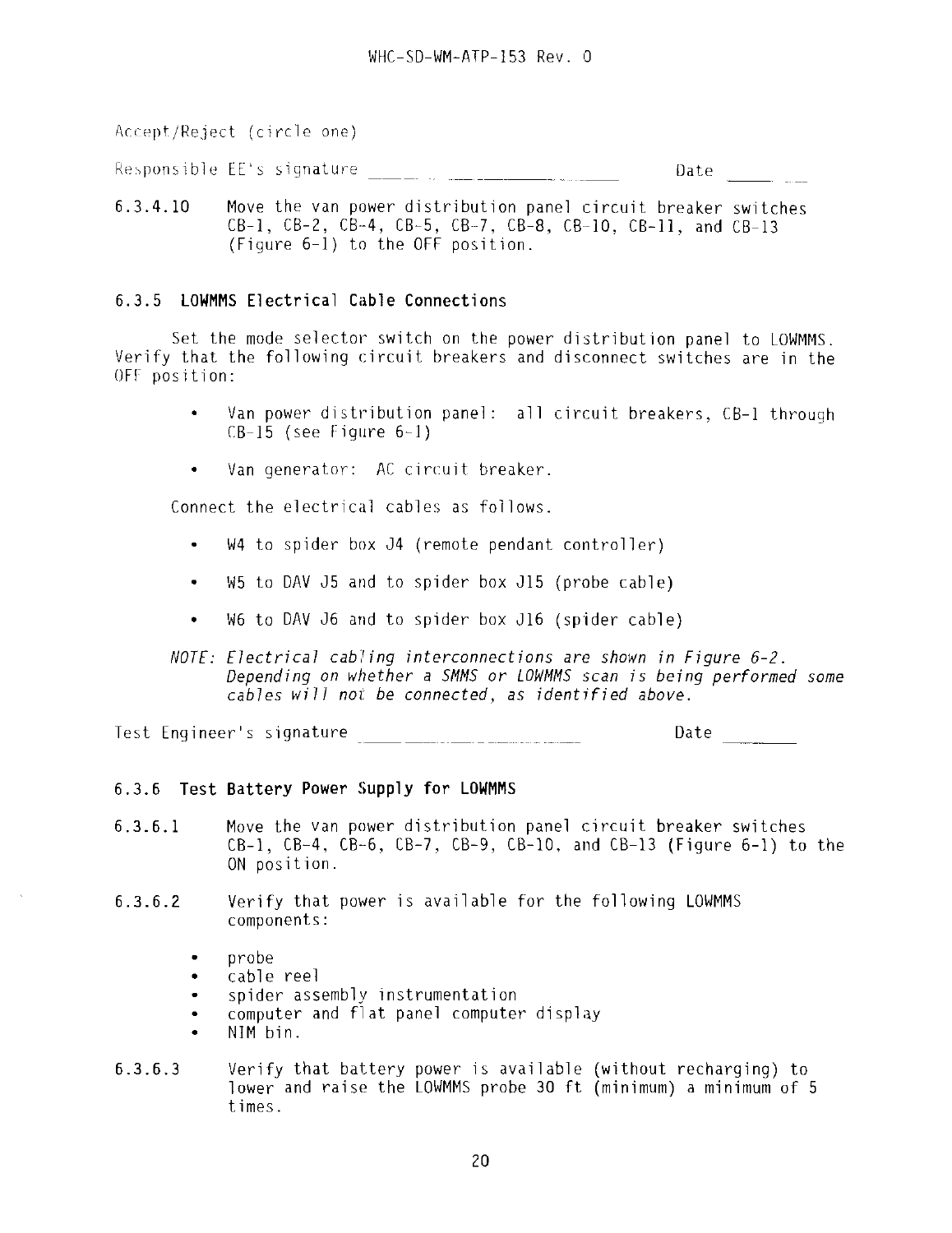Accept/Reject (circle one)

Responsible EE's signature ______________________________ Date ________

6.3.4.10 Move the van power distribution panel circuit breaker switches CB-1, CB-2, CB-4, CB-5, CB-7, CB-8, CB-10, CB-11, and CB-13 (Figure 6-1) to the OFF position.

### 6.3.5 LOWMMS Electrical Cable Connections

Set the mode selector switch on the power distribution panel to LOWMMS. Verify that the following circuit breakers and disconnect switches are in the OFF position:

- Van power distribution panel: all circuit breakers, CB-1 through CB-15 (see Figure 6-1)
- Van generator: AC circuit breaker.

Connect the electrical cables as follows.

- W4 to spider box J4 (remote pendant controller)
- W5 to DAV J5 and to spider box J15 (probe cable)
- W6 to DAV J6 and to spider box J16 (spider cable)

*NOTE: Electrical cabling interconnections are shown in Figure 6-2. Depending on whether a SMMS or LOWMMS scan is being performed some cables will not be connected, as identified above.*

Test Engineer's signature ______________________________ Date ________

### 6.3.6 Test Battery Power Supply for LOWMMS

6.3.6.1 Move the van power distribution panel circuit breaker switches CB-1, CB-4, CB-6, CB-7, CB-9, CB-10, and CB-13 (Figure 6-1) to the ON position.

6.3.6.2 Verify that power is available for the following LOWMMS components:

- probe
- cable reel
- spider assembly instrumentation
- computer and flat panel computer display
- NIM bin.

6.3.6.3 Verify that battery power is available (without recharging) to lower and raise the LOWMMS probe 30 ft (minimum) a minimum of 5 times.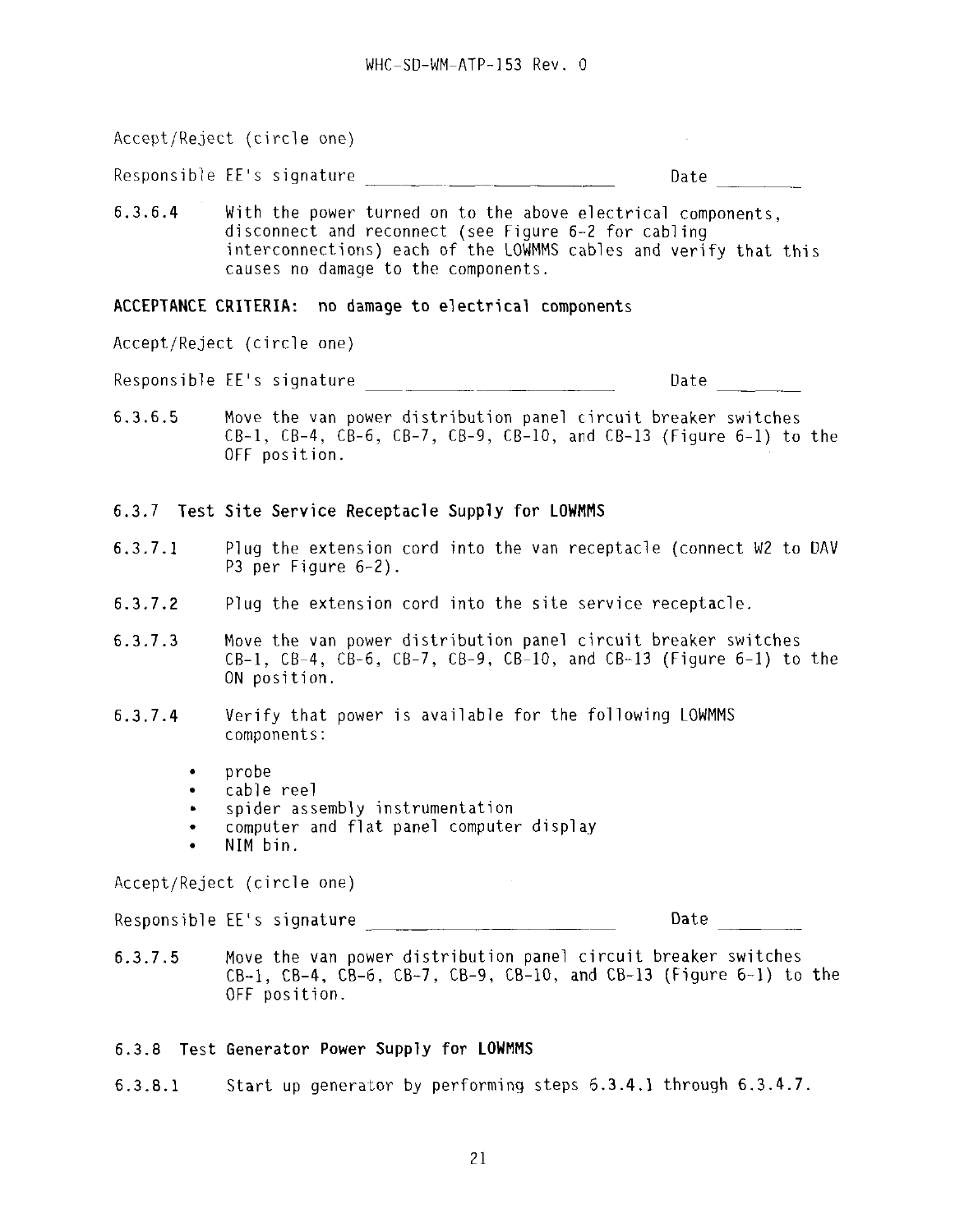Accept/Reject (circle one)

Responsible EE's signature \_\_\_\_\_\_\_\_\_\_\_\_\_\_\_\_\_\_\_\_\_\_\_\_ Date \_\_\_\_\_\_\_\_

6.3.6.4 With the power turned on to the above electrical components, disconnect and reconnect (see Figure 6-2 for cabling interconnections) each of the LOWMMS cables and verify that this causes no damage to the components.

**ACCEPTANCE CRITERIA: no damage to electrical components**

Accept/Reject (circle one)

Responsible EE's signature \_\_\_\_\_\_\_\_\_\_\_\_\_\_\_\_\_\_\_\_\_\_\_\_ Date \_\_\_\_\_\_\_\_

6.3.6.5 Move the van power distribution panel circuit breaker switches CB-1, CB-4, CB-6, CB-7, CB-9, CB-10, and CB-13 (Figure 6-1) to the OFF position.

### 6.3.7 Test Site Service Receptacle Supply for LOWMMS

6.3.7.1 Plug the extension cord into the van receptacle (connect W2 to DAV P3 per Figure 6-2).

6.3.7.2 Plug the extension cord into the site service receptacle.

6.3.7.3 Move the van power distribution panel circuit breaker switches CB-1, CB-4, CB-6, CB-7, CB-9, CB-10, and CB-13 (Figure 6-1) to the ON position.

6.3.7.4 Verify that power is available for the following LOWMMS components:

- probe
- cable reel
- spider assembly instrumentation
- computer and flat panel computer display
- NIM bin.

Accept/Reject (circle one)

Responsible EE's signature \_\_\_\_\_\_\_\_\_\_\_\_\_\_\_\_\_\_\_\_\_\_\_\_ Date \_\_\_\_\_\_\_\_

6.3.7.5 Move the van power distribution panel circuit breaker switches CB-1, CB-4, CB-6, CB-7, CB-9, CB-10, and CB-13 (Figure 6-1) to the OFF position.

### 6.3.8 Test Generator Power Supply for LOWMMS

6.3.8.1 Start up generator by performing steps 6.3.4.1 through 6.3.4.7.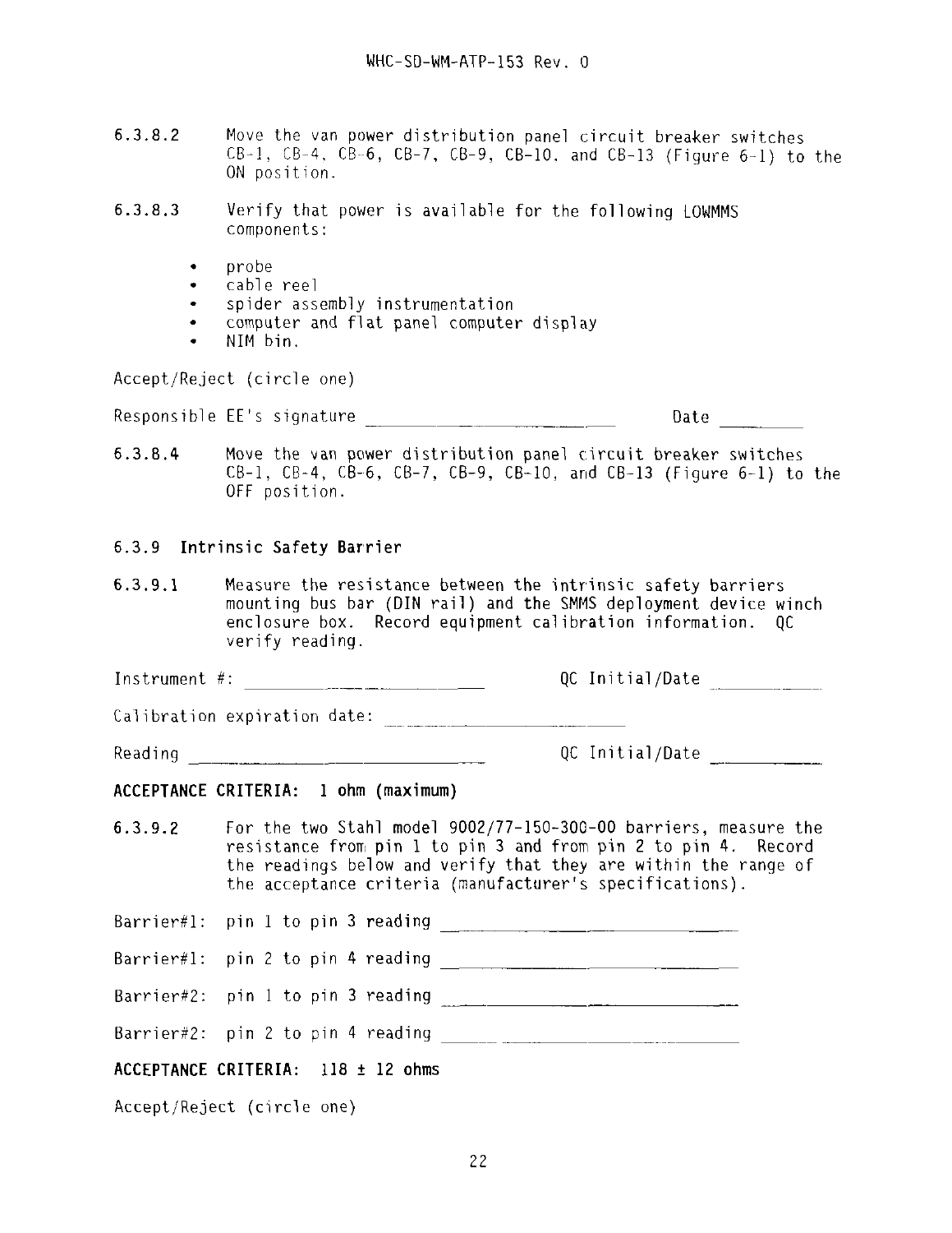6.3.8.2 Move the van power distribution panel circuit breaker switches CB-1, CB-4, CB-6, CB-7, CB-9, CB-10, and CB-13 (Figure 6-1) to the ON position.

6.3.8.3 Verify that power is available for the following LOWMMS components:

- probe
- cable reel
- spider assembly instrumentation
- computer and flat panel computer display
- NIM bin.

Accept/Reject (circle one)

Responsible EE's signature ______________________ Date ________

6.3.8.4 Move the van power distribution panel circuit breaker switches CB-1, CB-4, CB-6, CB-7, CB-9, CB-10, and CB-13 (Figure 6-1) to the OFF position.

### 6.3.9 Intrinsic Safety Barrier

6.3.9.1 Measure the resistance between the intrinsic safety barriers mounting bus bar (DIN rail) and the SMMS deployment device winch enclosure box. Record equipment calibration information. QC verify reading.

Instrument #: ______________________ QC Initial/Date __________

Calibration expiration date: ______________________

Reading ______________________ QC Initial/Date __________

**ACCEPTANCE CRITERIA: 1 ohm (maximum)**

6.3.9.2 For the two Stahl model 9002/77-150-300-00 barriers, measure the resistance from pin 1 to pin 3 and from pin 2 to pin 4. Record the readings below and verify that they are within the range of the acceptance criteria (manufacturer's specifications).

Barrier#1: pin 1 to pin 3 reading ______________________

Barrier#1: pin 2 to pin 4 reading ______________________

Barrier#2: pin 1 to pin 3 reading ______________________

Barrier#2: pin 2 to pin 4 reading ______________________

**ACCEPTANCE CRITERIA: 118 ± 12 ohms**

Accept/Reject (circle one)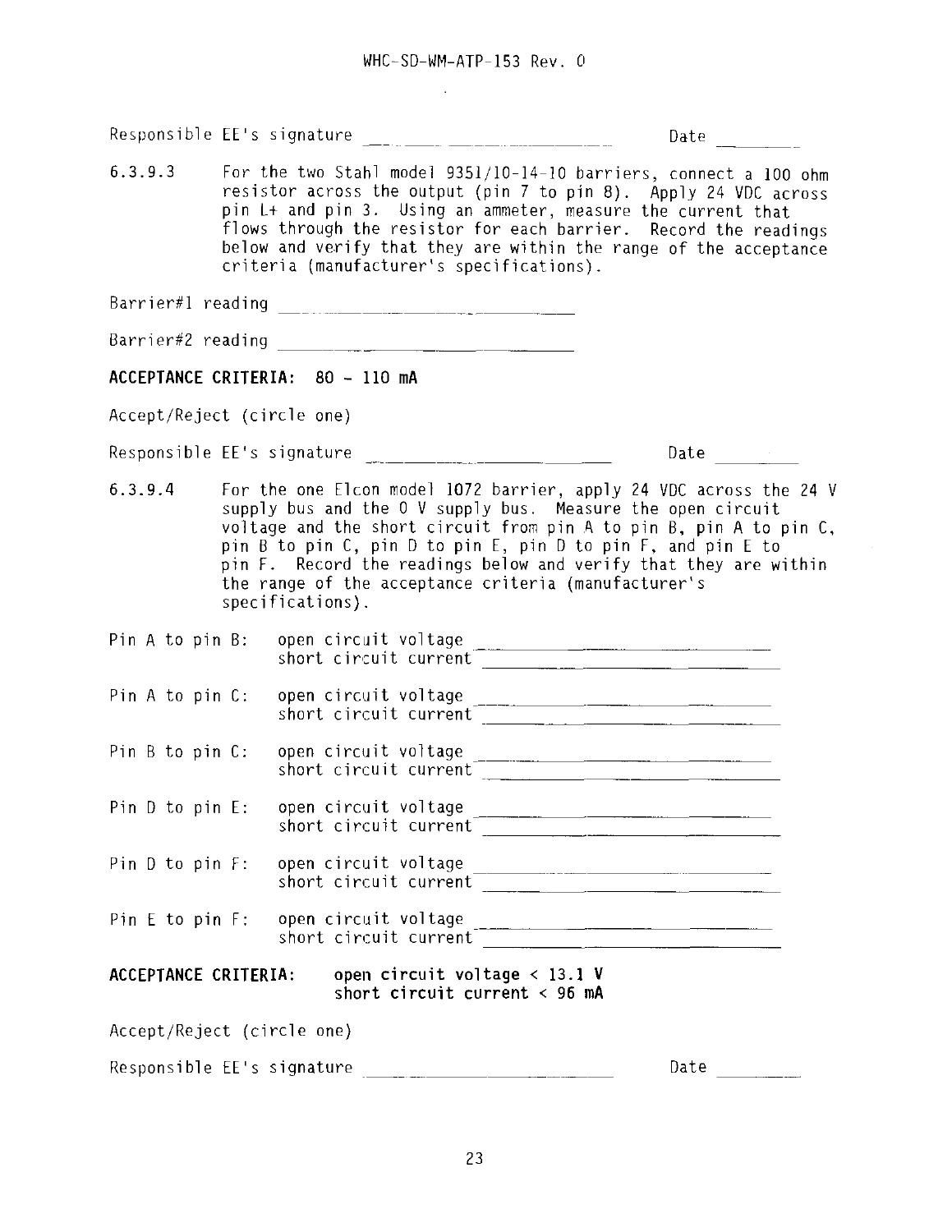Responsible EE's signature ______________________ Date ________

6.3.9.3 For the two Stahl model 9351/10-14-10 barriers, connect a 100 ohm resistor across the output (pin 7 to pin 8). Apply 24 VDC across pin L+ and pin 3. Using an ammeter, measure the current that flows through the resistor for each barrier. Record the readings below and verify that they are within the range of the acceptance criteria (manufacturer's specifications).

Barrier#1 reading ______________________

Barrier#2 reading ______________________

**ACCEPTANCE CRITERIA: 80 - 110 mA**

Accept/Reject (circle one)

Responsible EE's signature ______________________ Date ________

6.3.9.4 For the one Elcon model 1072 barrier, apply 24 VDC across the 24 V supply bus and the 0 V supply bus. Measure the open circuit voltage and the short circuit from pin A to pin B, pin A to pin C, pin B to pin C, pin D to pin E, pin D to pin F, and pin E to pin F. Record the readings below and verify that they are within the range of the acceptance criteria (manufacturer's specifications).

Pin A to pin B: open circuit voltage ______________________
short circuit current ______________________

Pin A to pin C: open circuit voltage ______________________
short circuit current ______________________

Pin B to pin C: open circuit voltage ______________________
short circuit current ______________________

Pin D to pin E: open circuit voltage ______________________
short circuit current ______________________

Pin D to pin F: open circuit voltage ______________________
short circuit current ______________________

Pin E to pin F: open circuit voltage ______________________
short circuit current ______________________

**ACCEPTANCE CRITERIA: open circuit voltage < 13.1 V**
**short circuit current < 96 mA**

Accept/Reject (circle one)

Responsible EE's signature ______________________ Date ________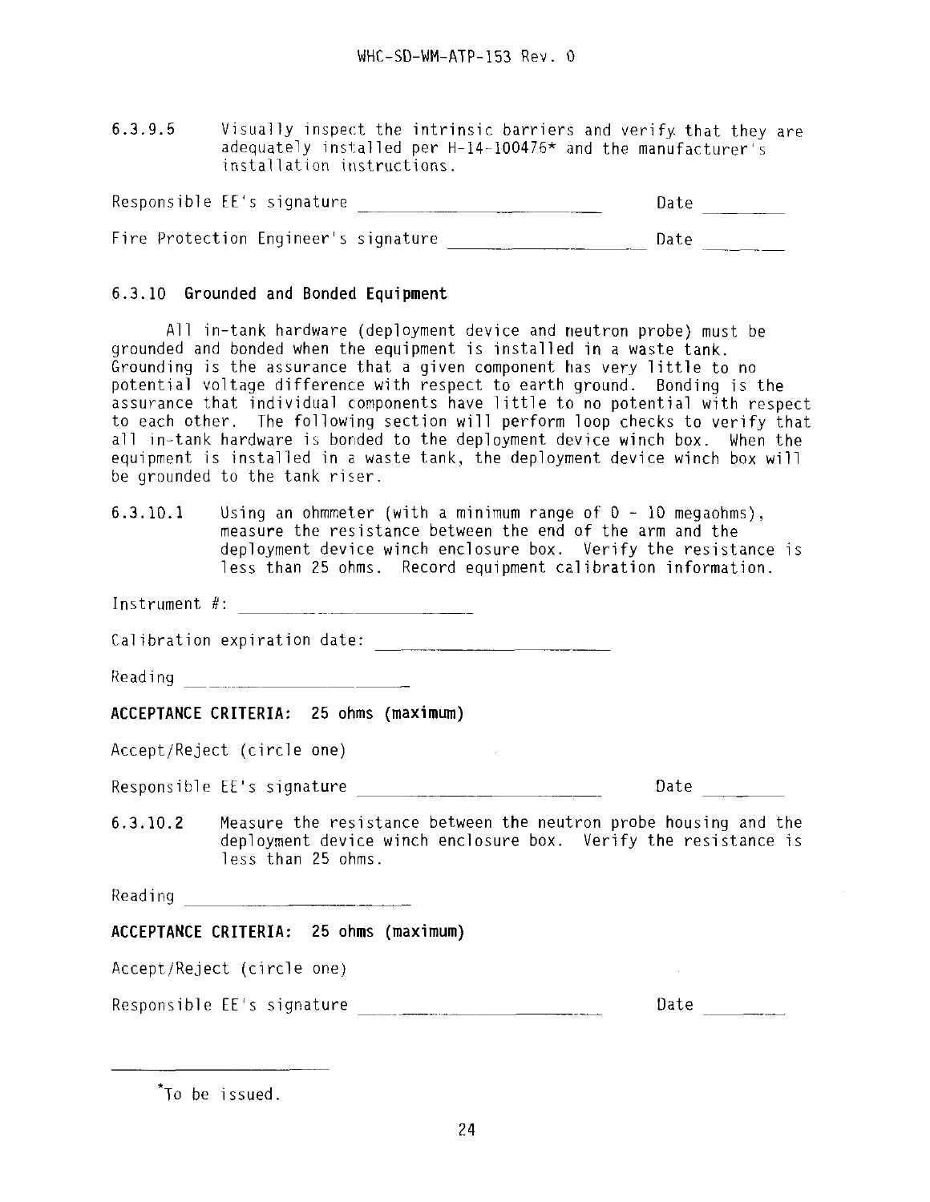6.3.9.5 Visually inspect the intrinsic barriers and verify that they are adequately installed per H-14-100476* and the manufacturer's installation instructions.

Responsible EE's signature ________________________ Date ________

Fire Protection Engineer's signature ____________________ Date ________

### 6.3.10 Grounded and Bonded Equipment

All in-tank hardware (deployment device and neutron probe) must be grounded and bonded when the equipment is installed in a waste tank. Grounding is the assurance that a given component has very little to no potential voltage difference with respect to earth ground. Bonding is the assurance that individual components have little to no potential with respect to each other. The following section will perform loop checks to verify that all in-tank hardware is bonded to the deployment device winch box. When the equipment is installed in a waste tank, the deployment device winch box will be grounded to the tank riser.

6.3.10.1 Using an ohmmeter (with a minimum range of 0 - 10 megaohms), measure the resistance between the end of the arm and the deployment device winch enclosure box. Verify the resistance is less than 25 ohms. Record equipment calibration information.

Instrument #: ____________________

Calibration expiration date: ____________________

Reading ____________________

**ACCEPTANCE CRITERIA: 25 ohms (maximum)**

Accept/Reject (circle one)

Responsible EE's signature ________________________ Date ________

6.3.10.2 Measure the resistance between the neutron probe housing and the deployment device winch enclosure box. Verify the resistance is less than 25 ohms.

Reading ____________________

**ACCEPTANCE CRITERIA: 25 ohms (maximum)**

Accept/Reject (circle one)

Responsible EE's signature ________________________ Date ________

---

*To be issued.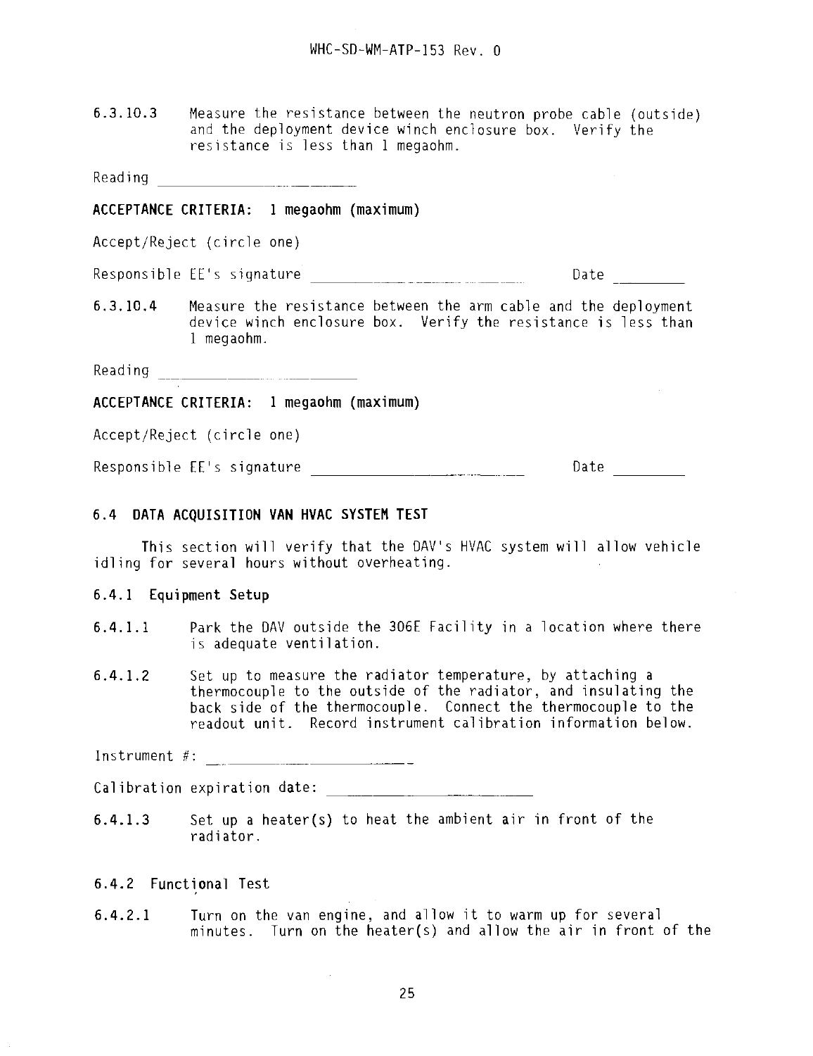6.3.10.3 Measure the resistance between the neutron probe cable (outside) and the deployment device winch enclosure box. Verify the resistance is less than 1 megaohm.

Reading ______________________

**ACCEPTANCE CRITERIA: 1 megaohm (maximum)**

Accept/Reject (circle one)

Responsible EE's signature ______________________ Date ________

6.3.10.4 Measure the resistance between the arm cable and the deployment device winch enclosure box. Verify the resistance is less than 1 megaohm.

Reading ______________________

**ACCEPTANCE CRITERIA: 1 megaohm (maximum)**

Accept/Reject (circle one)

Responsible EE's signature ______________________ Date ________

## 6.4 DATA ACQUISITION VAN HVAC SYSTEM TEST

This section will verify that the DAV's HVAC system will allow vehicle idling for several hours without overheating.

### 6.4.1 Equipment Setup

6.4.1.1 Park the DAV outside the 306E Facility in a location where there is adequate ventilation.

6.4.1.2 Set up to measure the radiator temperature, by attaching a thermocouple to the outside of the radiator, and insulating the back side of the thermocouple. Connect the thermocouple to the readout unit. Record instrument calibration information below.

Instrument #: ______________________

Calibration expiration date: ______________________

6.4.1.3 Set up a heater(s) to heat the ambient air in front of the radiator.

### 6.4.2 Functional Test

6.4.2.1 Turn on the van engine, and allow it to warm up for several minutes. Turn on the heater(s) and allow the air in front of the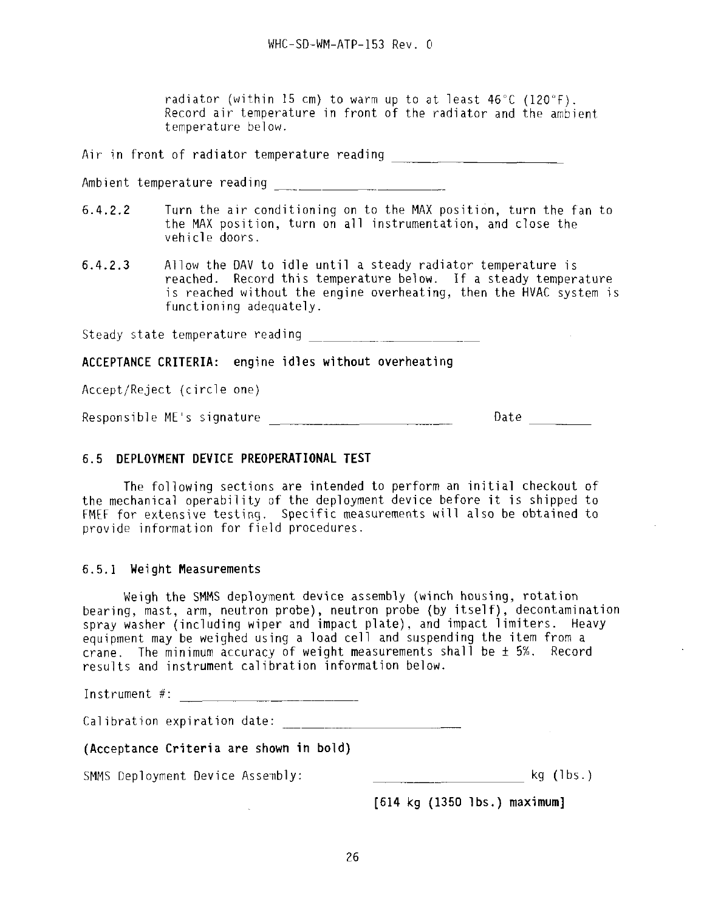radiator (within 15 cm) to warm up to at least 46°C (120°F). Record air temperature in front of the radiator and the ambient temperature below.

Air in front of radiator temperature reading ____________________

Ambient temperature reading ____________________

6.4.2.2 Turn the air conditioning on to the MAX position, turn the fan to the MAX position, turn on all instrumentation, and close the vehicle doors.

6.4.2.3 Allow the DAV to idle until a steady radiator temperature is reached. Record this temperature below. If a steady temperature is reached without the engine overheating, then the HVAC system is functioning adequately.

Steady state temperature reading ____________________

**ACCEPTANCE CRITERIA: engine idles without overheating**

Accept/Reject (circle one)

Responsible ME's signature ____________________ Date ________

## 6.5 DEPLOYMENT DEVICE PREOPERATIONAL TEST

The following sections are intended to perform an initial checkout of the mechanical operability of the deployment device before it is shipped to FMEF for extensive testing. Specific measurements will also be obtained to provide information for field procedures.

### 6.5.1 Weight Measurements

Weigh the SMMS deployment device assembly (winch housing, rotation bearing, mast, arm, neutron probe), neutron probe (by itself), decontamination spray washer (including wiper and impact plate), and impact limiters. Heavy equipment may be weighed using a load cell and suspending the item from a crane. The minimum accuracy of weight measurements shall be ± 5%. Record results and instrument calibration information below.

Instrument #: ____________________

Calibration expiration date: ____________________

**(Acceptance Criteria are shown in bold)**

SMMS Deployment Device Assembly: ____________________ kg (lbs.)

**[614 kg (1350 lbs.) maximum]**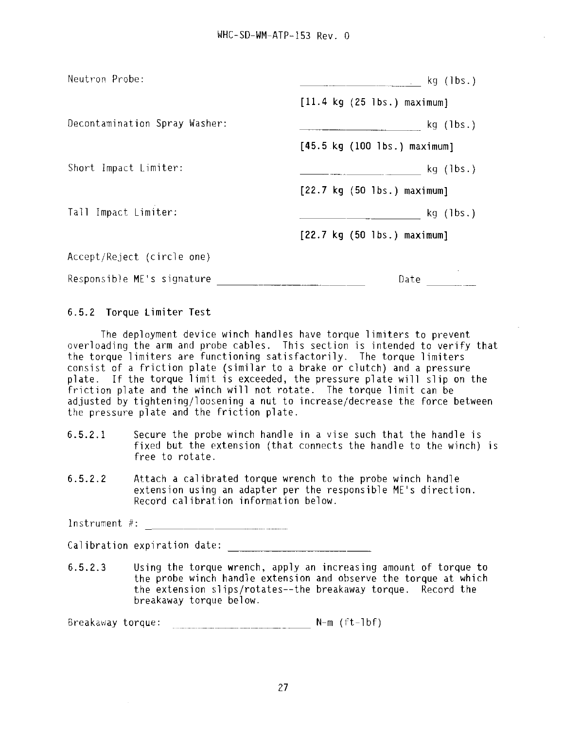Neutron Probe: ____________________ kg (lbs.)

[11.4 kg (25 lbs.) maximum]

Decontamination Spray Washer: ____________________ kg (lbs.)

[45.5 kg (100 lbs.) maximum]

Short Impact Limiter: ____________________ kg (lbs.)

[22.7 kg (50 lbs.) maximum]

Tall Impact Limiter: ____________________ kg (lbs.)

[22.7 kg (50 lbs.) maximum]

Accept/Reject (circle one)

Responsible ME's signature ____________________ Date ________

### 6.5.2 Torque Limiter Test

The deployment device winch handles have torque limiters to prevent overloading the arm and probe cables. This section is intended to verify that the torque limiters are functioning satisfactorily. The torque limiters consist of a friction plate (similar to a brake or clutch) and a pressure plate. If the torque limit is exceeded, the pressure plate will slip on the friction plate and the winch will not rotate. The torque limit can be adjusted by tightening/loosening a nut to increase/decrease the force between the pressure plate and the friction plate.

6.5.2.1 Secure the probe winch handle in a vise such that the handle is fixed but the extension (that connects the handle to the winch) is free to rotate.

6.5.2.2 Attach a calibrated torque wrench to the probe winch handle extension using an adapter per the responsible ME's direction. Record calibration information below.

Instrument #: ____________________

Calibration expiration date: ____________________

6.5.2.3 Using the torque wrench, apply an increasing amount of torque to the probe winch handle extension and observe the torque at which the extension slips/rotates--the breakaway torque. Record the breakaway torque below.

Breakaway torque: ____________________ N-m (ft-lbf)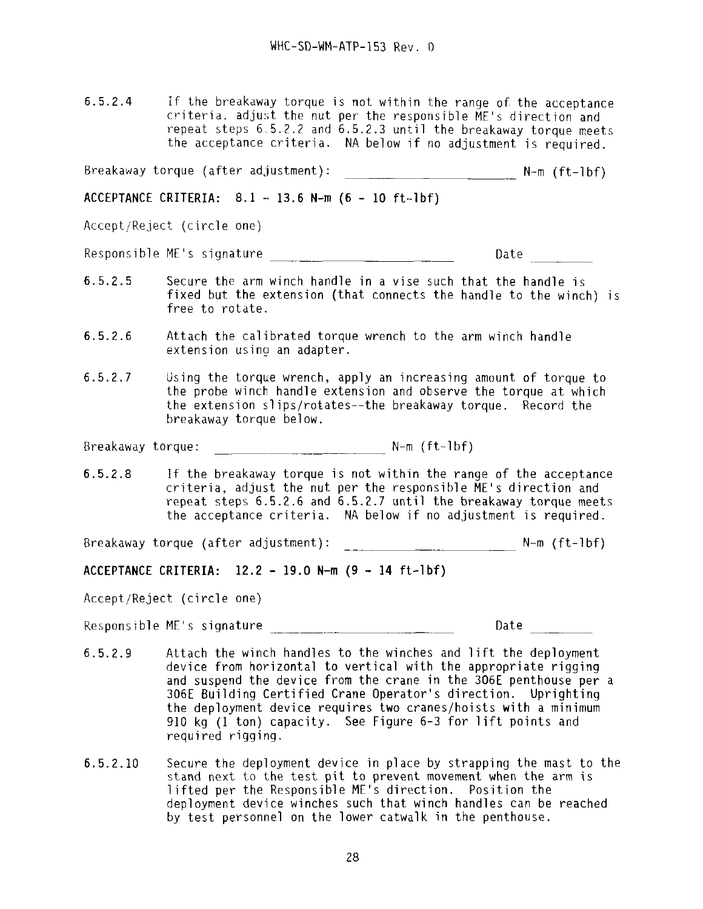6.5.2.4 If the breakaway torque is not within the range of the acceptance criteria, adjust the nut per the responsible ME's direction and repeat steps 6.5.2.2 and 6.5.2.3 until the breakaway torque meets the acceptance criteria. NA below if no adjustment is required.

Breakaway torque (after adjustment): ______________________ N-m (ft-lbf)

**ACCEPTANCE CRITERIA: 8.1 - 13.6 N-m (6 - 10 ft-lbf)**

Accept/Reject (circle one)

Responsible ME's signature ______________________ Date ________

6.5.2.5 Secure the arm winch handle in a vise such that the handle is fixed but the extension (that connects the handle to the winch) is free to rotate.

6.5.2.6 Attach the calibrated torque wrench to the arm winch handle extension using an adapter.

6.5.2.7 Using the torque wrench, apply an increasing amount of torque to the probe winch handle extension and observe the torque at which the extension slips/rotates--the breakaway torque. Record the breakaway torque below.

Breakaway torque: ______________________ N-m (ft-lbf)

6.5.2.8 If the breakaway torque is not within the range of the acceptance criteria, adjust the nut per the responsible ME's direction and repeat steps 6.5.2.6 and 6.5.2.7 until the breakaway torque meets the acceptance criteria. NA below if no adjustment is required.

Breakaway torque (after adjustment): ______________________ N-m (ft-lbf)

**ACCEPTANCE CRITERIA: 12.2 - 19.0 N-m (9 - 14 ft-lbf)**

Accept/Reject (circle one)

Responsible ME's signature ______________________ Date ________

6.5.2.9 Attach the winch handles to the winches and lift the deployment device from horizontal to vertical with the appropriate rigging and suspend the device from the crane in the 306E penthouse per a 306E Building Certified Crane Operator's direction. Uprighting the deployment device requires two cranes/hoists with a minimum 910 kg (1 ton) capacity. See Figure 6-3 for lift points and required rigging.

6.5.2.10 Secure the deployment device in place by strapping the mast to the stand next to the test pit to prevent movement when the arm is lifted per the Responsible ME's direction. Position the deployment device winches such that winch handles can be reached by test personnel on the lower catwalk in the penthouse.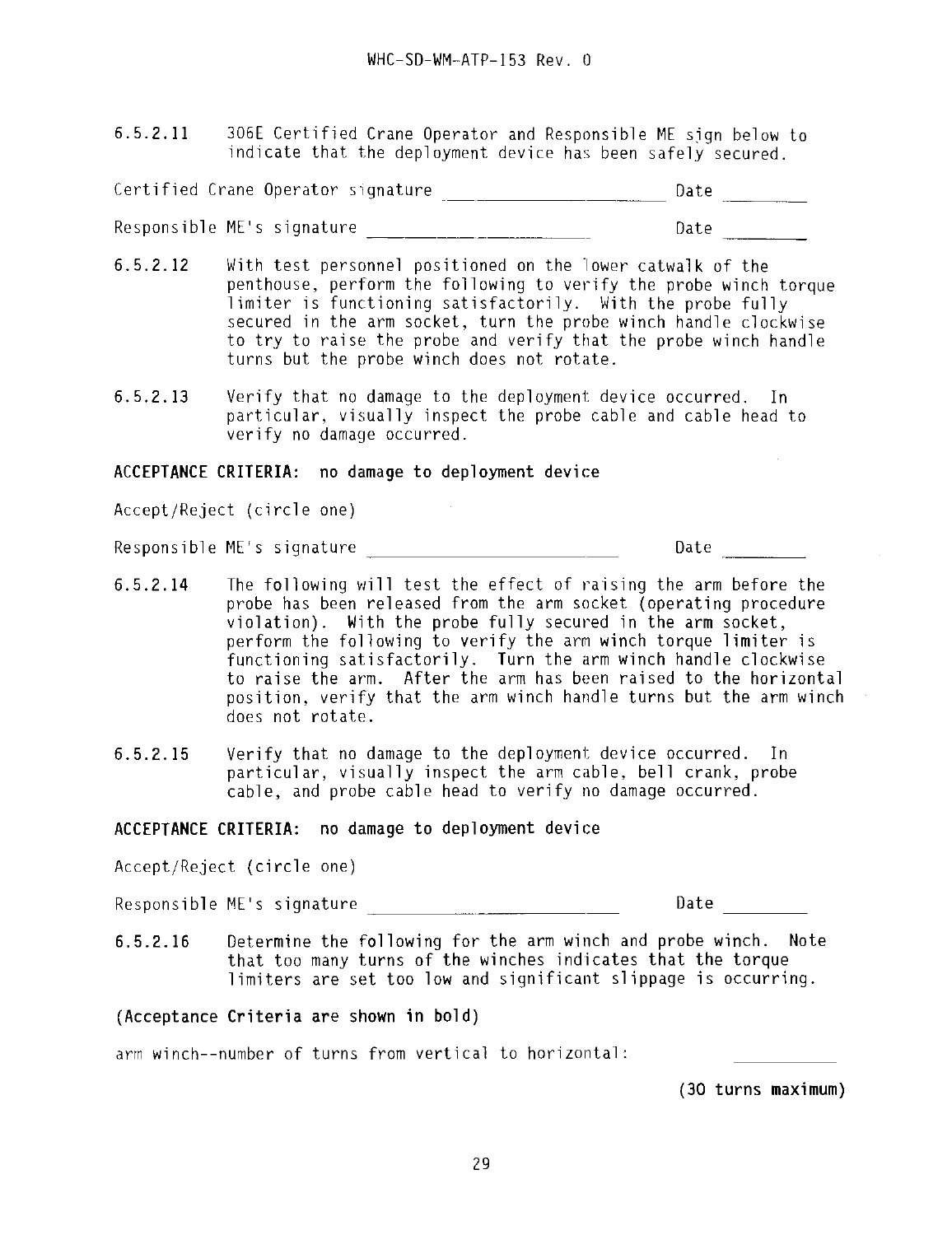6.5.2.11 306E Certified Crane Operator and Responsible ME sign below to indicate that the deployment device has been safely secured.

Certified Crane Operator signature ____________________ Date ________

Responsible ME's signature ____________________ Date ________

6.5.2.12 With test personnel positioned on the lower catwalk of the penthouse, perform the following to verify the probe winch torque limiter is functioning satisfactorily. With the probe fully secured in the arm socket, turn the probe winch handle clockwise to try to raise the probe and verify that the probe winch handle turns but the probe winch does not rotate.

6.5.2.13 Verify that no damage to the deployment device occurred. In particular, visually inspect the probe cable and cable head to verify no damage occurred.

**ACCEPTANCE CRITERIA: no damage to deployment device**

Accept/Reject (circle one)

Responsible ME's signature ____________________ Date ________

6.5.2.14 The following will test the effect of raising the arm before the probe has been released from the arm socket (operating procedure violation). With the probe fully secured in the arm socket, perform the following to verify the arm winch torque limiter is functioning satisfactorily. Turn the arm winch handle clockwise to raise the arm. After the arm has been raised to the horizontal position, verify that the arm winch handle turns but the arm winch does not rotate.

6.5.2.15 Verify that no damage to the deployment device occurred. In particular, visually inspect the arm cable, bell crank, probe cable, and probe cable head to verify no damage occurred.

**ACCEPTANCE CRITERIA: no damage to deployment device**

Accept/Reject (circle one)

Responsible ME's signature ____________________ Date ________

6.5.2.16 Determine the following for the arm winch and probe winch. Note that too many turns of the winches indicates that the torque limiters are set too low and significant slippage is occurring.

**(Acceptance Criteria are shown in bold)**

arm winch--number of turns from vertical to horizontal: ________

**(30 turns maximum)**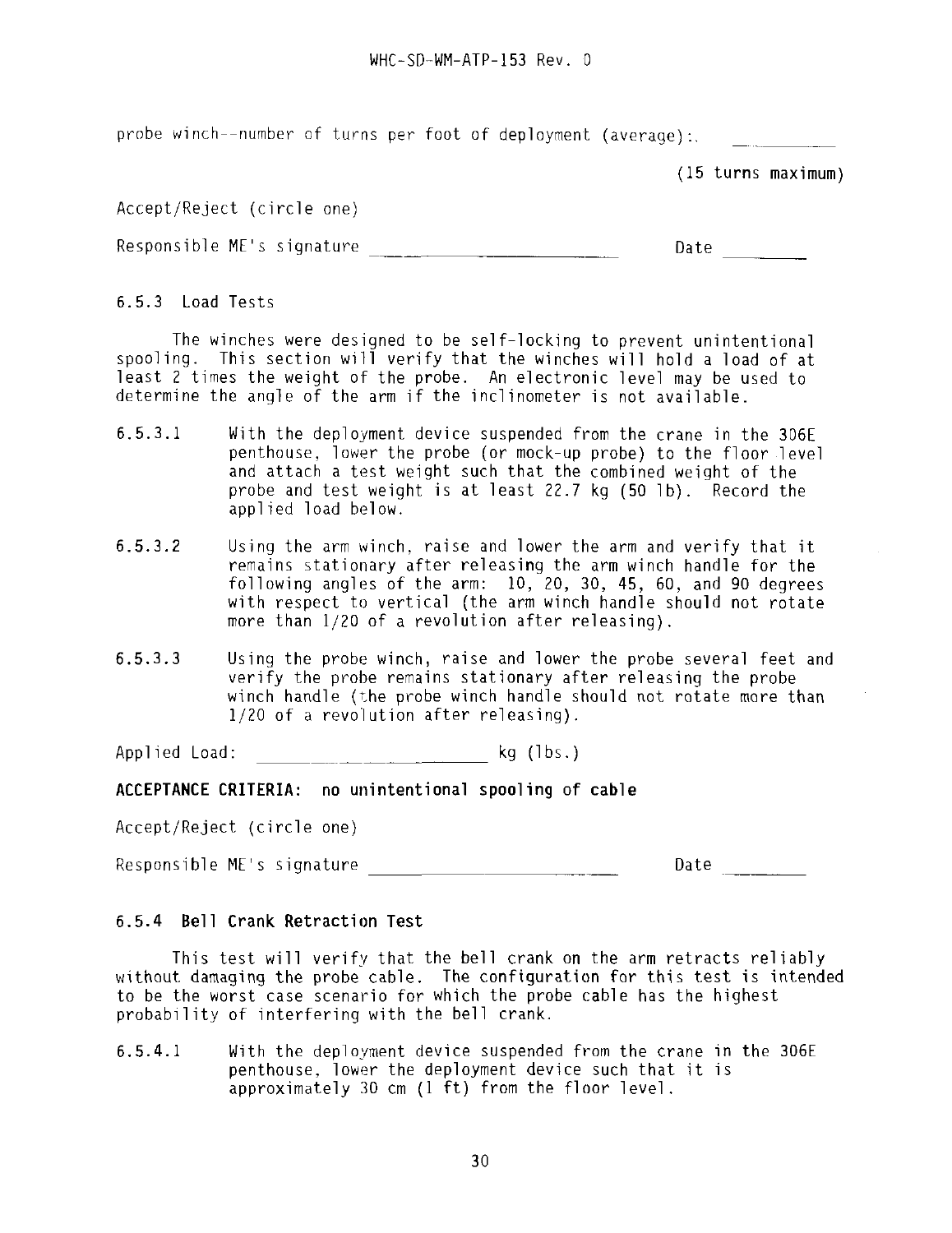probe winch--number of turns per foot of deployment (average): __________

(15 turns maximum)

Accept/Reject (circle one)

Responsible ME's signature ________________________ Date ________

### 6.5.3 Load Tests

The winches were designed to be self-locking to prevent unintentional spooling. This section will verify that the winches will hold a load of at least 2 times the weight of the probe. An electronic level may be used to determine the angle of the arm if the inclinometer is not available.

6.5.3.1 With the deployment device suspended from the crane in the 306E penthouse, lower the probe (or mock-up probe) to the floor level and attach a test weight such that the combined weight of the probe and test weight is at least 22.7 kg (50 lb). Record the applied load below.

6.5.3.2 Using the arm winch, raise and lower the arm and verify that it remains stationary after releasing the arm winch handle for the following angles of the arm: 10, 20, 30, 45, 60, and 90 degrees with respect to vertical (the arm winch handle should not rotate more than 1/20 of a revolution after releasing).

6.5.3.3 Using the probe winch, raise and lower the probe several feet and verify the probe remains stationary after releasing the probe winch handle (the probe winch handle should not rotate more than 1/20 of a revolution after releasing).

Applied Load: ________________________ kg (lbs.)

**ACCEPTANCE CRITERIA: no unintentional spooling of cable**

Accept/Reject (circle one)

Responsible ME's signature ________________________ Date ________

### 6.5.4 Bell Crank Retraction Test

This test will verify that the bell crank on the arm retracts reliably without damaging the probe cable. The configuration for this test is intended to be the worst case scenario for which the probe cable has the highest probability of interfering with the bell crank.

6.5.4.1 With the deployment device suspended from the crane in the 306E penthouse, lower the deployment device such that it is approximately 30 cm (1 ft) from the floor level.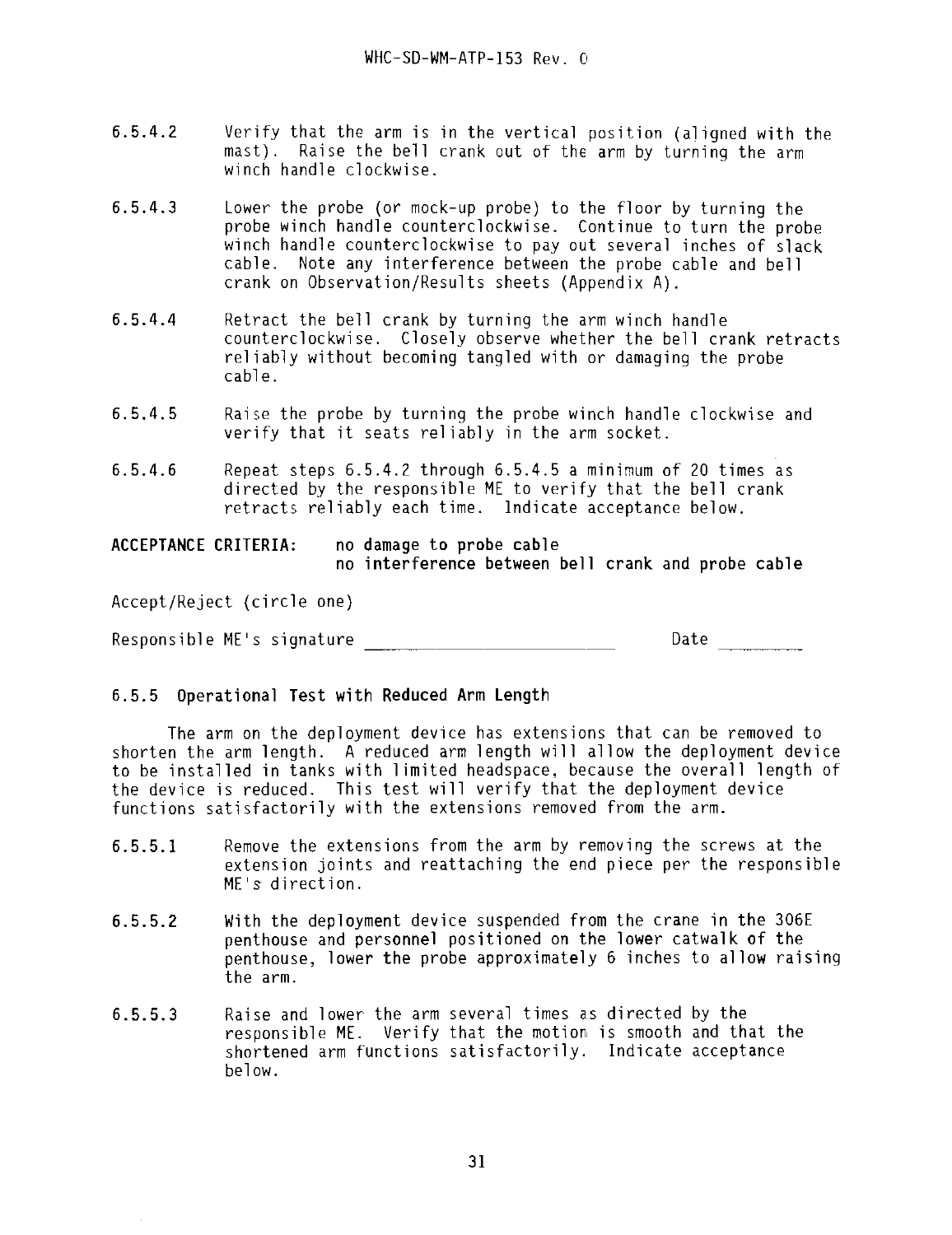6.5.4.2 Verify that the arm is in the vertical position (aligned with the mast). Raise the bell crank out of the arm by turning the arm winch handle clockwise.

6.5.4.3 Lower the probe (or mock-up probe) to the floor by turning the probe winch handle counterclockwise. Continue to turn the probe winch handle counterclockwise to pay out several inches of slack cable. Note any interference between the probe cable and bell crank on Observation/Results sheets (Appendix A).

6.5.4.4 Retract the bell crank by turning the arm winch handle counterclockwise. Closely observe whether the bell crank retracts reliably without becoming tangled with or damaging the probe cable.

6.5.4.5 Raise the probe by turning the probe winch handle clockwise and verify that it seats reliably in the arm socket.

6.5.4.6 Repeat steps 6.5.4.2 through 6.5.4.5 a minimum of 20 times as directed by the responsible ME to verify that the bell crank retracts reliably each time. Indicate acceptance below.

**ACCEPTANCE CRITERIA:** **no damage to probe cable**
**no interference between bell crank and probe cable**

Accept/Reject (circle one)

Responsible ME's signature ______________________ Date ________

### 6.5.5 Operational Test with Reduced Arm Length

The arm on the deployment device has extensions that can be removed to shorten the arm length. A reduced arm length will allow the deployment device to be installed in tanks with limited headspace, because the overall length of the device is reduced. This test will verify that the deployment device functions satisfactorily with the extensions removed from the arm.

6.5.5.1 Remove the extensions from the arm by removing the screws at the extension joints and reattaching the end piece per the responsible ME's direction.

6.5.5.2 With the deployment device suspended from the crane in the 306E penthouse and personnel positioned on the lower catwalk of the penthouse, lower the probe approximately 6 inches to allow raising the arm.

6.5.5.3 Raise and lower the arm several times as directed by the responsible ME. Verify that the motion is smooth and that the shortened arm functions satisfactorily. Indicate acceptance below.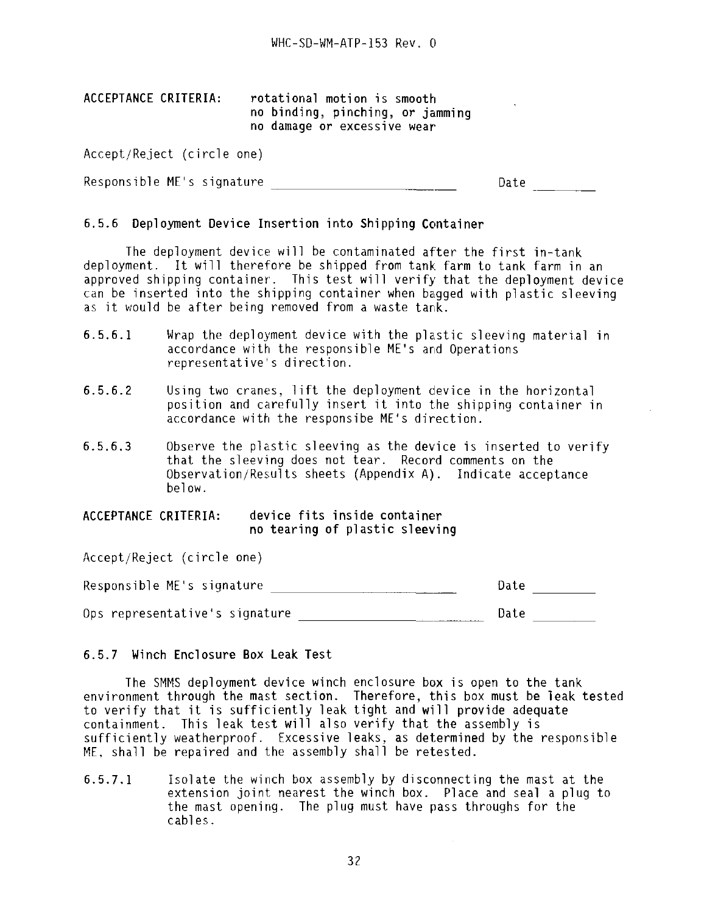**ACCEPTANCE CRITERIA:** rotational motion is smooth
no binding, pinching, or jamming
no damage or excessive wear

Accept/Reject (circle one)

Responsible ME's signature ______________________ Date ________

### 6.5.6 Deployment Device Insertion into Shipping Container

The deployment device will be contaminated after the first in-tank deployment. It will therefore be shipped from tank farm to tank farm in an approved shipping container. This test will verify that the deployment device can be inserted into the shipping container when bagged with plastic sleeving as it would be after being removed from a waste tank.

6.5.6.1 Wrap the deployment device with the plastic sleeving material in accordance with the responsible ME's and Operations representative's direction.

6.5.6.2 Using two cranes, lift the deployment device in the horizontal position and carefully insert it into the shipping container in accordance with the responsibe ME's direction.

6.5.6.3 Observe the plastic sleeving as the device is inserted to verify that the sleeving does not tear. Record comments on the Observation/Results sheets (Appendix A). Indicate acceptance below.

**ACCEPTANCE CRITERIA:** device fits inside container
no tearing of plastic sleeving

Accept/Reject (circle one)

Responsible ME's signature ______________________ Date ________

Ops representative's signature ______________________ Date ________

### 6.5.7 Winch Enclosure Box Leak Test

The SMMS deployment device winch enclosure box is open to the tank environment through the mast section. Therefore, this box must be leak tested to verify that it is sufficiently leak tight and will provide adequate containment. This leak test will also verify that the assembly is sufficiently weatherproof. Excessive leaks, as determined by the responsible ME, shall be repaired and the assembly shall be retested.

6.5.7.1 Isolate the winch box assembly by disconnecting the mast at the extension joint nearest the winch box. Place and seal a plug to the mast opening. The plug must have pass throughs for the cables.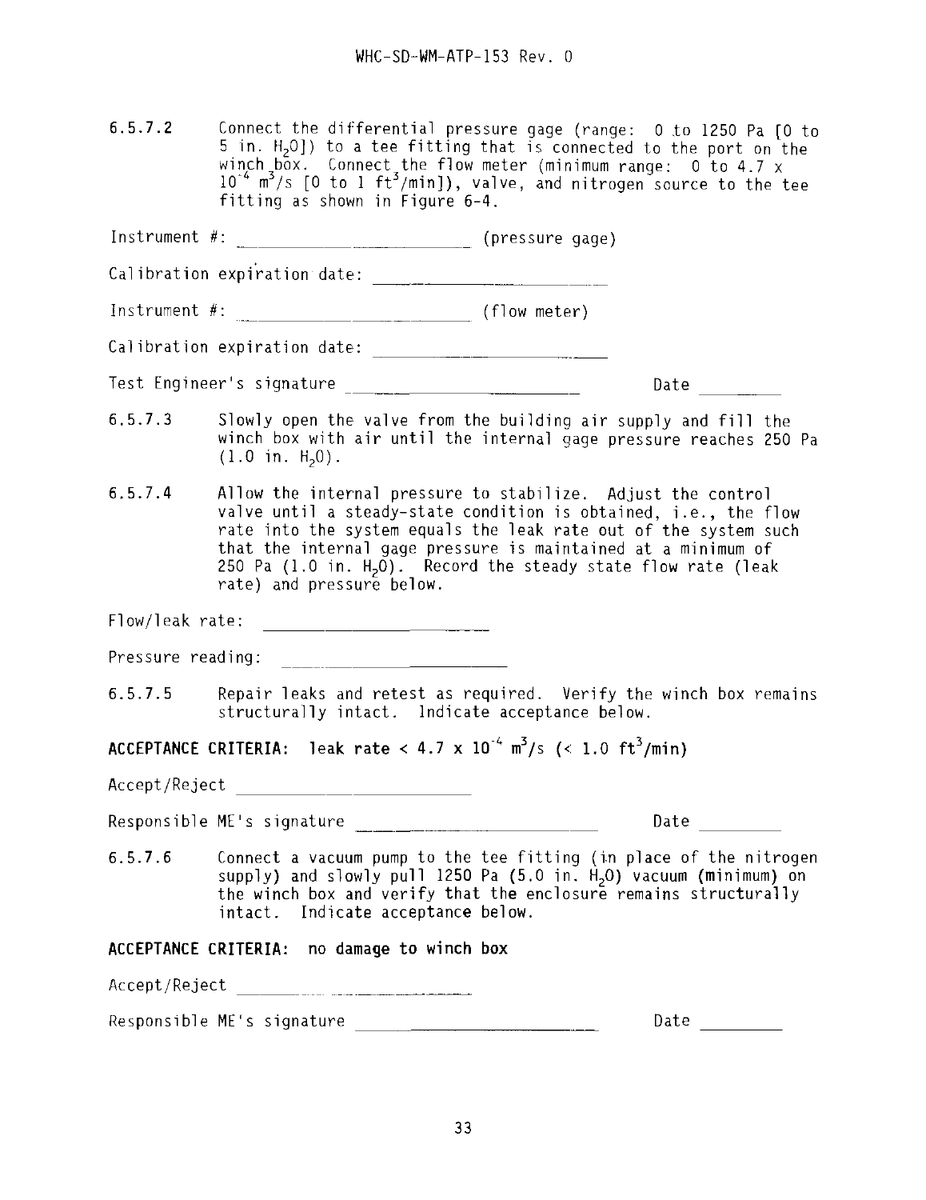6.5.7.2 Connect the differential pressure gage (range: 0 to 1250 Pa [0 to 5 in. $H_2O$]) to a tee fitting that is connected to the port on the winch box. Connect the flow meter (minimum range: 0 to 4.7 x $10^{-4}$ $m^3/s$ [0 to 1 $ft^3/min$]), valve, and nitrogen source to the tee fitting as shown in Figure 6-4.

Instrument #: \_\_\_\_\_\_\_\_\_\_\_\_\_\_\_\_\_\_\_\_ (pressure gage)

Calibration expiration date: \_\_\_\_\_\_\_\_\_\_\_\_\_\_\_\_\_\_\_\_

Instrument #: \_\_\_\_\_\_\_\_\_\_\_\_\_\_\_\_\_\_\_\_ (flow meter)

Calibration expiration date: \_\_\_\_\_\_\_\_\_\_\_\_\_\_\_\_\_\_\_\_

Test Engineer's signature \_\_\_\_\_\_\_\_\_\_\_\_\_\_\_\_\_\_\_\_ Date \_\_\_\_\_\_\_\_

6.5.7.3 Slowly open the valve from the building air supply and fill the winch box with air until the internal gage pressure reaches 250 Pa (1.0 in. $H_2O$).

6.5.7.4 Allow the internal pressure to stabilize. Adjust the control valve until a steady-state condition is obtained, i.e., the flow rate into the system equals the leak rate out of the system such that the internal gage pressure is maintained at a minimum of 250 Pa (1.0 in. $H_2O$). Record the steady state flow rate (leak rate) and pressure below.

Flow/leak rate: \_\_\_\_\_\_\_\_\_\_\_\_\_\_\_\_\_\_\_\_

Pressure reading: \_\_\_\_\_\_\_\_\_\_\_\_\_\_\_\_\_\_\_\_

6.5.7.5 Repair leaks and retest as required. Verify the winch box remains structurally intact. Indicate acceptance below.

**ACCEPTANCE CRITERIA: leak rate < 4.7 x $10^{-4}$ $m^3/s$ (< 1.0 $ft^3/min$)**

Accept/Reject \_\_\_\_\_\_\_\_\_\_\_\_\_\_\_\_\_\_\_\_

Responsible ME's signature \_\_\_\_\_\_\_\_\_\_\_\_\_\_\_\_\_\_\_\_ Date \_\_\_\_\_\_\_\_

6.5.7.6 Connect a vacuum pump to the tee fitting (in place of the nitrogen supply) and slowly pull 1250 Pa (5.0 in. $H_2O$) vacuum (minimum) on the winch box and verify that the enclosure remains structurally intact. Indicate acceptance below.

**ACCEPTANCE CRITERIA: no damage to winch box**

Accept/Reject \_\_\_\_\_\_\_\_\_\_\_\_\_\_\_\_\_\_\_\_

Responsible ME's signature \_\_\_\_\_\_\_\_\_\_\_\_\_\_\_\_\_\_\_\_ Date \_\_\_\_\_\_\_\_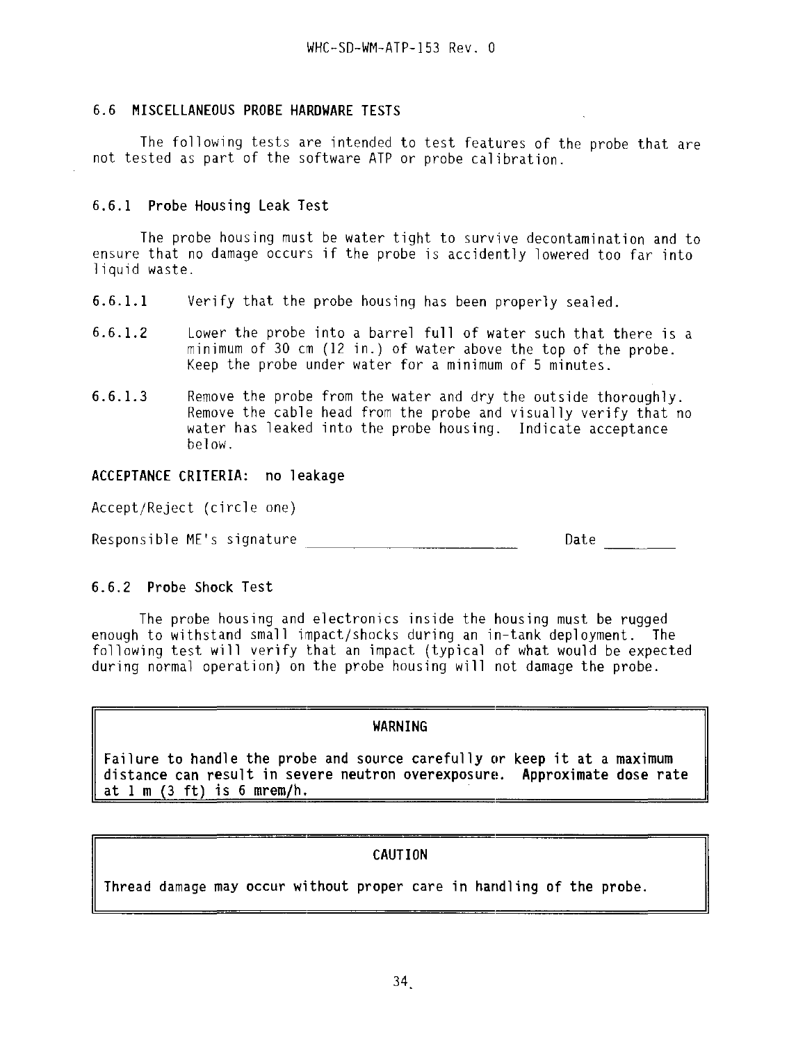## 6.6 MISCELLANEOUS PROBE HARDWARE TESTS

The following tests are intended to test features of the probe that are not tested as part of the software ATP or probe calibration.

### 6.6.1 Probe Housing Leak Test

The probe housing must be water tight to survive decontamination and to ensure that no damage occurs if the probe is accidently lowered too far into liquid waste.

**6.6.1.1** Verify that the probe housing has been properly sealed.

**6.6.1.2** Lower the probe into a barrel full of water such that there is a minimum of 30 cm (12 in.) of water above the top of the probe. Keep the probe under water for a minimum of 5 minutes.

**6.6.1.3** Remove the probe from the water and dry the outside thoroughly. Remove the cable head from the probe and visually verify that no water has leaked into the probe housing. Indicate acceptance below.

**ACCEPTANCE CRITERIA: no leakage**

Accept/Reject (circle one)

Responsible ME's signature ______________________ Date _________

### 6.6.2 Probe Shock Test

The probe housing and electronics inside the housing must be rugged enough to withstand small impact/shocks during an in-tank deployment. The following test will verify that an impact (typical of what would be expected during normal operation) on the probe housing will not damage the probe.

> **WARNING**
>
> **Failure to handle the probe and source carefully or keep it at a maximum distance can result in severe neutron overexposure. Approximate dose rate at 1 m (3 ft) is 6 mrem/h.**

> **CAUTION**
>
> **Thread damage may occur without proper care in handling of the probe.**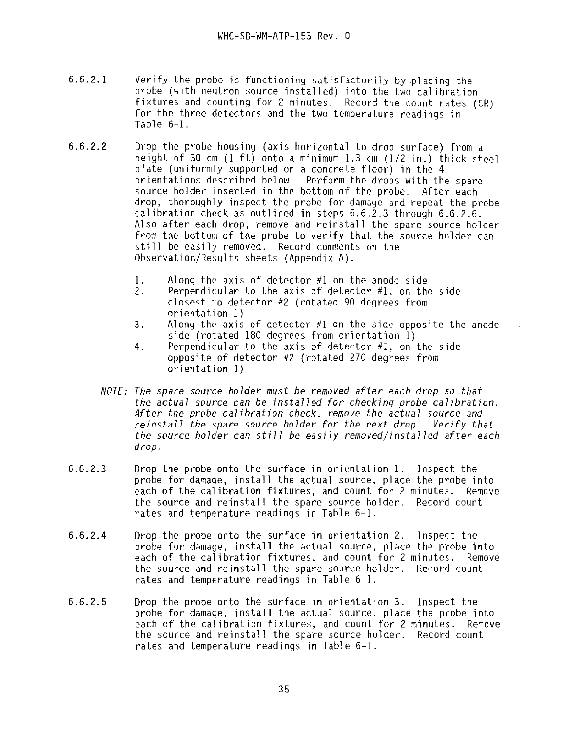6.6.2.1 Verify the probe is functioning satisfactorily by placing the probe (with neutron source installed) into the two calibration fixtures and counting for 2 minutes. Record the count rates (CR) for the three detectors and the two temperature readings in Table 6-1.

6.6.2.2 Drop the probe housing (axis horizontal to drop surface) from a height of 30 cm (1 ft) onto a minimum 1.3 cm (1/2 in.) thick steel plate (uniformly supported on a concrete floor) in the 4 orientations described below. Perform the drops with the spare source holder inserted in the bottom of the probe. After each drop, thoroughly inspect the probe for damage and repeat the probe calibration check as outlined in steps 6.6.2.3 through 6.6.2.6. Also after each drop, remove and reinstall the spare source holder from the bottom of the probe to verify that the source holder can still be easily removed. Record comments on the Observation/Results sheets (Appendix A).

1. Along the axis of detector #1 on the anode side.
2. Perpendicular to the axis of detector #1, on the side closest to detector #2 (rotated 90 degrees from orientation 1)
3. Along the axis of detector #1 on the side opposite the anode side (rotated 180 degrees from orientation 1)
4. Perpendicular to the axis of detector #1, on the side opposite of detector #2 (rotated 270 degrees from orientation 1)

*NOTE: The spare source holder must be removed after each drop so that the actual source can be installed for checking probe calibration. After the probe calibration check, remove the actual source and reinstall the spare source holder for the next drop. Verify that the source holder can still be easily removed/installed after each drop.*

6.6.2.3 Drop the probe onto the surface in orientation 1. Inspect the probe for damage, install the actual source, place the probe into each of the calibration fixtures, and count for 2 minutes. Remove the source and reinstall the spare source holder. Record count rates and temperature readings in Table 6-1.

6.6.2.4 Drop the probe onto the surface in orientation 2. Inspect the probe for damage, install the actual source, place the probe into each of the calibration fixtures, and count for 2 minutes. Remove the source and reinstall the spare source holder. Record count rates and temperature readings in Table 6-1.

6.6.2.5 Drop the probe onto the surface in orientation 3. Inspect the probe for damage, install the actual source, place the probe into each of the calibration fixtures, and count for 2 minutes. Remove the source and reinstall the spare source holder. Record count rates and temperature readings in Table 6-1.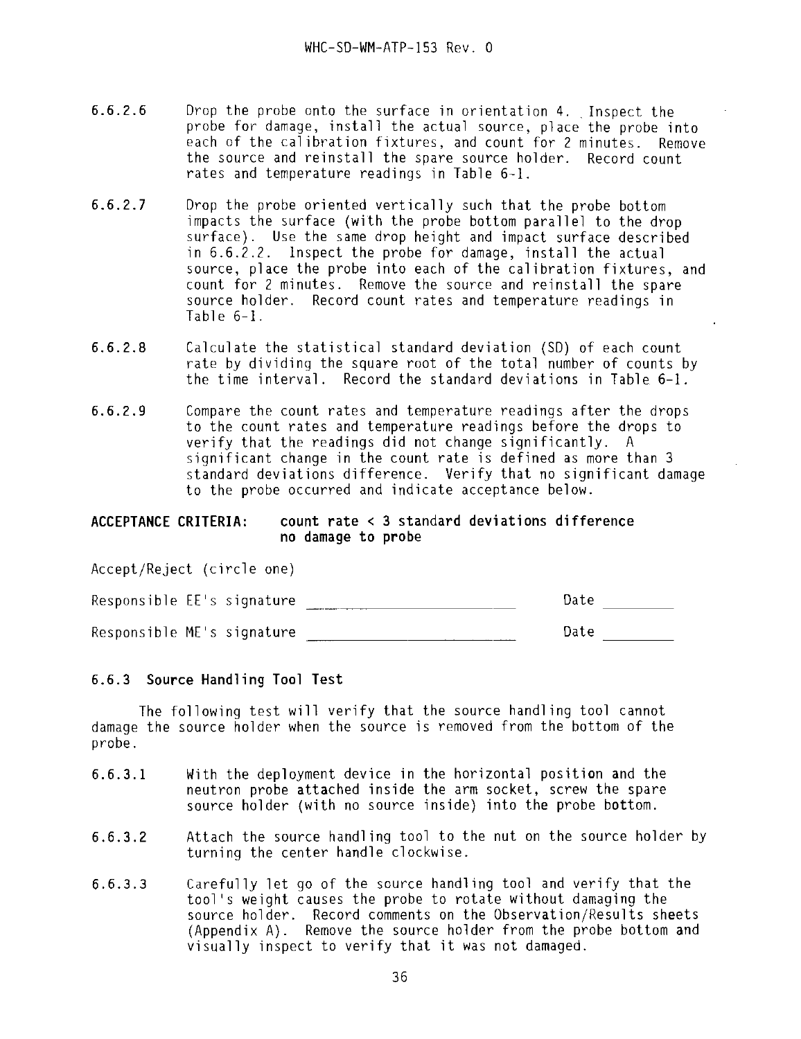6.6.2.6 Drop the probe onto the surface in orientation 4. Inspect the probe for damage, install the actual source, place the probe into each of the calibration fixtures, and count for 2 minutes. Remove the source and reinstall the spare source holder. Record count rates and temperature readings in Table 6-1.

6.6.2.7 Drop the probe oriented vertically such that the probe bottom impacts the surface (with the probe bottom parallel to the drop surface). Use the same drop height and impact surface described in 6.6.2.2. Inspect the probe for damage, install the actual source, place the probe into each of the calibration fixtures, and count for 2 minutes. Remove the source and reinstall the spare source holder. Record count rates and temperature readings in Table 6-1.

6.6.2.8 Calculate the statistical standard deviation (SD) of each count rate by dividing the square root of the total number of counts by the time interval. Record the standard deviations in Table 6-1.

6.6.2.9 Compare the count rates and temperature readings after the drops to the count rates and temperature readings before the drops to verify that the readings did not change significantly. A significant change in the count rate is defined as more than 3 standard deviations difference. Verify that no significant damage to the probe occurred and indicate acceptance below.

**ACCEPTANCE CRITERIA: count rate < 3 standard deviations difference no damage to probe**

Accept/Reject (circle one)

Responsible EE's signature \_\_\_\_\_\_\_\_\_\_\_\_\_\_\_\_\_\_\_\_ Date \_\_\_\_\_\_\_\_

Responsible ME's signature \_\_\_\_\_\_\_\_\_\_\_\_\_\_\_\_\_\_\_\_ Date \_\_\_\_\_\_\_\_

### 6.6.3 Source Handling Tool Test

The following test will verify that the source handling tool cannot damage the source holder when the source is removed from the bottom of the probe.

6.6.3.1 With the deployment device in the horizontal position and the neutron probe attached inside the arm socket, screw the spare source holder (with no source inside) into the probe bottom.

6.6.3.2 Attach the source handling tool to the nut on the source holder by turning the center handle clockwise.

6.6.3.3 Carefully let go of the source handling tool and verify that the tool's weight causes the probe to rotate without damaging the source holder. Record comments on the Observation/Results sheets (Appendix A). Remove the source holder from the probe bottom and visually inspect to verify that it was not damaged.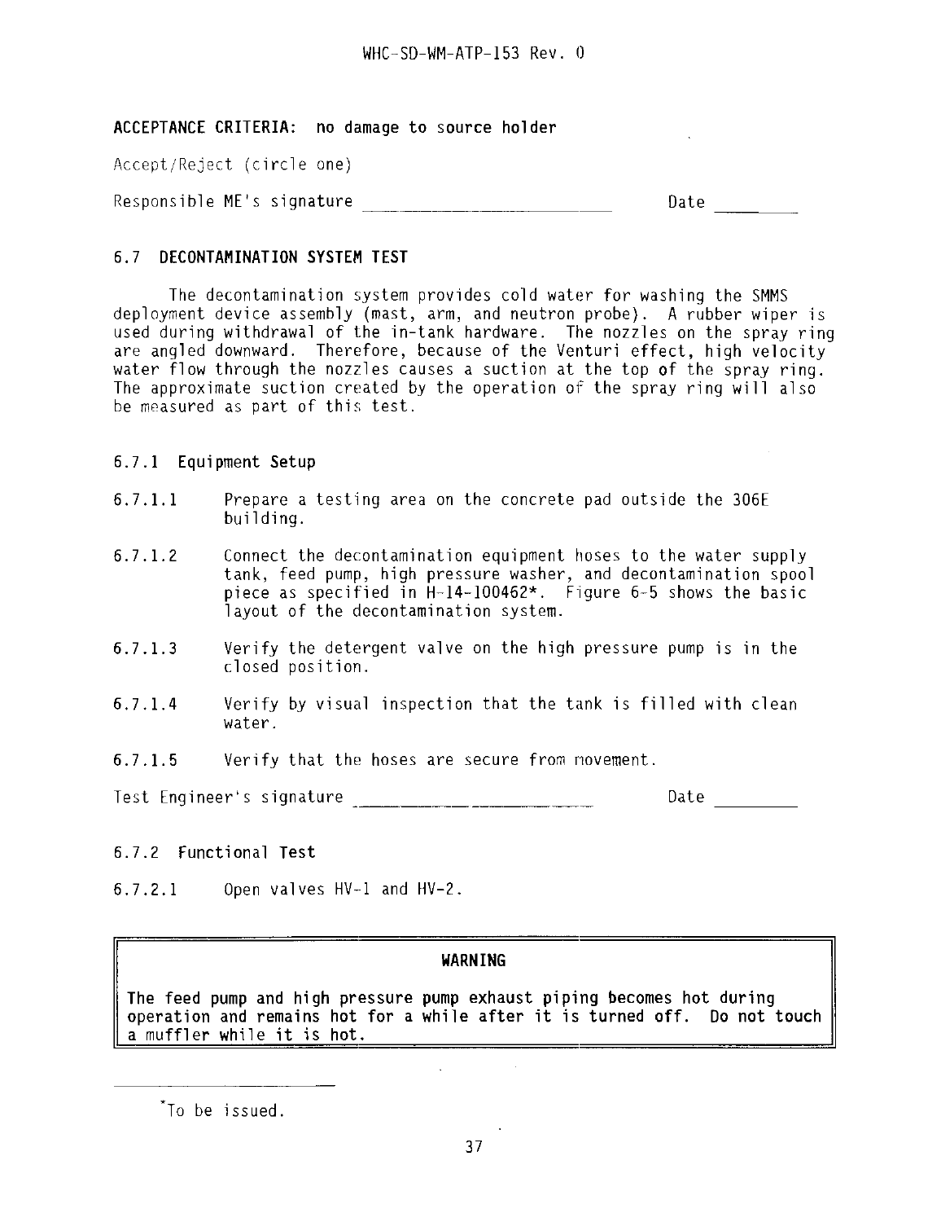**ACCEPTANCE CRITERIA:** no damage to source holder

Accept/Reject (circle one)

Responsible ME's signature ______________________ Date ________

## 6.7 DECONTAMINATION SYSTEM TEST

The decontamination system provides cold water for washing the SMMS deployment device assembly (mast, arm, and neutron probe). A rubber wiper is used during withdrawal of the in-tank hardware. The nozzles on the spray ring are angled downward. Therefore, because of the Venturi effect, high velocity water flow through the nozzles causes a suction at the top of the spray ring. The approximate suction created by the operation of the spray ring will also be measured as part of this test.

### 6.7.1 Equipment Setup

6.7.1.1 Prepare a testing area on the concrete pad outside the 306E building.

6.7.1.2 Connect the decontamination equipment hoses to the water supply tank, feed pump, high pressure washer, and decontamination spool piece as specified in H-14-100462*. Figure 6-5 shows the basic layout of the decontamination system.

6.7.1.3 Verify the detergent valve on the high pressure pump is in the closed position.

6.7.1.4 Verify by visual inspection that the tank is filled with clean water.

6.7.1.5 Verify that the hoses are secure from movement.

Test Engineer's signature ______________________ Date ________

### 6.7.2 Functional Test

6.7.2.1 Open valves HV-1 and HV-2.

> **WARNING**
>
> **The feed pump and high pressure pump exhaust piping becomes hot during operation and remains hot for a while after it is turned off. Do not touch a muffler while it is hot.**

---

*To be issued.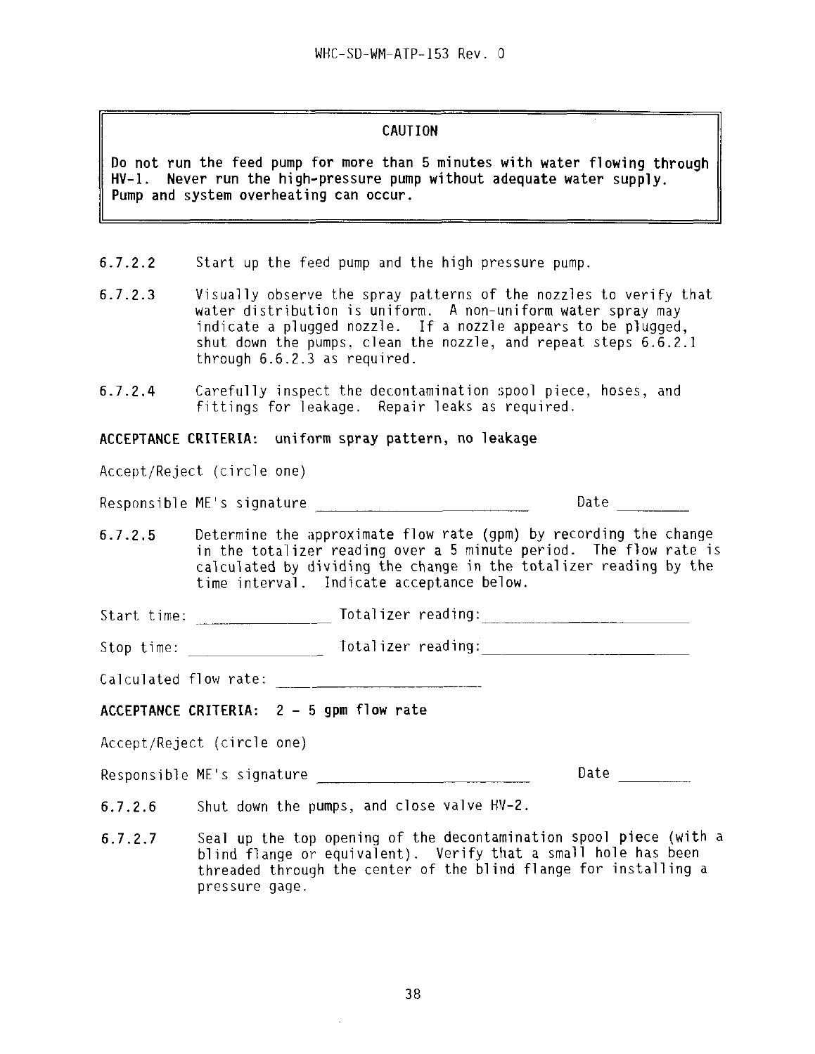> **CAUTION**
>
> **Do not run the feed pump for more than 5 minutes with water flowing through HV-1. Never run the high-pressure pump without adequate water supply. Pump and system overheating can occur.**

6.7.2.2 Start up the feed pump and the high pressure pump.

6.7.2.3 Visually observe the spray patterns of the nozzles to verify that water distribution is uniform. A non-uniform water spray may indicate a plugged nozzle. If a nozzle appears to be plugged, shut down the pumps, clean the nozzle, and repeat steps 6.6.2.1 through 6.6.2.3 as required.

6.7.2.4 Carefully inspect the decontamination spool piece, hoses, and fittings for leakage. Repair leaks as required.

**ACCEPTANCE CRITERIA: uniform spray pattern, no leakage**

Accept/Reject (circle one)

Responsible ME's signature ______________________ Date ________

6.7.2.5 Determine the approximate flow rate (gpm) by recording the change in the totalizer reading over a 5 minute period. The flow rate is calculated by dividing the change in the totalizer reading by the time interval. Indicate acceptance below.

Start time: ______________ Totalizer reading: ______________________

Stop time: ______________ Totalizer reading: ______________________

Calculated flow rate: ______________________

**ACCEPTANCE CRITERIA: 2 - 5 gpm flow rate**

Accept/Reject (circle one)

Responsible ME's signature ______________________ Date ________

6.7.2.6 Shut down the pumps, and close valve HV-2.

6.7.2.7 Seal up the top opening of the decontamination spool piece (with a blind flange or equivalent). Verify that a small hole has been threaded through the center of the blind flange for installing a pressure gage.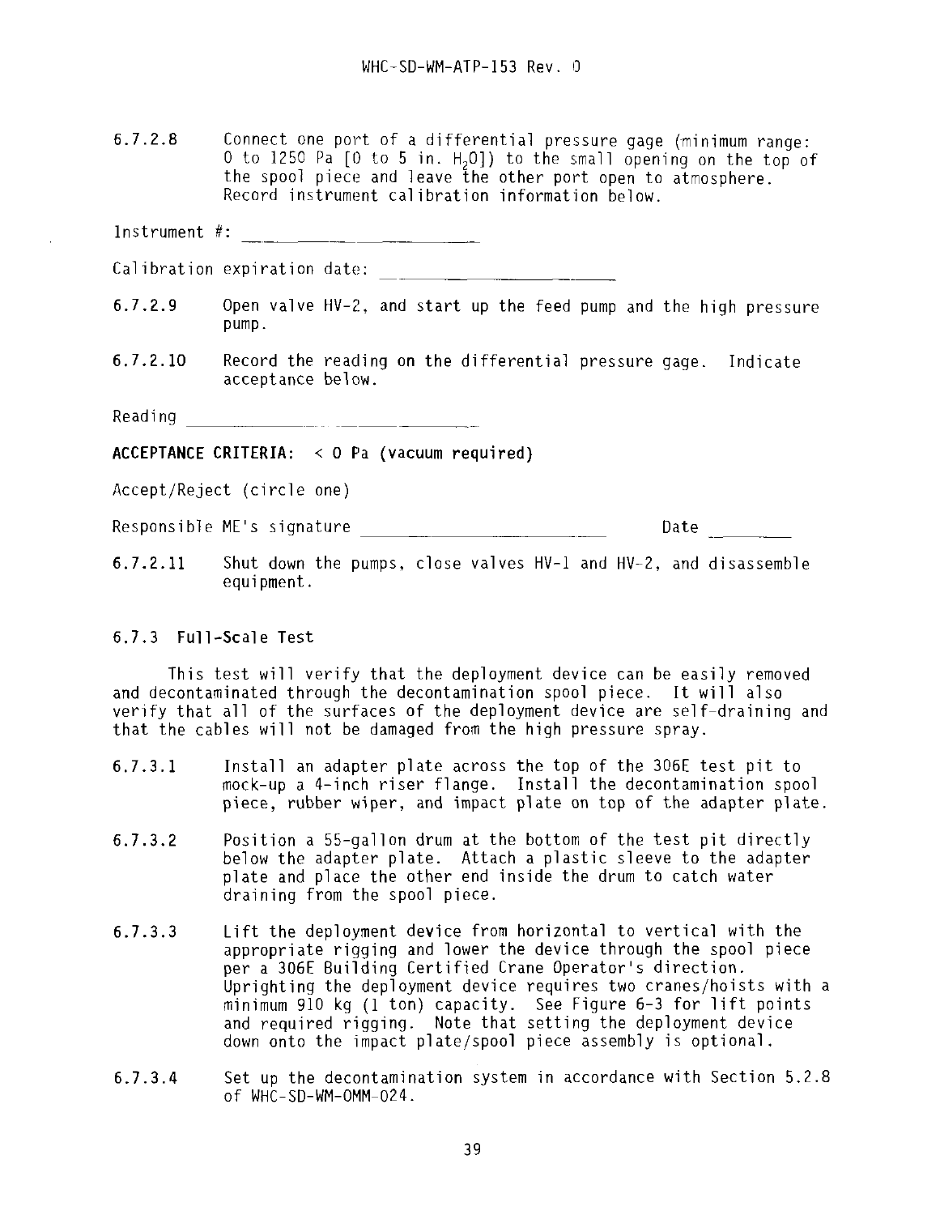6.7.2.8 Connect one port of a differential pressure gage (minimum range: 0 to 1250 Pa [0 to 5 in. $H_2O$]) to the small opening on the top of the spool piece and leave the other port open to atmosphere. Record instrument calibration information below.

Instrument #: ____________________

Calibration expiration date: ____________________

6.7.2.9 Open valve HV-2, and start up the feed pump and the high pressure pump.

6.7.2.10 Record the reading on the differential pressure gage. Indicate acceptance below.

Reading ____________________

**ACCEPTANCE CRITERIA: < 0 Pa (vacuum required)**

Accept/Reject (circle one)

Responsible ME's signature ____________________ Date ________

6.7.2.11 Shut down the pumps, close valves HV-1 and HV-2, and disassemble equipment.

### 6.7.3 Full-Scale Test

This test will verify that the deployment device can be easily removed and decontaminated through the decontamination spool piece. It will also verify that all of the surfaces of the deployment device are self-draining and that the cables will not be damaged from the high pressure spray.

6.7.3.1 Install an adapter plate across the top of the 306E test pit to mock-up a 4-inch riser flange. Install the decontamination spool piece, rubber wiper, and impact plate on top of the adapter plate.

6.7.3.2 Position a 55-gallon drum at the bottom of the test pit directly below the adapter plate. Attach a plastic sleeve to the adapter plate and place the other end inside the drum to catch water draining from the spool piece.

6.7.3.3 Lift the deployment device from horizontal to vertical with the appropriate rigging and lower the device through the spool piece per a 306E Building Certified Crane Operator's direction. Uprighting the deployment device requires two cranes/hoists with a minimum 910 kg (1 ton) capacity. See Figure 6-3 for lift points and required rigging. Note that setting the deployment device down onto the impact plate/spool piece assembly is optional.

6.7.3.4 Set up the decontamination system in accordance with Section 5.2.8 of WHC-SD-WM-OMM-024.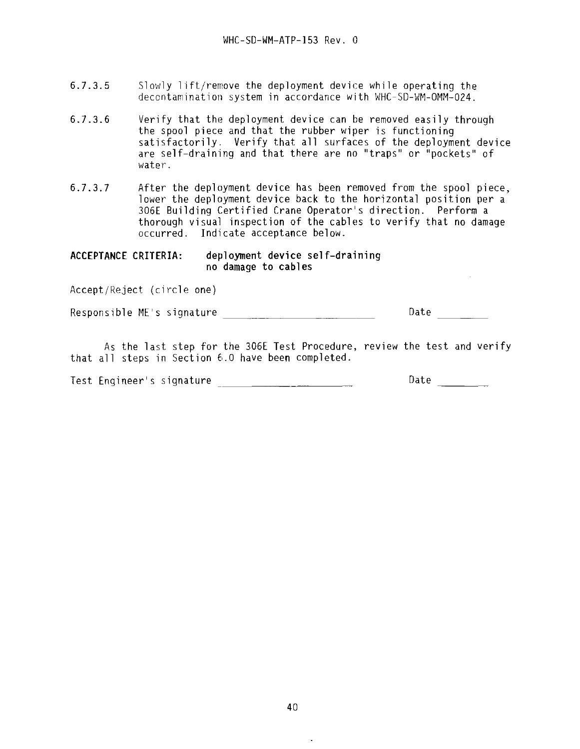6.7.3.5 Slowly lift/remove the deployment device while operating the decontamination system in accordance with WHC-SD-WM-OMM-024.

6.7.3.6 Verify that the deployment device can be removed easily through the spool piece and that the rubber wiper is functioning satisfactorily. Verify that all surfaces of the deployment device are self-draining and that there are no "traps" or "pockets" of water.

6.7.3.7 After the deployment device has been removed from the spool piece, lower the deployment device back to the horizontal position per a 306E Building Certified Crane Operator's direction. Perform a thorough visual inspection of the cables to verify that no damage occurred. Indicate acceptance below.

**ACCEPTANCE CRITERIA:** **deployment device self-draining**
**no damage to cables**

Accept/Reject (circle one)

Responsible ME's signature ______________________ Date ________

As the last step for the 306E Test Procedure, review the test and verify that all steps in Section 6.0 have been completed.

Test Engineer's signature ______________________ Date ________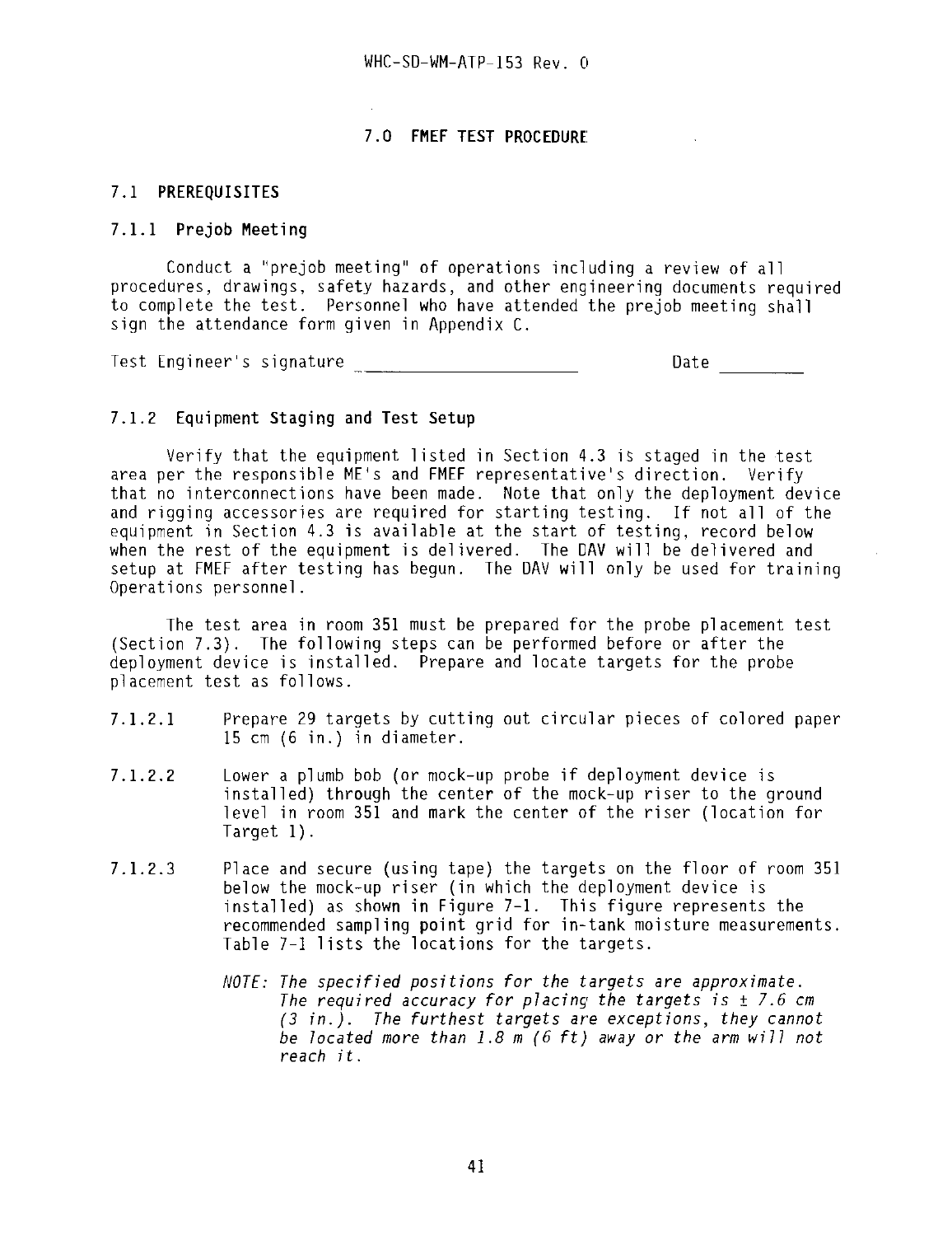# 7.0 FMEF TEST PROCEDURE

## 7.1 PREREQUISITES

### 7.1.1 Prejob Meeting

Conduct a "prejob meeting" of operations including a review of all procedures, drawings, safety hazards, and other engineering documents required to complete the test. Personnel who have attended the prejob meeting shall sign the attendance form given in Appendix C.

Test Engineer's signature ______________________ Date _________

### 7.1.2 Equipment Staging and Test Setup

Verify that the equipment listed in Section 4.3 is staged in the test area per the responsible ME's and FMEF representative's direction. Verify that no interconnections have been made. Note that only the deployment device and rigging accessories are required for starting testing. If not all of the equipment in Section 4.3 is available at the start of testing, record below when the rest of the equipment is delivered. The DAV will be delivered and setup at FMEF after testing has begun. The DAV will only be used for training Operations personnel.

The test area in room 351 must be prepared for the probe placement test (Section 7.3). The following steps can be performed before or after the deployment device is installed. Prepare and locate targets for the probe placement test as follows.

7.1.2.1 Prepare 29 targets by cutting out circular pieces of colored paper 15 cm (6 in.) in diameter.

7.1.2.2 Lower a plumb bob (or mock-up probe if deployment device is installed) through the center of the mock-up riser to the ground level in room 351 and mark the center of the riser (location for Target 1).

7.1.2.3 Place and secure (using tape) the targets on the floor of room 351 below the mock-up riser (in which the deployment device is installed) as shown in Figure 7-1. This figure represents the recommended sampling point grid for in-tank moisture measurements. Table 7-1 lists the locations for the targets.

*NOTE: The specified positions for the targets are approximate. The required accuracy for placing the targets is ± 7.6 cm (3 in.). The furthest targets are exceptions, they cannot be located more than 1.8 m (6 ft) away or the arm will not reach it.*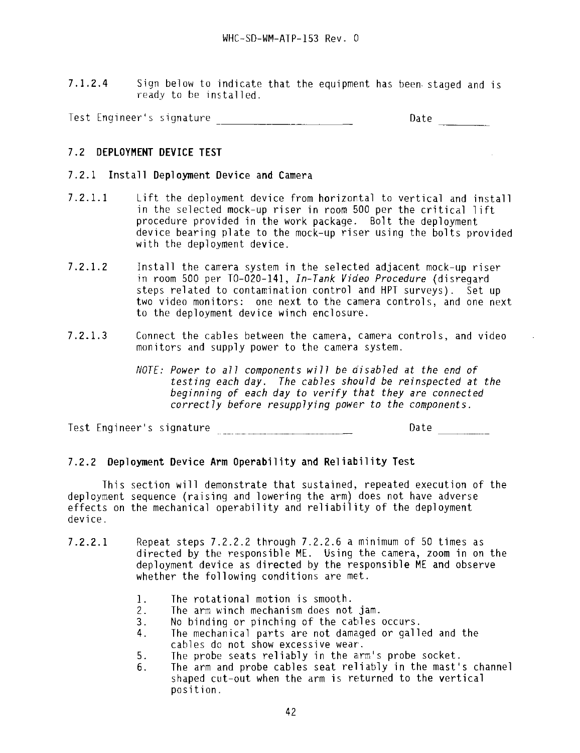7.1.2.4 Sign below to indicate that the equipment has been staged and is ready to be installed.

Test Engineer's signature ______________________ Date ________

## 7.2 DEPLOYMENT DEVICE TEST

### 7.2.1 Install Deployment Device and Camera

7.2.1.1 Lift the deployment device from horizontal to vertical and install in the selected mock-up riser in room 500 per the critical lift procedure provided in the work package. Bolt the deployment device bearing plate to the mock-up riser using the bolts provided with the deployment device.

7.2.1.2 Install the camera system in the selected adjacent mock-up riser in room 500 per TO-020-141, *In-Tank Video Procedure* (disregard steps related to contamination control and HPT surveys). Set up two video monitors: one next to the camera controls, and one next to the deployment device winch enclosure.

7.2.1.3 Connect the cables between the camera, camera controls, and video monitors and supply power to the camera system.

*NOTE: Power to all components will be disabled at the end of testing each day. The cables should be reinspected at the beginning of each day to verify that they are connected correctly before resupplying power to the components.*

Test Engineer's signature ______________________ Date ________

### 7.2.2 Deployment Device Arm Operability and Reliability Test

This section will demonstrate that sustained, repeated execution of the deployment sequence (raising and lowering the arm) does not have adverse effects on the mechanical operability and reliability of the deployment device.

7.2.2.1 Repeat steps 7.2.2.2 through 7.2.2.6 a minimum of 50 times as directed by the responsible ME. Using the camera, zoom in on the deployment device as directed by the responsible ME and observe whether the following conditions are met.

1. The rotational motion is smooth.
2. The arm winch mechanism does not jam.
3. No binding or pinching of the cables occurs.
4. The mechanical parts are not damaged or galled and the cables do not show excessive wear.
5. The probe seats reliably in the arm's probe socket.
6. The arm and probe cables seat reliably in the mast's channel shaped cut-out when the arm is returned to the vertical position.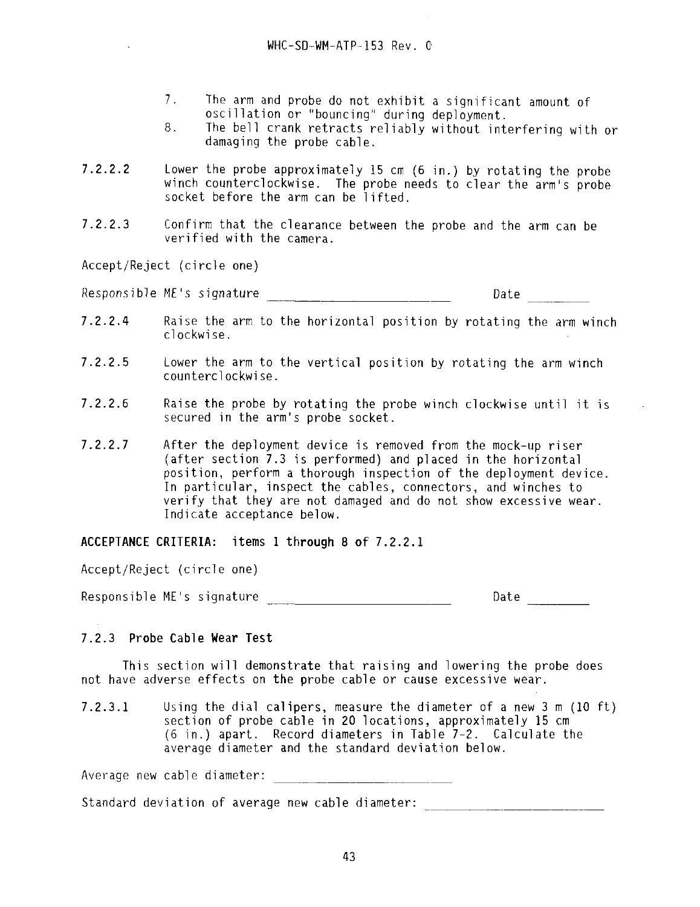7. The arm and probe do not exhibit a significant amount of oscillation or "bouncing" during deployment.
8. The bell crank retracts reliably without interfering with or damaging the probe cable.

7.2.2.2 Lower the probe approximately 15 cm (6 in.) by rotating the probe winch counterclockwise. The probe needs to clear the arm's probe socket before the arm can be lifted.

7.2.2.3 Confirm that the clearance between the probe and the arm can be verified with the camera.

Accept/Reject (circle one)

Responsible ME's signature ______________________ Date ________

7.2.2.4 Raise the arm to the horizontal position by rotating the arm winch clockwise.

7.2.2.5 Lower the arm to the vertical position by rotating the arm winch counterclockwise.

7.2.2.6 Raise the probe by rotating the probe winch clockwise until it is secured in the arm's probe socket.

7.2.2.7 After the deployment device is removed from the mock-up riser (after section 7.3 is performed) and placed in the horizontal position, perform a thorough inspection of the deployment device. In particular, inspect the cables, connectors, and winches to verify that they are not damaged and do not show excessive wear. Indicate acceptance below.

**ACCEPTANCE CRITERIA: items 1 through 8 of 7.2.2.1**

Accept/Reject (circle one)

Responsible ME's signature ______________________ Date ________

### 7.2.3 Probe Cable Wear Test

This section will demonstrate that raising and lowering the probe does not have adverse effects on the probe cable or cause excessive wear.

7.2.3.1 Using the dial calipers, measure the diameter of a new 3 m (10 ft) section of probe cable in 20 locations, approximately 15 cm (6 in.) apart. Record diameters in Table 7-2. Calculate the average diameter and the standard deviation below.

Average new cable diameter: ______________________

Standard deviation of average new cable diameter: ______________________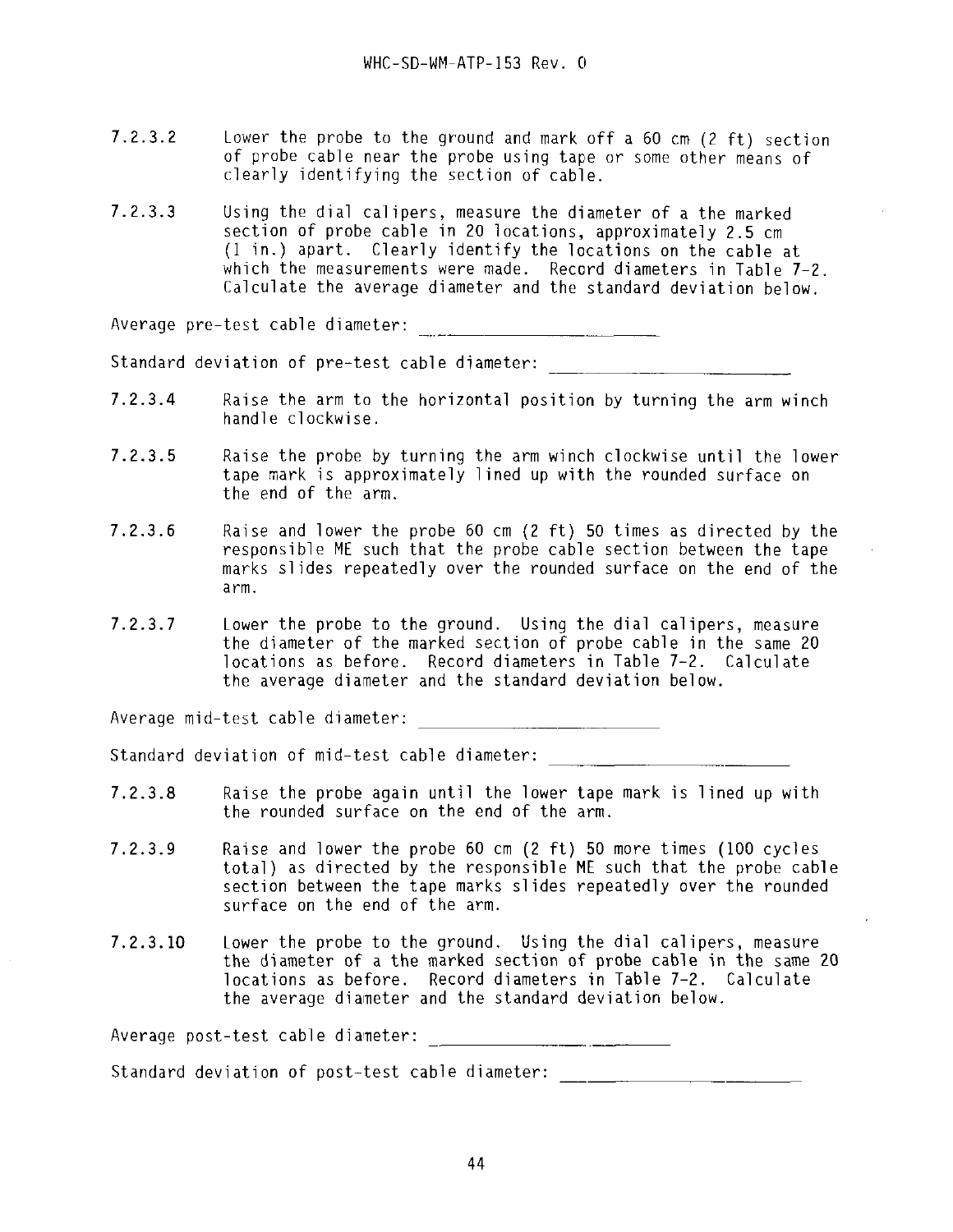7.2.3.2 Lower the probe to the ground and mark off a 60 cm (2 ft) section of probe cable near the probe using tape or some other means of clearly identifying the section of cable.

7.2.3.3 Using the dial calipers, measure the diameter of a the marked section of probe cable in 20 locations, approximately 2.5 cm (1 in.) apart. Clearly identify the locations on the cable at which the measurements were made. Record diameters in Table 7-2. Calculate the average diameter and the standard deviation below.

Average pre-test cable diameter: ______________________

Standard deviation of pre-test cable diameter: ______________________

7.2.3.4 Raise the arm to the horizontal position by turning the arm winch handle clockwise.

7.2.3.5 Raise the probe by turning the arm winch clockwise until the lower tape mark is approximately lined up with the rounded surface on the end of the arm.

7.2.3.6 Raise and lower the probe 60 cm (2 ft) 50 times as directed by the responsible ME such that the probe cable section between the tape marks slides repeatedly over the rounded surface on the end of the arm.

7.2.3.7 Lower the probe to the ground. Using the dial calipers, measure the diameter of the marked section of probe cable in the same 20 locations as before. Record diameters in Table 7-2. Calculate the average diameter and the standard deviation below.

Average mid-test cable diameter: ______________________

Standard deviation of mid-test cable diameter: ______________________

7.2.3.8 Raise the probe again until the lower tape mark is lined up with the rounded surface on the end of the arm.

7.2.3.9 Raise and lower the probe 60 cm (2 ft) 50 more times (100 cycles total) as directed by the responsible ME such that the probe cable section between the tape marks slides repeatedly over the rounded surface on the end of the arm.

7.2.3.10 Lower the probe to the ground. Using the dial calipers, measure the diameter of a the marked section of probe cable in the same 20 locations as before. Record diameters in Table 7-2. Calculate the average diameter and the standard deviation below.

Average post-test cable diameter: ______________________

Standard deviation of post-test cable diameter: ______________________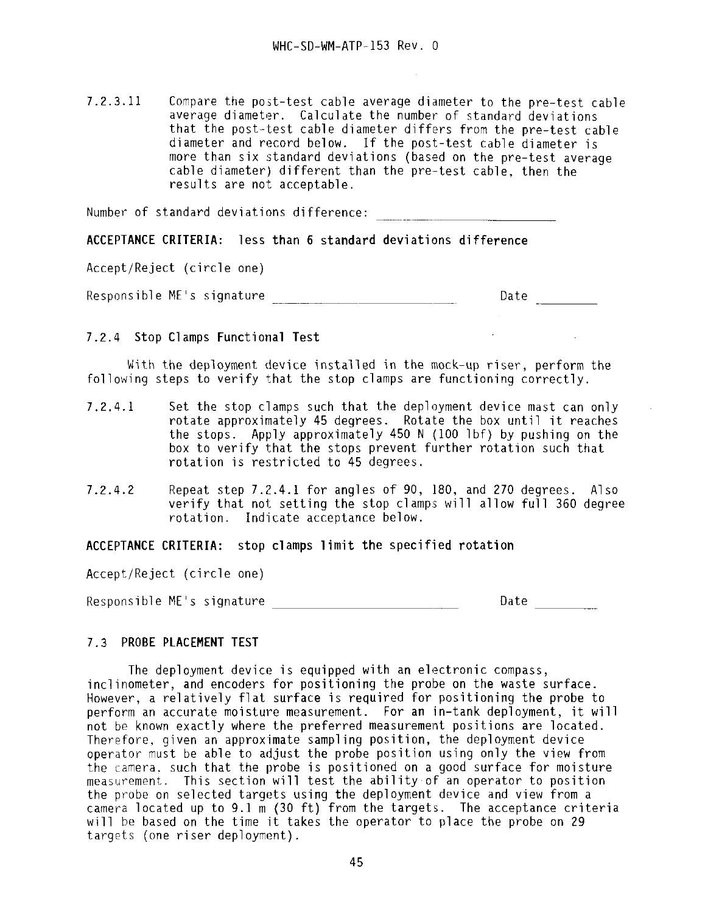7.2.3.11 Compare the post-test cable average diameter to the pre-test cable average diameter. Calculate the number of standard deviations that the post-test cable diameter differs from the pre-test cable diameter and record below. If the post-test cable diameter is more than six standard deviations (based on the pre-test average cable diameter) different than the pre-test cable, then the results are not acceptable.

Number of standard deviations difference: ____________________

**ACCEPTANCE CRITERIA: less than 6 standard deviations difference**

Accept/Reject (circle one)

Responsible ME's signature ____________________ Date ________

### 7.2.4 Stop Clamps Functional Test

With the deployment device installed in the mock-up riser, perform the following steps to verify that the stop clamps are functioning correctly.

7.2.4.1 Set the stop clamps such that the deployment device mast can only rotate approximately 45 degrees. Rotate the box until it reaches the stops. Apply approximately 450 N (100 lbf) by pushing on the box to verify that the stops prevent further rotation such that rotation is restricted to 45 degrees.

7.2.4.2 Repeat step 7.2.4.1 for angles of 90, 180, and 270 degrees. Also verify that not setting the stop clamps will allow full 360 degree rotation. Indicate acceptance below.

**ACCEPTANCE CRITERIA: stop clamps limit the specified rotation**

Accept/Reject (circle one)

Responsible ME's signature ____________________ Date ________

## 7.3 PROBE PLACEMENT TEST

The deployment device is equipped with an electronic compass, inclinometer, and encoders for positioning the probe on the waste surface. However, a relatively flat surface is required for positioning the probe to perform an accurate moisture measurement. For an in-tank deployment, it will not be known exactly where the preferred measurement positions are located. Therefore, given an approximate sampling position, the deployment device operator must be able to adjust the probe position using only the view from the camera. such that the probe is positioned on a good surface for moisture measurement. This section will test the ability of an operator to position the probe on selected targets using the deployment device and view from a camera located up to 9.1 m (30 ft) from the targets. The acceptance criteria will be based on the time it takes the operator to place the probe on 29 targets (one riser deployment).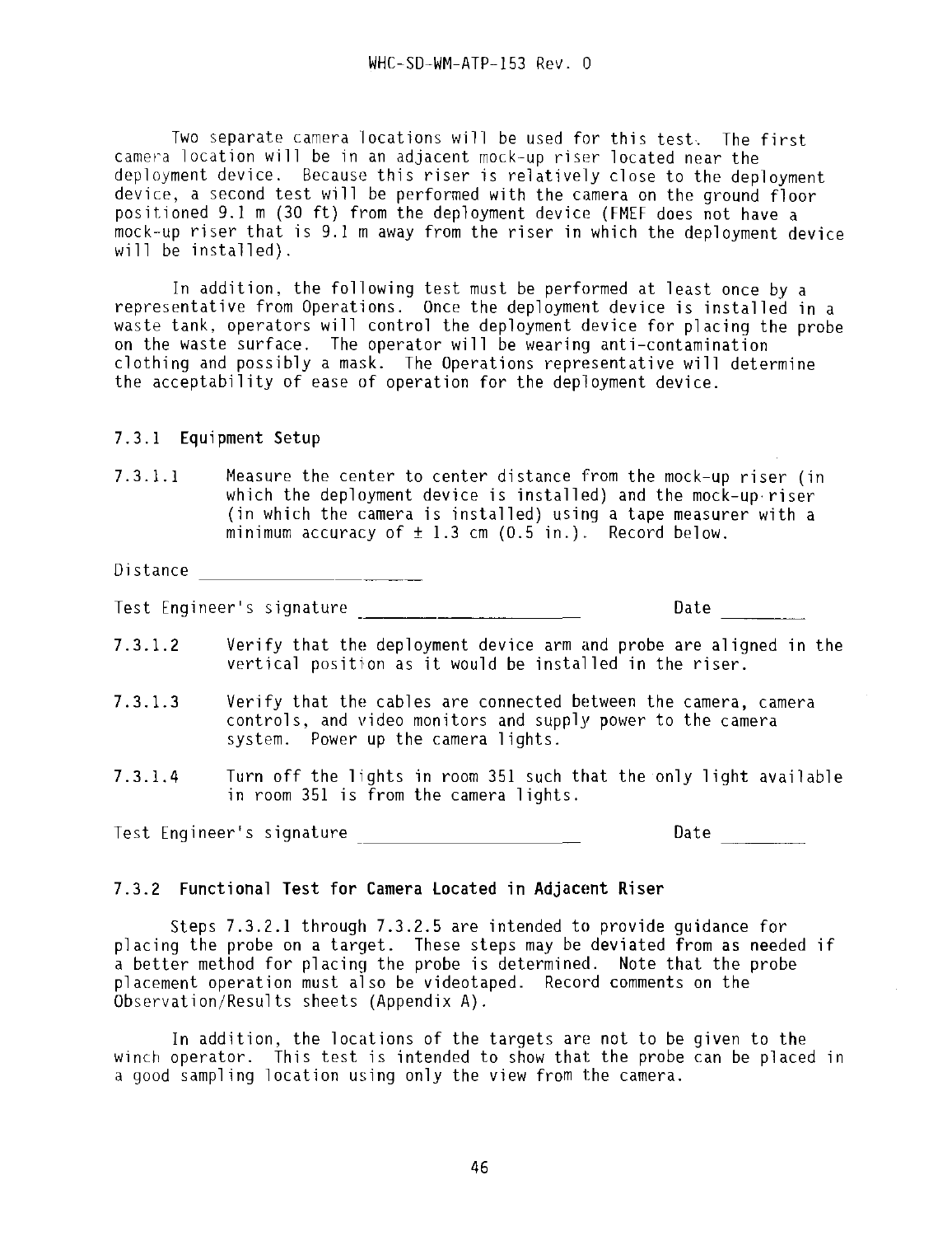Two separate camera locations will be used for this test. The first camera location will be in an adjacent mock-up riser located near the deployment device. Because this riser is relatively close to the deployment device, a second test will be performed with the camera on the ground floor positioned 9.1 m (30 ft) from the deployment device (FMEF does not have a mock-up riser that is 9.1 m away from the riser in which the deployment device will be installed).

In addition, the following test must be performed at least once by a representative from Operations. Once the deployment device is installed in a waste tank, operators will control the deployment device for placing the probe on the waste surface. The operator will be wearing anti-contamination clothing and possibly a mask. The Operations representative will determine the acceptability of ease of operation for the deployment device.

### 7.3.1 Equipment Setup

7.3.1.1 Measure the center to center distance from the mock-up riser (in which the deployment device is installed) and the mock-up riser (in which the camera is installed) using a tape measurer with a minimum accuracy of ± 1.3 cm (0.5 in.). Record below.

Distance ______________________

Test Engineer's signature ______________________ Date ________

7.3.1.2 Verify that the deployment device arm and probe are aligned in the vertical position as it would be installed in the riser.

7.3.1.3 Verify that the cables are connected between the camera, camera controls, and video monitors and supply power to the camera system. Power up the camera lights.

7.3.1.4 Turn off the lights in room 351 such that the only light available in room 351 is from the camera lights.

Test Engineer's signature ______________________ Date ________

### 7.3.2 Functional Test for Camera Located in Adjacent Riser

Steps 7.3.2.1 through 7.3.2.5 are intended to provide guidance for placing the probe on a target. These steps may be deviated from as needed if a better method for placing the probe is determined. Note that the probe placement operation must also be videotaped. Record comments on the Observation/Results sheets (Appendix A).

In addition, the locations of the targets are not to be given to the winch operator. This test is intended to show that the probe can be placed in a good sampling location using only the view from the camera.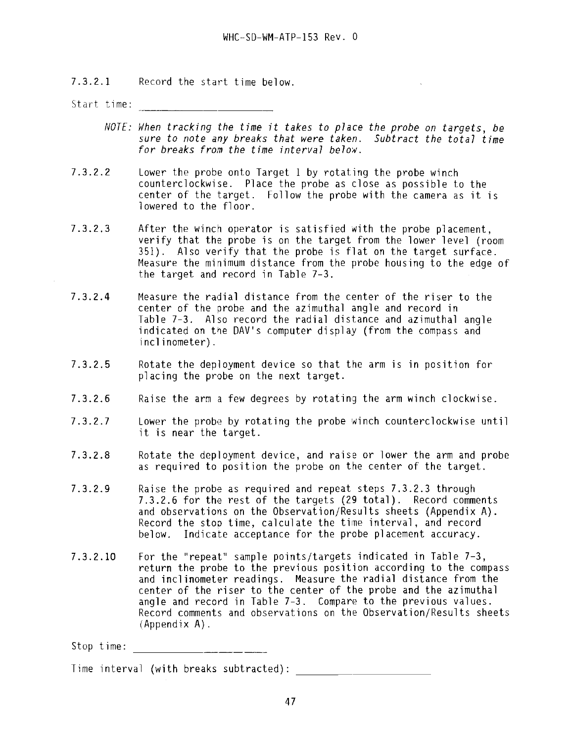7.3.2.1 Record the start time below.

Start time: ______________________

*NOTE: When tracking the time it takes to place the probe on targets, be sure to note any breaks that were taken. Subtract the total time for breaks from the time interval below.*

7.3.2.2 Lower the probe onto Target 1 by rotating the probe winch counterclockwise. Place the probe as close as possible to the center of the target. Follow the probe with the camera as it is lowered to the floor.

7.3.2.3 After the winch operator is satisfied with the probe placement, verify that the probe is on the target from the lower level (room 351). Also verify that the probe is flat on the target surface. Measure the minimum distance from the probe housing to the edge of the target and record in Table 7-3.

7.3.2.4 Measure the radial distance from the center of the riser to the center of the probe and the azimuthal angle and record in Table 7-3. Also record the radial distance and azimuthal angle indicated on the DAV's computer display (from the compass and inclinometer).

7.3.2.5 Rotate the deployment device so that the arm is in position for placing the probe on the next target.

7.3.2.6 Raise the arm a few degrees by rotating the arm winch clockwise.

7.3.2.7 Lower the probe by rotating the probe winch counterclockwise until it is near the target.

7.3.2.8 Rotate the deployment device, and raise or lower the arm and probe as required to position the probe on the center of the target.

7.3.2.9 Raise the probe as required and repeat steps 7.3.2.3 through 7.3.2.6 for the rest of the targets (29 total). Record comments and observations on the Observation/Results sheets (Appendix A). Record the stop time, calculate the time interval, and record below. Indicate acceptance for the probe placement accuracy.

7.3.2.10 For the "repeat" sample points/targets indicated in Table 7-3, return the probe to the previous position according to the compass and inclinometer readings. Measure the radial distance from the center of the riser to the center of the probe and the azimuthal angle and record in Table 7-3. Compare to the previous values. Record comments and observations on the Observation/Results sheets (Appendix A).

Stop time: ______________________

Time interval (with breaks subtracted): ______________________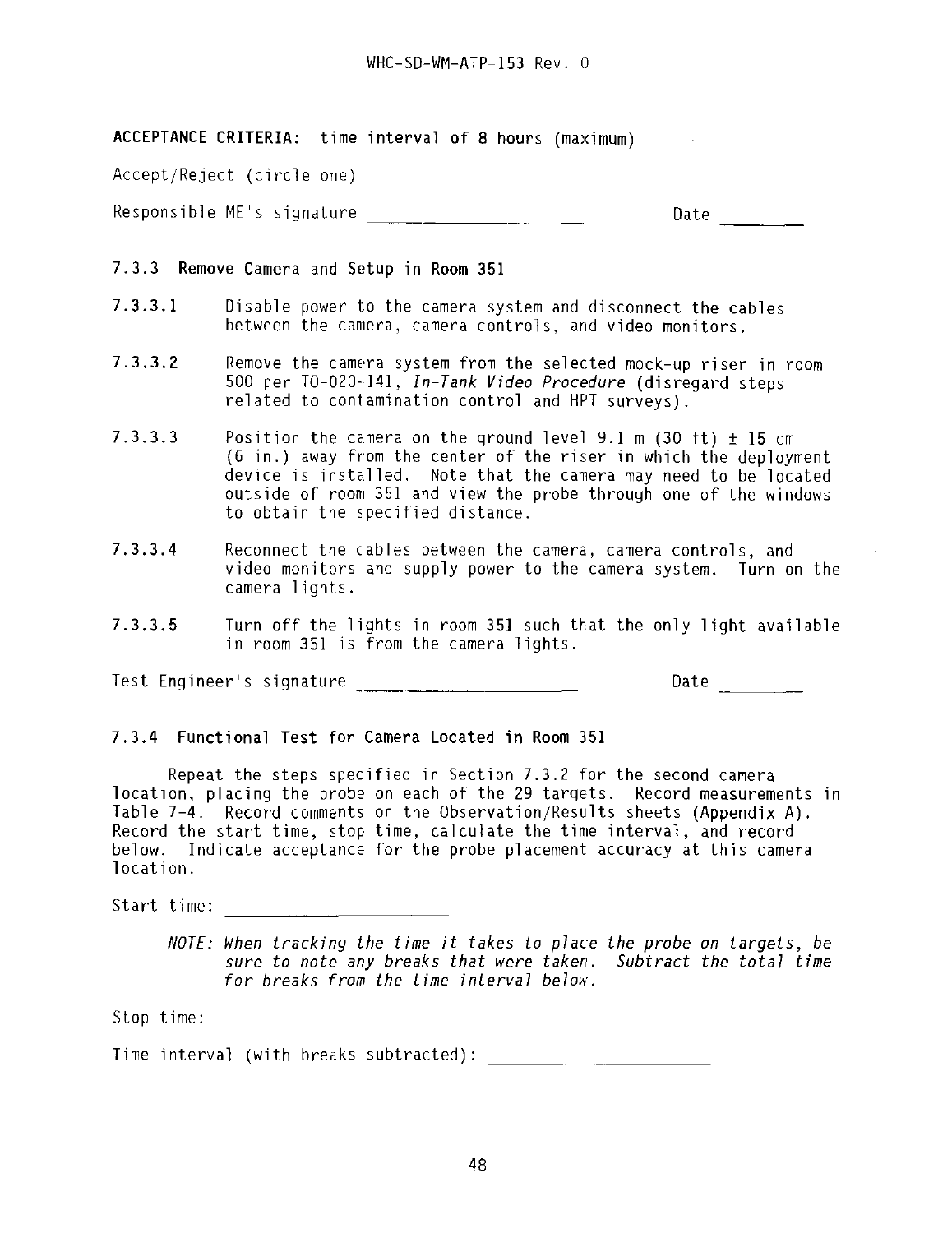**ACCEPTANCE CRITERIA:** time interval of 8 hours (maximum)

Accept/Reject (circle one)

Responsible ME's signature ____________________ Date ________

### 7.3.3 Remove Camera and Setup in Room 351

7.3.3.1 Disable power to the camera system and disconnect the cables between the camera, camera controls, and video monitors.

7.3.3.2 Remove the camera system from the selected mock-up riser in room 500 per TO-020-141, *In-Tank Video Procedure* (disregard steps related to contamination control and HPT surveys).

7.3.3.3 Position the camera on the ground level 9.1 m (30 ft) ± 15 cm (6 in.) away from the center of the riser in which the deployment device is installed. Note that the camera may need to be located outside of room 351 and view the probe through one of the windows to obtain the specified distance.

7.3.3.4 Reconnect the cables between the camera, camera controls, and video monitors and supply power to the camera system. Turn on the camera lights.

7.3.3.5 Turn off the lights in room 351 such that the only light available in room 351 is from the camera lights.

Test Engineer's signature ____________________ Date ________

### 7.3.4 Functional Test for Camera Located in Room 351

Repeat the steps specified in Section 7.3.2 for the second camera location, placing the probe on each of the 29 targets. Record measurements in Table 7-4. Record comments on the Observation/Results sheets (Appendix A). Record the start time, stop time, calculate the time interval, and record below. Indicate acceptance for the probe placement accuracy at this camera location.

Start time: ____________________

*NOTE: When tracking the time it takes to place the probe on targets, be sure to note any breaks that were taken. Subtract the total time for breaks from the time interval below.*

Stop time: ____________________

Time interval (with breaks subtracted): ____________________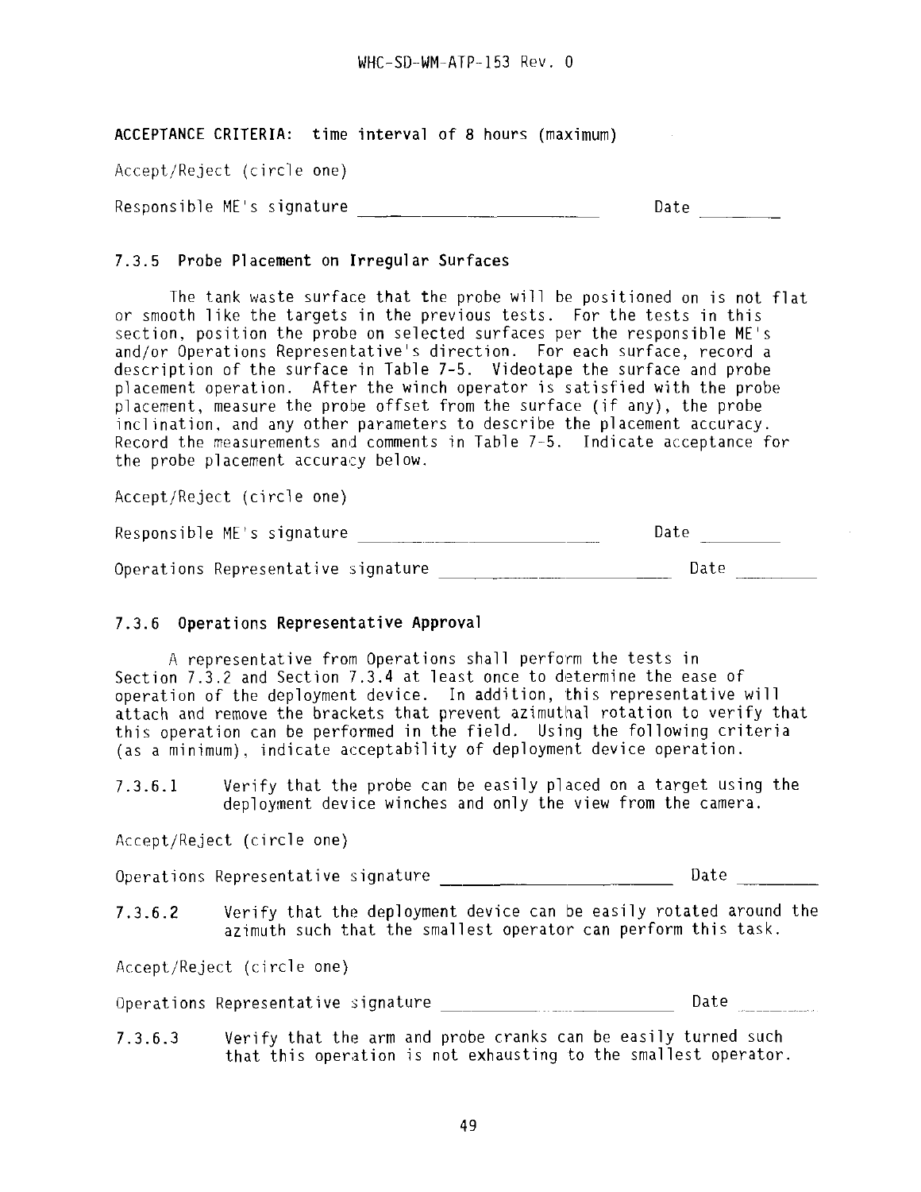**ACCEPTANCE CRITERIA:** time interval of 8 hours (maximum)

Accept/Reject (circle one)

Responsible ME's signature ________________________ Date ________

### 7.3.5 Probe Placement on Irregular Surfaces

The tank waste surface that the probe will be positioned on is not flat or smooth like the targets in the previous tests. For the tests in this section, position the probe on selected surfaces per the responsible ME's and/or Operations Representative's direction. For each surface, record a description of the surface in Table 7-5. Videotape the surface and probe placement operation. After the winch operator is satisfied with the probe placement, measure the probe offset from the surface (if any), the probe inclination, and any other parameters to describe the placement accuracy. Record the measurements and comments in Table 7-5. Indicate acceptance for the probe placement accuracy below.

Accept/Reject (circle one)

Responsible ME's signature ________________________ Date ________

Operations Representative signature ________________________ Date ________

### 7.3.6 Operations Representative Approval

A representative from Operations shall perform the tests in Section 7.3.2 and Section 7.3.4 at least once to determine the ease of operation of the deployment device. In addition, this representative will attach and remove the brackets that prevent azimuthal rotation to verify that this operation can be performed in the field. Using the following criteria (as a minimum), indicate acceptability of deployment device operation.

7.3.6.1 Verify that the probe can be easily placed on a target using the deployment device winches and only the view from the camera.

Accept/Reject (circle one)

Operations Representative signature ________________________ Date ________

7.3.6.2 Verify that the deployment device can be easily rotated around the azimuth such that the smallest operator can perform this task.

Accept/Reject (circle one)

Operations Representative signature ________________________ Date ________

7.3.6.3 Verify that the arm and probe cranks can be easily turned such that this operation is not exhausting to the smallest operator.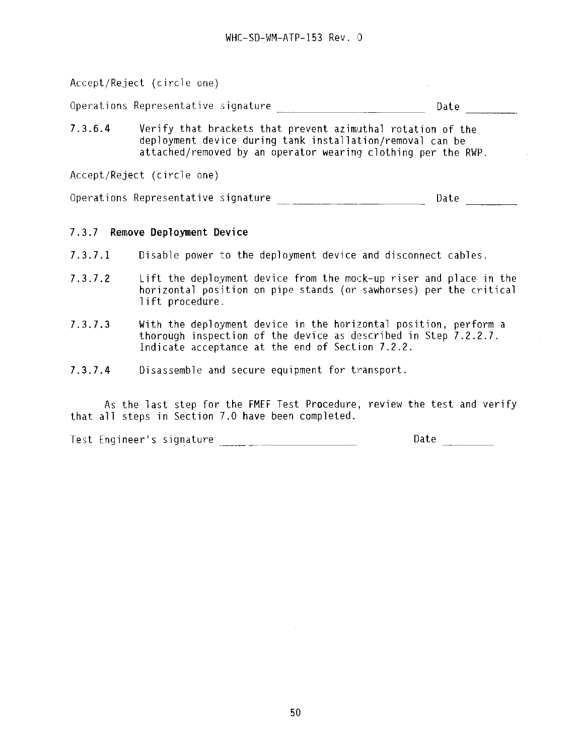Accept/Reject (circle one)

Operations Representative signature ______________________ Date ________

7.3.6.4 Verify that brackets that prevent azimuthal rotation of the deployment device during tank installation/removal can be attached/removed by an operator wearing clothing per the RWP.

Accept/Reject (circle one)

Operations Representative signature ______________________ Date ________

### 7.3.7 Remove Deployment Device

7.3.7.1 Disable power to the deployment device and disconnect cables.

7.3.7.2 Lift the deployment device from the mock-up riser and place in the horizontal position on pipe stands (or sawhorses) per the critical lift procedure.

7.3.7.3 With the deployment device in the horizontal position, perform a thorough inspection of the device as described in Step 7.2.2.7. Indicate acceptance at the end of Section 7.2.2.

7.3.7.4 Disassemble and secure equipment for transport.

As the last step for the FMEF Test Procedure, review the test and verify that all steps in Section 7.0 have been completed.

Test Engineer's signature ______________________ Date ________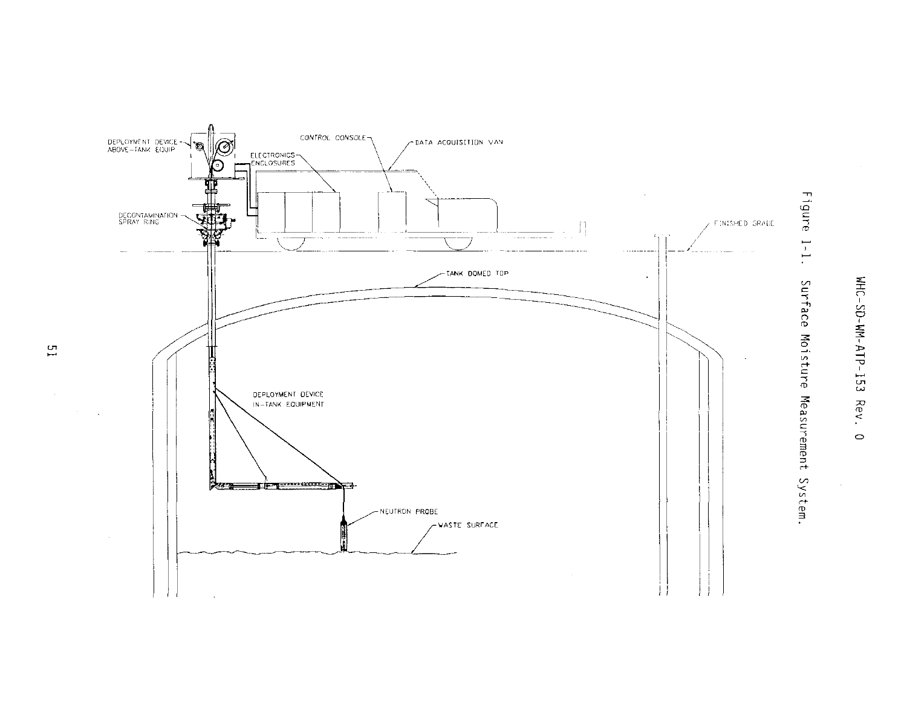DEPLOYMENT DEVICE ABOVE-TANK EQUIP

CONTROL CONSOLE

DATA ACQUISITION VAN

ELECTRONICS ENCLOSURES

DECONTAMINATION SPRAY RING

FINISHED GRADE

TANK DOMED TOP

DEPLOYMENT DEVICE IN-TANK EQUIPMENT

NEUTRON PROBE

WASTE SURFACE

Figure 1-1. Surface Moisture Measurement System.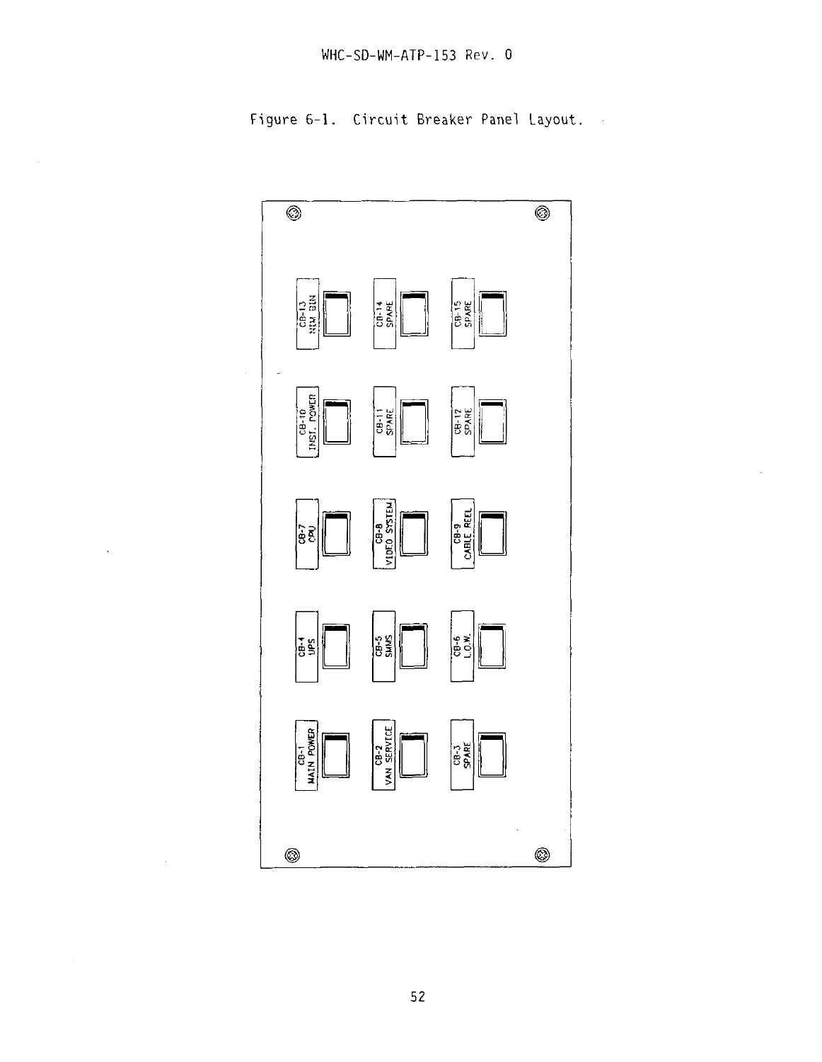Figure 6-1. Circuit Breaker Panel Layout.

CB-13 NIM BIN

CB-14 SPARE

CB-15 SPARE

CB-10 INST. POWER

CB-11 SPARE

CB-12 SPARE

CB-7 CPU

CB-8 VIDEO SYSTEM

CB-9 CABLE REEL

CB-4 UPS

CB-5 SWMS

CB-6 L.O.W.

CB-1 MAIN POWER

CB-2 VAN SERVICE

CB-3 SPARE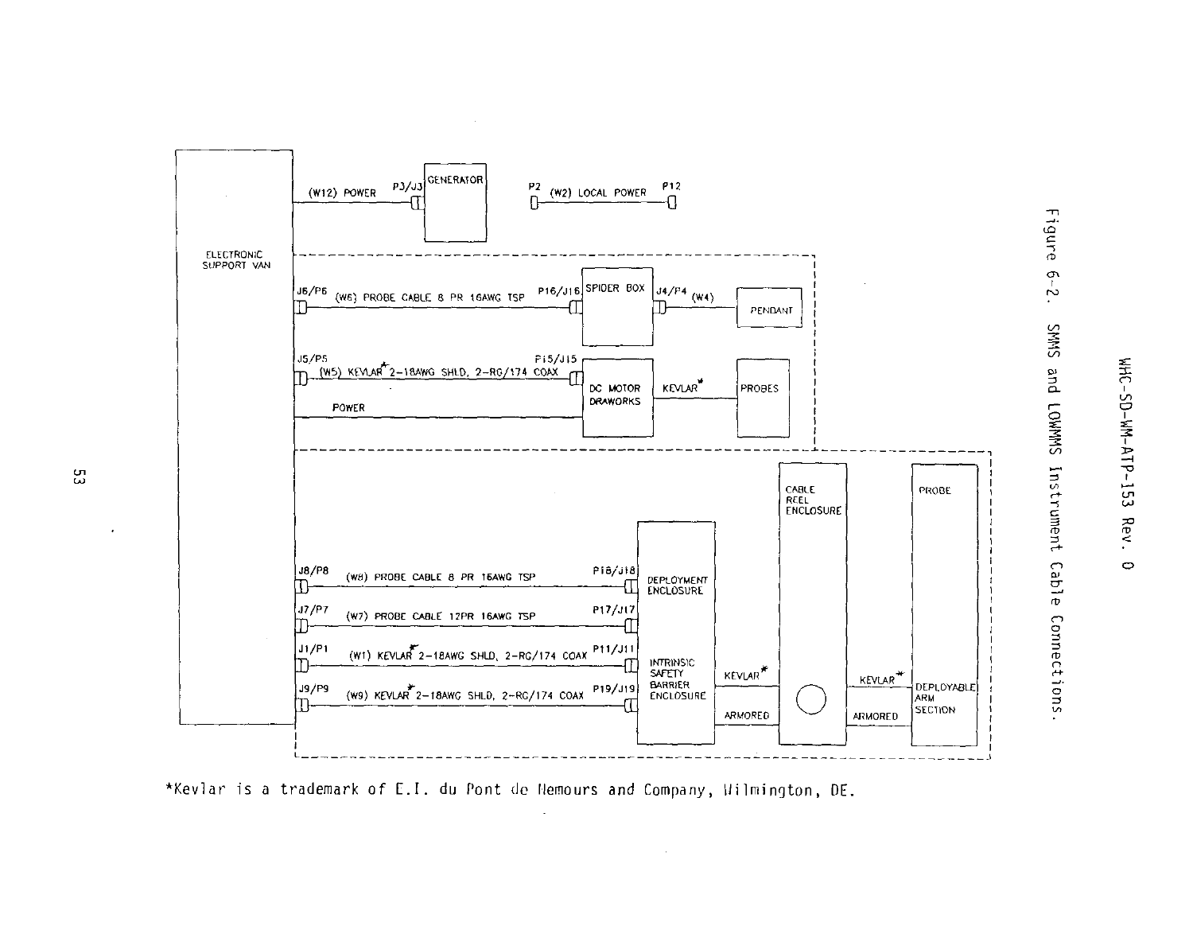ELECTRONIC SUPPORT VAN

(W12) POWER P3/J3 GENERATOR

P2 (W2) LOCAL POWER P12

J6/P6 (W6) PROBE CABLE 8 PR 16AWG TSP P16/J16 SPIDER BOX J4/P4 (W4) PENDANT

J5/P5 (W5) KEVLAR* 2-18AWG SHLD, 2-RG/174 COAX P15/J15 DC MOTOR DRAWORKS KEVLAR* PROBES

POWER

CABLE REEL ENCLOSURE

PROBE

J8/P8 (W8) PROBE CABLE 8 PR 16AWG TSP P18/J18 DEPLOYMENT ENCLOSURE

J7/P7 (W7) PROBE CABLE 12PR 16AWG TSP P17/J17

J1/P1 (W1) KEVLAR* 2-18AWG SHLD, 2-RG/174 COAX P11/J11 INTRINSIC SAFETY BARRIER ENCLOSURE

J9/P9 (W9) KEVLAR* 2-18AWG SHLD, 2-RG/174 COAX P19/J19

KEVLAR* ARMORED KEVLAR* ARMORED DEPLOYABLE ARM SECTION

*Kevlar is a trademark of E.I. du Pont de Nemours and Company, Wilmington, DE.

Figure 6-2. SMMS and LOWMMS Instrument Cable Connections.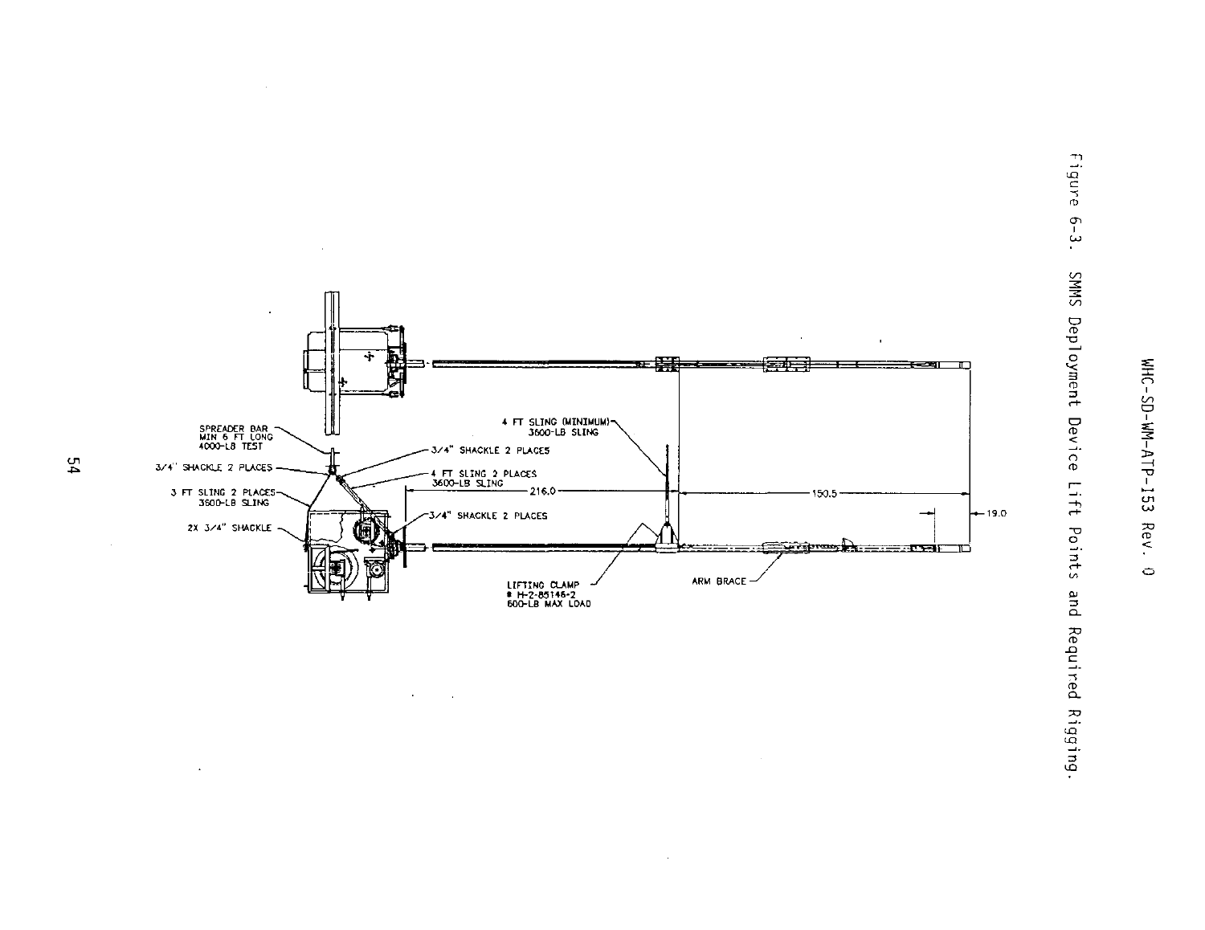SPREADER BAR
MIN 6 FT LONG
4000-LB TEST

3/4" SHACKLE 2 PLACES

3 FT SLING 2 PLACES
3600-LB SLING

2X 3/4" SHACKLE

3/4" SHACKLE 2 PLACES

4 FT SLING 2 PLACES
3600-LB SLING

3/4" SHACKLE 2 PLACES

4 FT SLING (MINIMUM)
3600-LB SLING

216.0

150.5

19.0

LIFTING CLAMP
# H-2-85146-2
600-LB MAX LOAD

ARM BRACE

Figure 6-3. SMMS Deployment Device Lift Points and Required Rigging.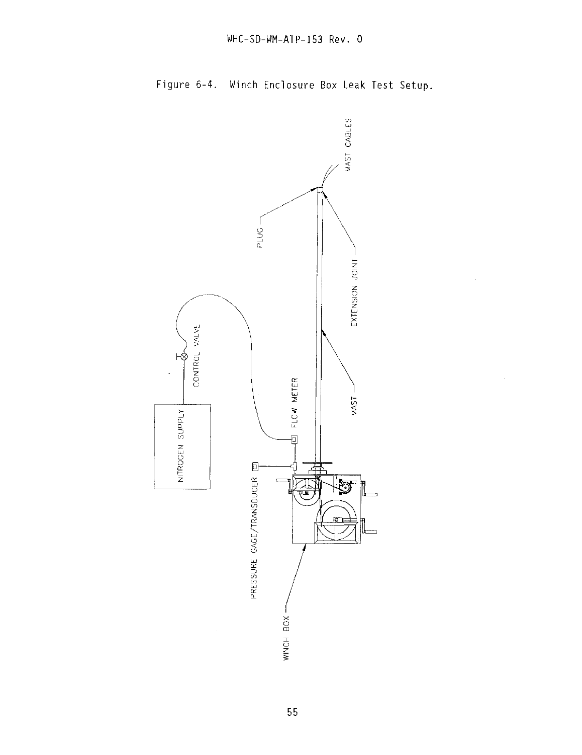Figure 6-4. Winch Enclosure Box Leak Test Setup.

NITROGEN SUPPLY

CONTROL VALVE

FLOW METER

PRESSURE GAGE/TRANSDUCER

WINCH BOX

MAST

EXTENSION JOINT

PLUG

MAST CABLES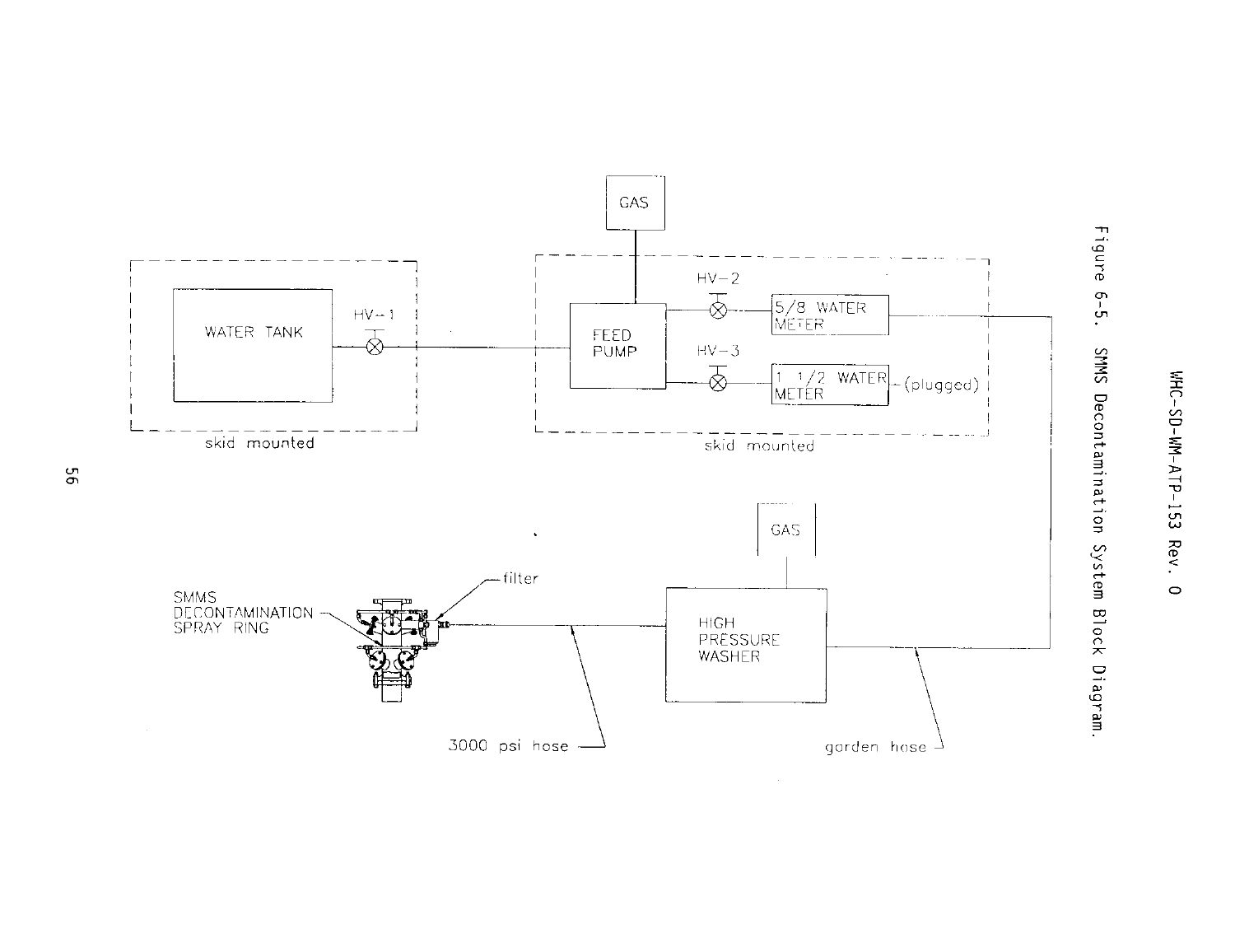GAS

WATER TANK

HV-1

skid mounted

FEED PUMP

HV-2

5/8 WATER METER

HV-3

1 1/2 WATER METER

(plugged)

skid mounted

GAS

SMMS DECONTAMINATION SPRAY RING

filter

HIGH PRESSURE WASHER

3000 psi hose

garden hose

Figure 6-5. SMMS Decontamination System Block Diagram.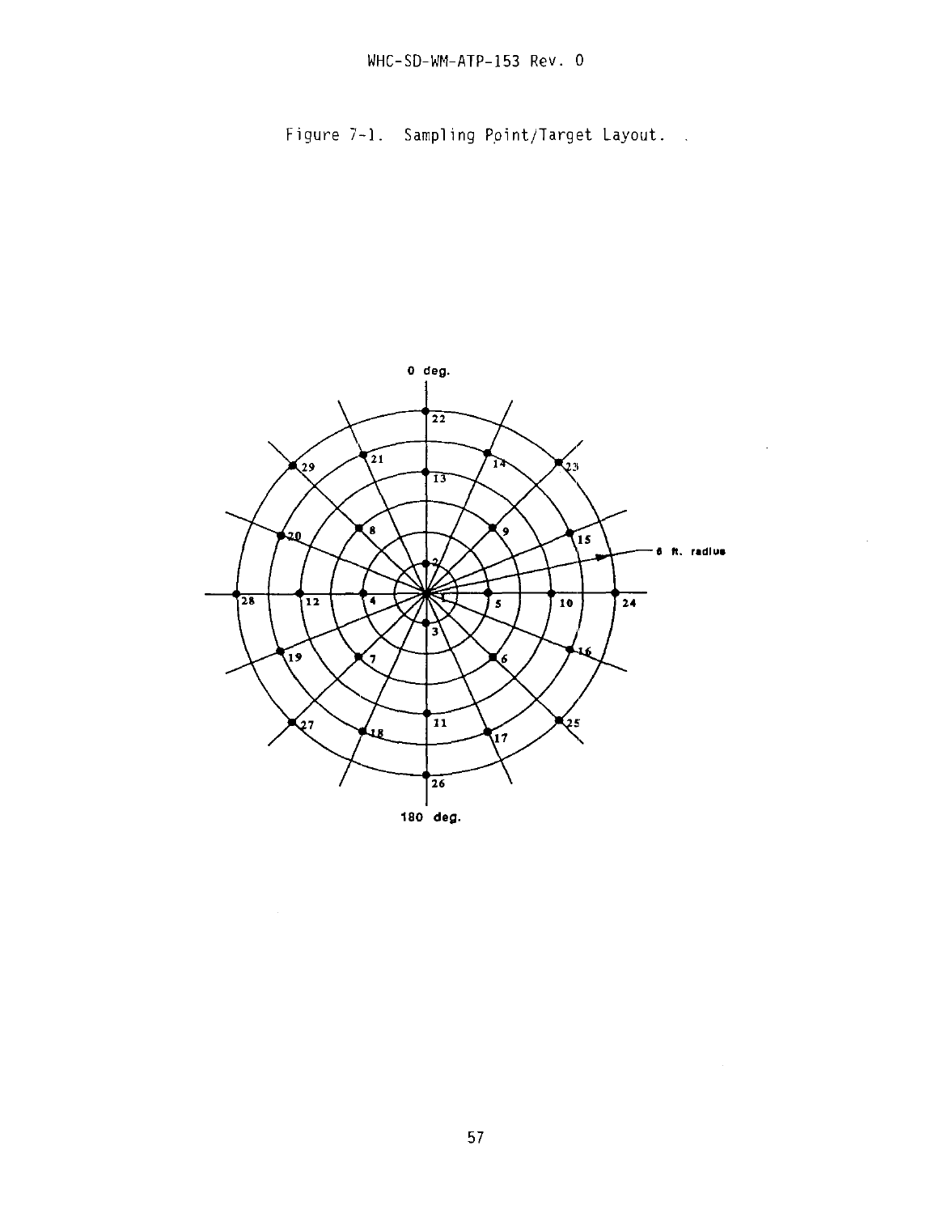Figure 7-1. Sampling Point/Target Layout.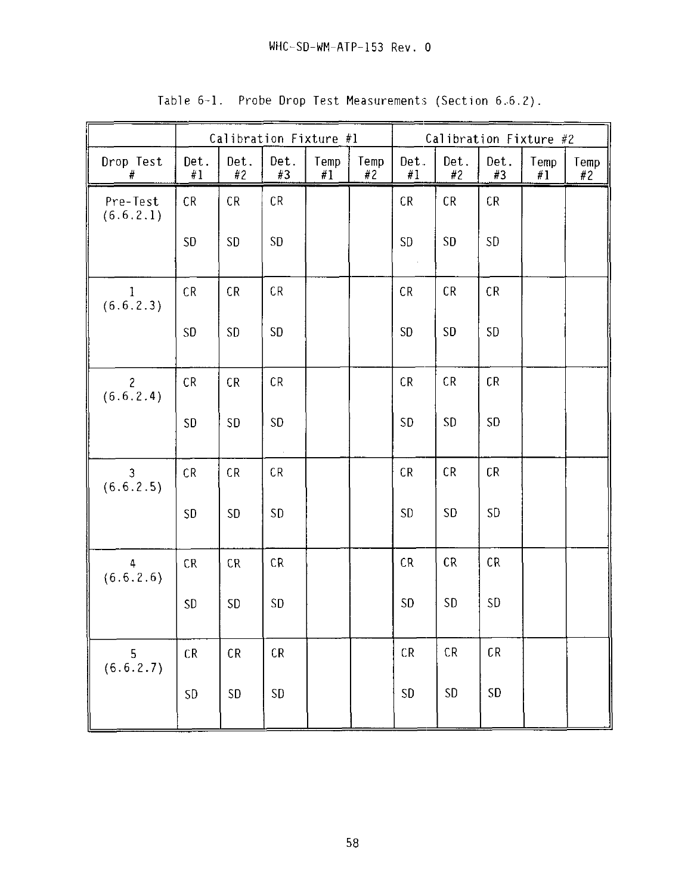Table 6-1. Probe Drop Test Measurements (Section 6.6.2).

| | Calibration Fixture #1 | | | | | Calibration Fixture #2 | | | | |
|---|---|---|---|---|---|---|---|---|---|---|
| Drop Test # | Det. #1 | Det. #2 | Det. #3 | Temp #1 | Temp #2 | Det. #1 | Det. #2 | Det. #3 | Temp #1 | Temp #2 |
| Pre-Test (6.6.2.1) | CR | CR | CR | | | CR | CR | CR | | |
| | SD | SD | SD | | | SD | SD | SD | | |
| 1 (6.6.2.3) | CR | CR | CR | | | CR | CR | CR | | |
| | SD | SD | SD | | | SD | SD | SD | | |
| 2 (6.6.2.4) | CR | CR | CR | | | CR | CR | CR | | |
| | SD | SD | SD | | | SD | SD | SD | | |
| 3 (6.6.2.5) | CR | CR | CR | | | CR | CR | CR | | |
| | SD | SD | SD | | | SD | SD | SD | | |
| 4 (6.6.2.6) | CR | CR | CR | | | CR | CR | CR | | |
| | SD | SD | SD | | | SD | SD | SD | | |
| 5 (6.6.2.7) | CR | CR | CR | | | CR | CR | CR | | |
| | SD | SD | SD | | | SD | SD | SD | | |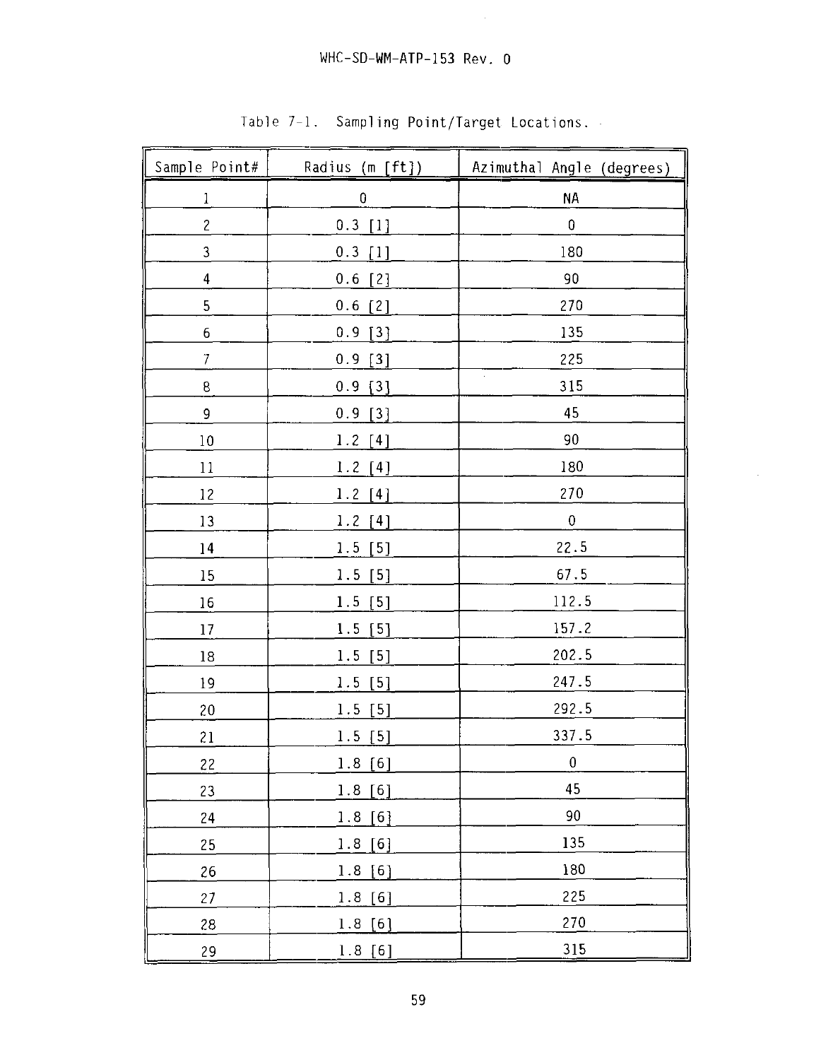Table 7-1. Sampling Point/Target Locations.

| Sample Point# | Radius (m [ft]) | Azimuthal Angle (degrees) |
|---|---|---|
| 1 | 0 | NA |
| 2 | 0.3 [1] | 0 |
| 3 | 0.3 [1] | 180 |
| 4 | 0.6 [2] | 90 |
| 5 | 0.6 [2] | 270 |
| 6 | 0.9 [3] | 135 |
| 7 | 0.9 [3] | 225 |
| 8 | 0.9 [3] | 315 |
| 9 | 0.9 [3] | 45 |
| 10 | 1.2 [4] | 90 |
| 11 | 1.2 [4] | 180 |
| 12 | 1.2 [4] | 270 |
| 13 | 1.2 [4] | 0 |
| 14 | 1.5 [5] | 22.5 |
| 15 | 1.5 [5] | 67.5 |
| 16 | 1.5 [5] | 112.5 |
| 17 | 1.5 [5] | 157.2 |
| 18 | 1.5 [5] | 202.5 |
| 19 | 1.5 [5] | 247.5 |
| 20 | 1.5 [5] | 292.5 |
| 21 | 1.5 [5] | 337.5 |
| 22 | 1.8 [6] | 0 |
| 23 | 1.8 [6] | 45 |
| 24 | 1.8 [6] | 90 |
| 25 | 1.8 [6] | 135 |
| 26 | 1.8 [6] | 180 |
| 27 | 1.8 [6] | 225 |
| 28 | 1.8 [6] | 270 |
| 29 | 1.8 [6] | 315 |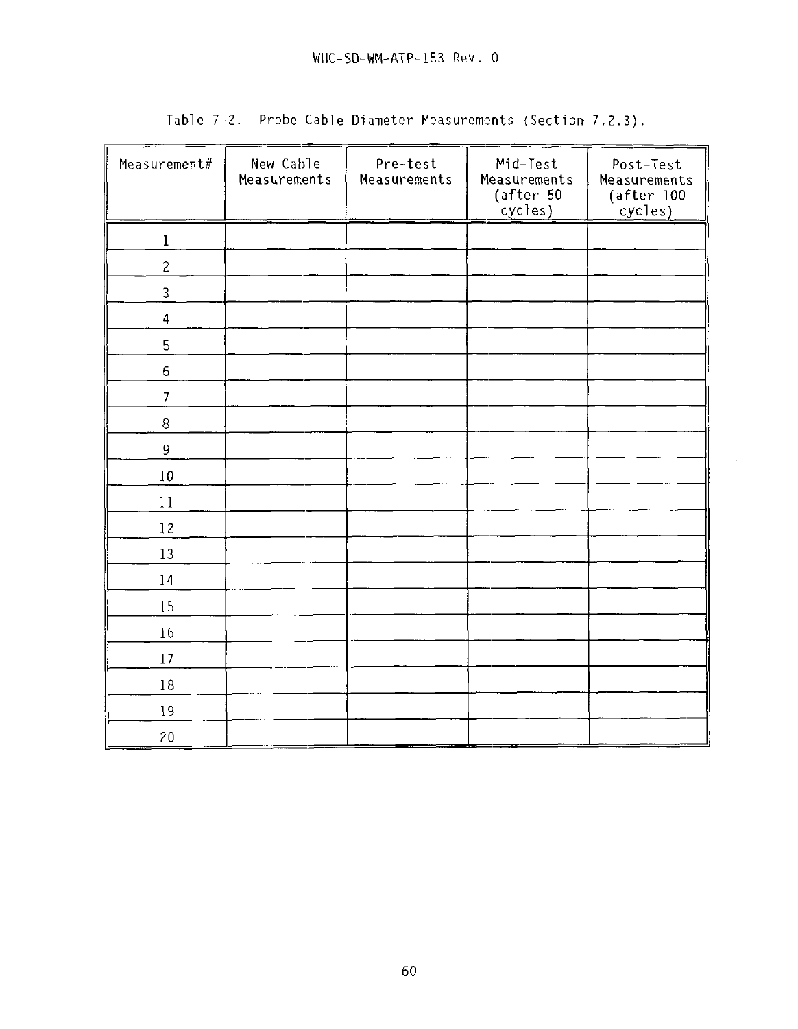Table 7-2. Probe Cable Diameter Measurements (Section 7.2.3).

| Measurement# | New Cable Measurements | Pre-test Measurements | Mid-Test Measurements (after 50 cycles) | Post-Test Measurements (after 100 cycles) |
|---|---|---|---|---|
| 1 | | | | |
| 2 | | | | |
| 3 | | | | |
| 4 | | | | |
| 5 | | | | |
| 6 | | | | |
| 7 | | | | |
| 8 | | | | |
| 9 | | | | |
| 10 | | | | |
| 11 | | | | |
| 12 | | | | |
| 13 | | | | |
| 14 | | | | |
| 15 | | | | |
| 16 | | | | |
| 17 | | | | |
| 18 | | | | |
| 19 | | | | |
| 20 | | | | |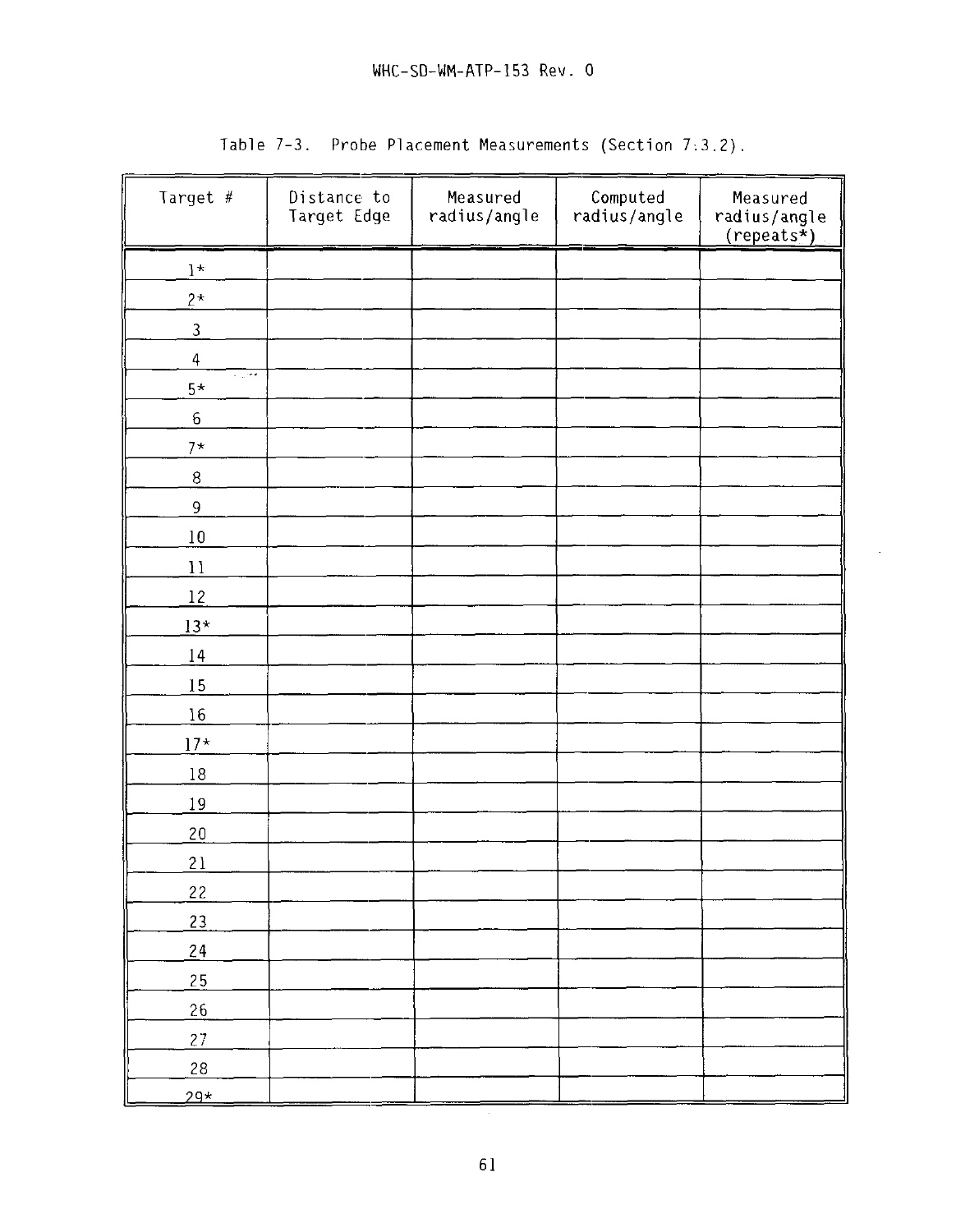Table 7-3. Probe Placement Measurements (Section 7.3.2).

| Target # | Distance to Target Edge | Measured radius/angle | Computed radius/angle | Measured radius/angle (repeats*) |
|---|---|---|---|---|
| 1* | | | | |
| 2* | | | | |
| 3 | | | | |
| 4 | | | | |
| 5* | | | | |
| 6 | | | | |
| 7* | | | | |
| 8 | | | | |
| 9 | | | | |
| 10 | | | | |
| 11 | | | | |
| 12 | | | | |
| 13* | | | | |
| 14 | | | | |
| 15 | | | | |
| 16 | | | | |
| 17* | | | | |
| 18 | | | | |
| 19 | | | | |
| 20 | | | | |
| 21 | | | | |
| 22 | | | | |
| 23 | | | | |
| 24 | | | | |
| 25 | | | | |
| 26 | | | | |
| 27 | | | | |
| 28 | | | | |
| 29* | | | | |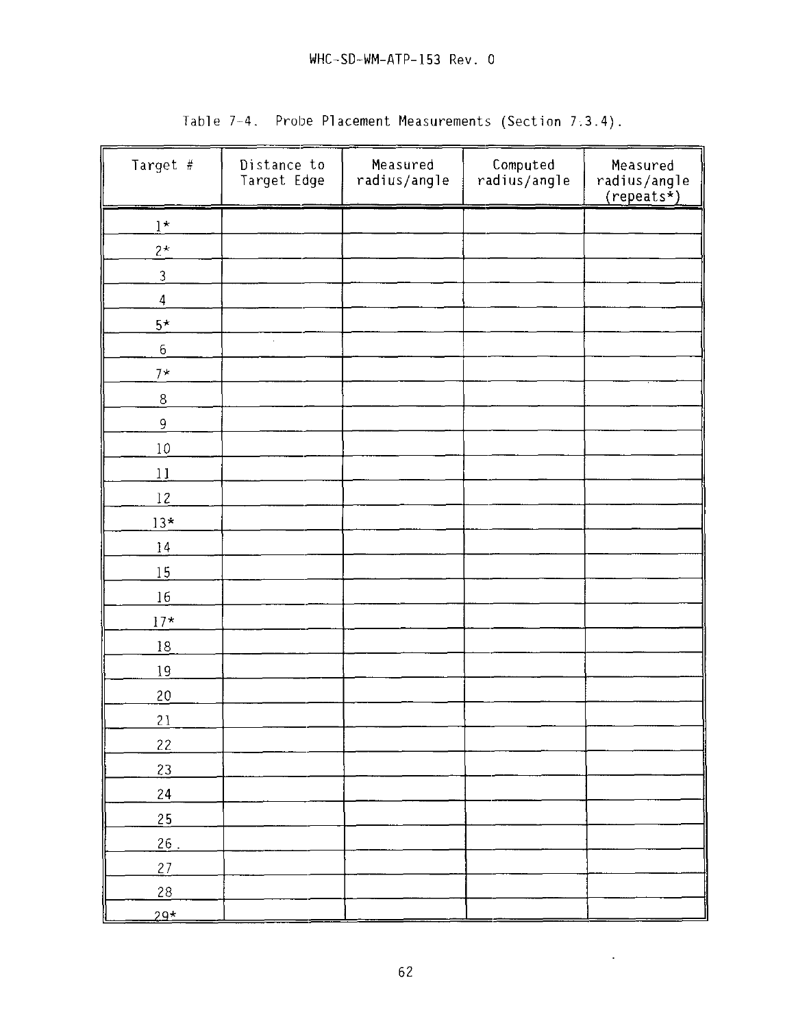Table 7-4. Probe Placement Measurements (Section 7.3.4).

| Target # | Distance to Target Edge | Measured radius/angle | Computed radius/angle | Measured radius/angle (repeats*) |
|---|---|---|---|---|
| 1* | | | | |
| 2* | | | | |
| 3 | | | | |
| 4 | | | | |
| 5* | | | | |
| 6 | | | | |
| 7* | | | | |
| 8 | | | | |
| 9 | | | | |
| 10 | | | | |
| 11 | | | | |
| 12 | | | | |
| 13* | | | | |
| 14 | | | | |
| 15 | | | | |
| 16 | | | | |
| 17* | | | | |
| 18 | | | | |
| 19 | | | | |
| 20 | | | | |
| 21 | | | | |
| 22 | | | | |
| 23 | | | | |
| 24 | | | | |
| 25 | | | | |
| 26 | | | | |
| 27 | | | | |
| 28 | | | | |
| 29* | | | | |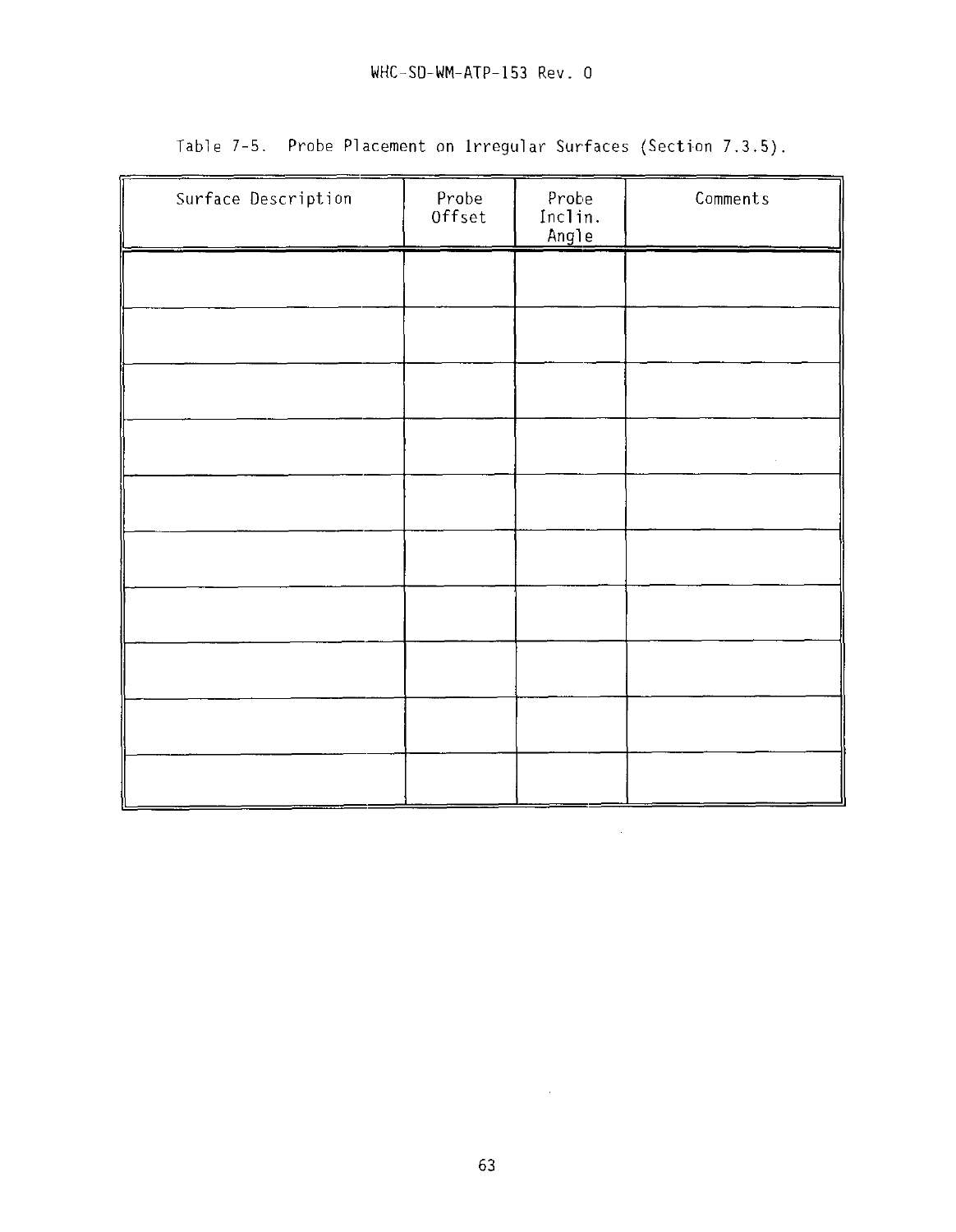Table 7-5. Probe Placement on Irregular Surfaces (Section 7.3.5).

| Surface Description | Probe Offset | Probe Inclin. Angle | Comments |
|---|---|---|---|
| | | | |
| | | | |
| | | | |
| | | | |
| | | | |
| | | | |
| | | | |
| | | | |
| | | | |
| | | | |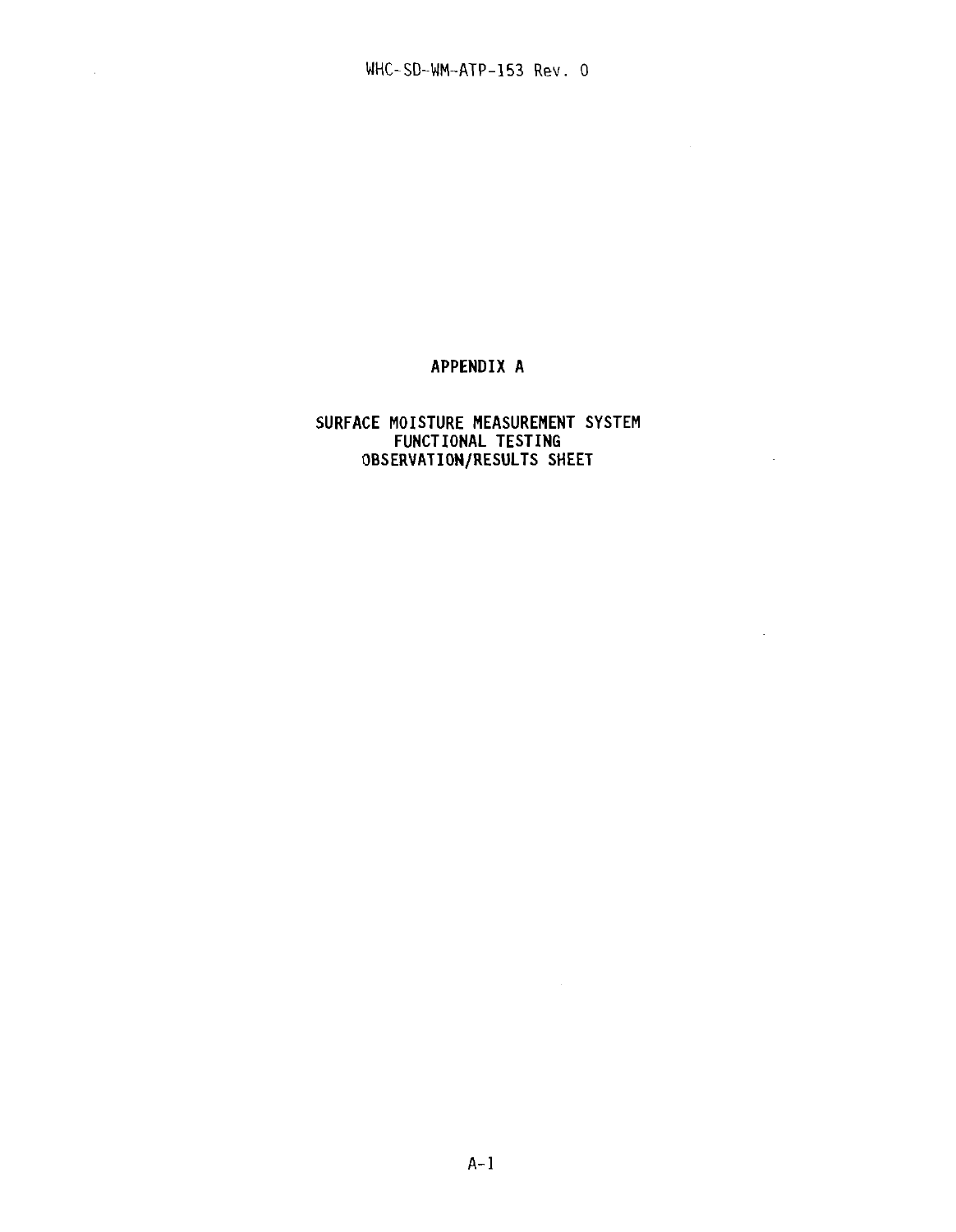# APPENDIX A

## SURFACE MOISTURE MEASUREMENT SYSTEM FUNCTIONAL TESTING OBSERVATION/RESULTS SHEET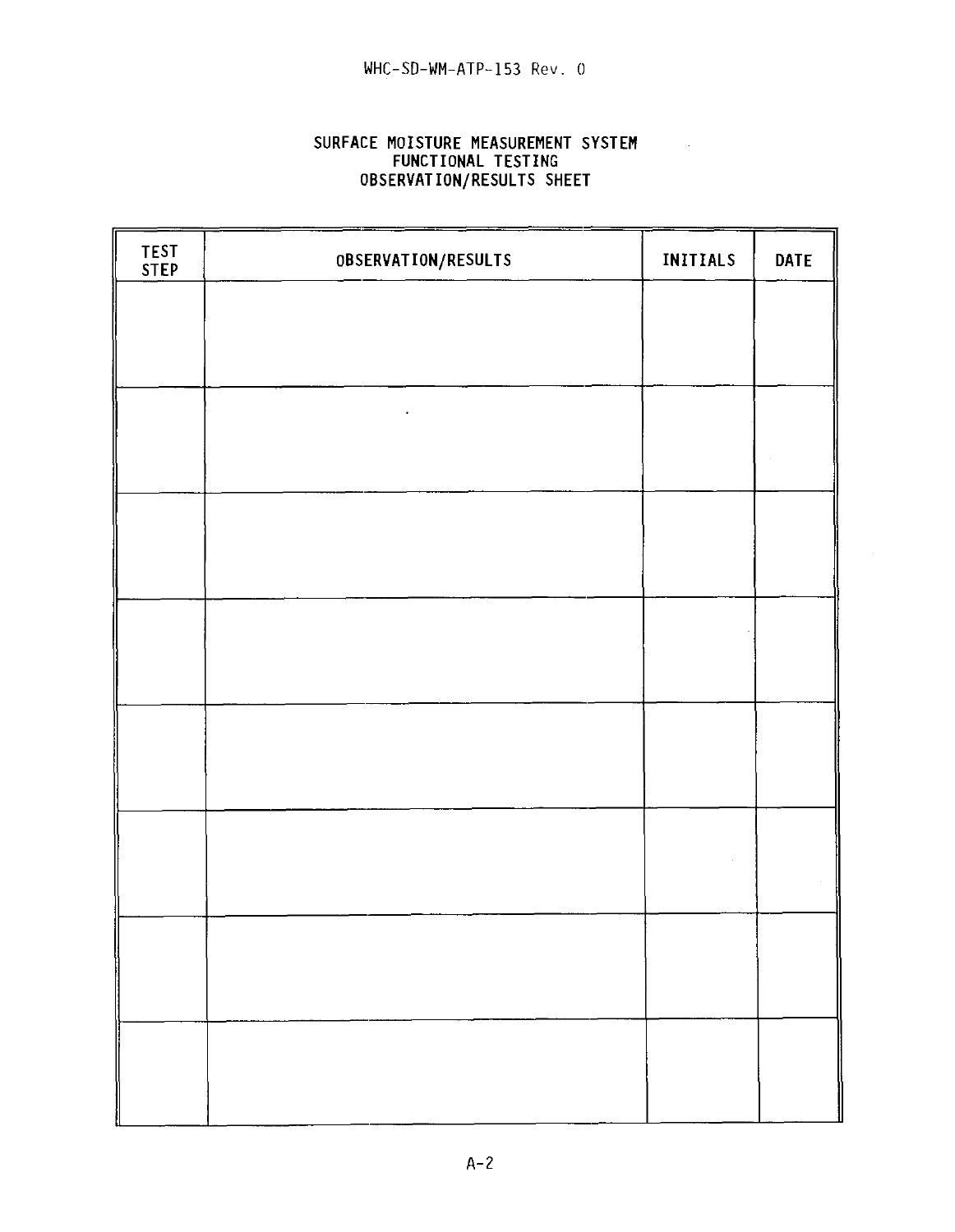# SURFACE MOISTURE MEASUREMENT SYSTEM
# FUNCTIONAL TESTING
# OBSERVATION/RESULTS SHEET

| TEST STEP | OBSERVATION/RESULTS | INITIALS | DATE |
|---|---|---|---|
| | | | |
| | | | |
| | | | |
| | | | |
| | | | |
| | | | |
| | | | |
| | | | |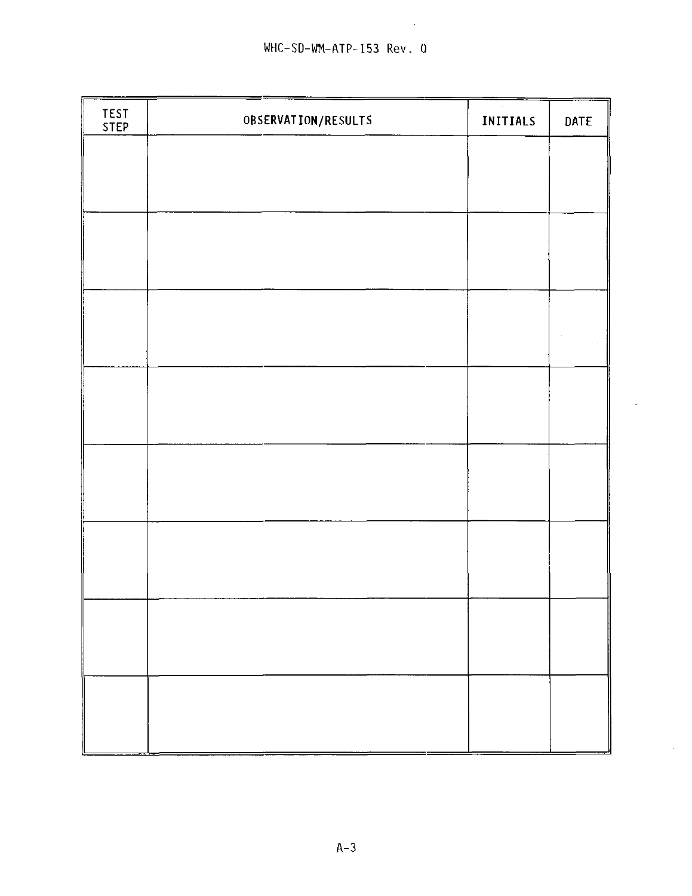| TEST STEP | OBSERVATION/RESULTS | INITIALS | DATE |
|---|---|---|---|
| | | | |
| | | | |
| | | | |
| | | | |
| | | | |
| | | | |
| | | | |
| | | | |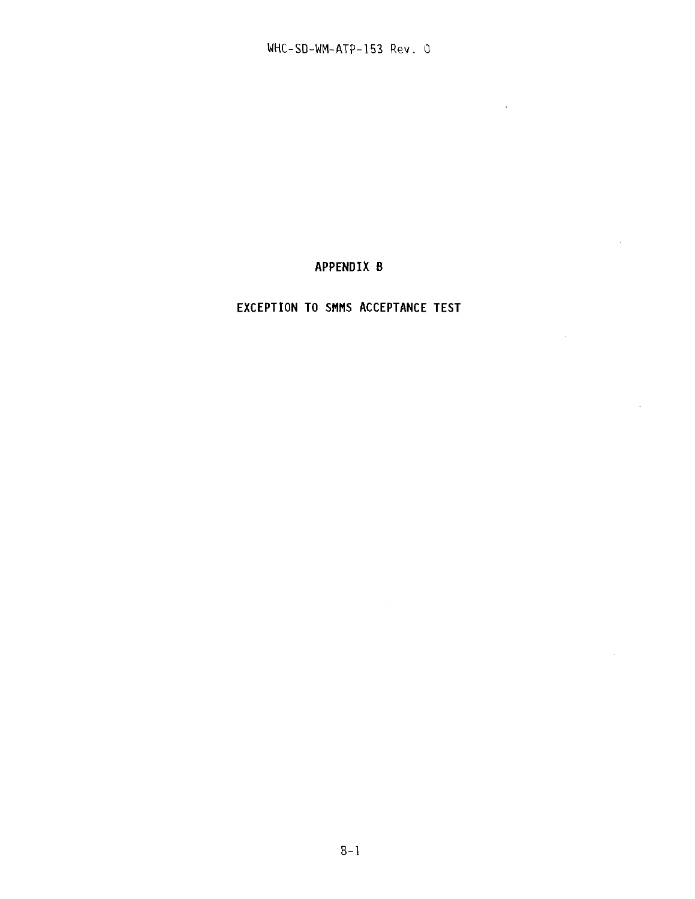# APPENDIX B

# EXCEPTION TO SMMS ACCEPTANCE TEST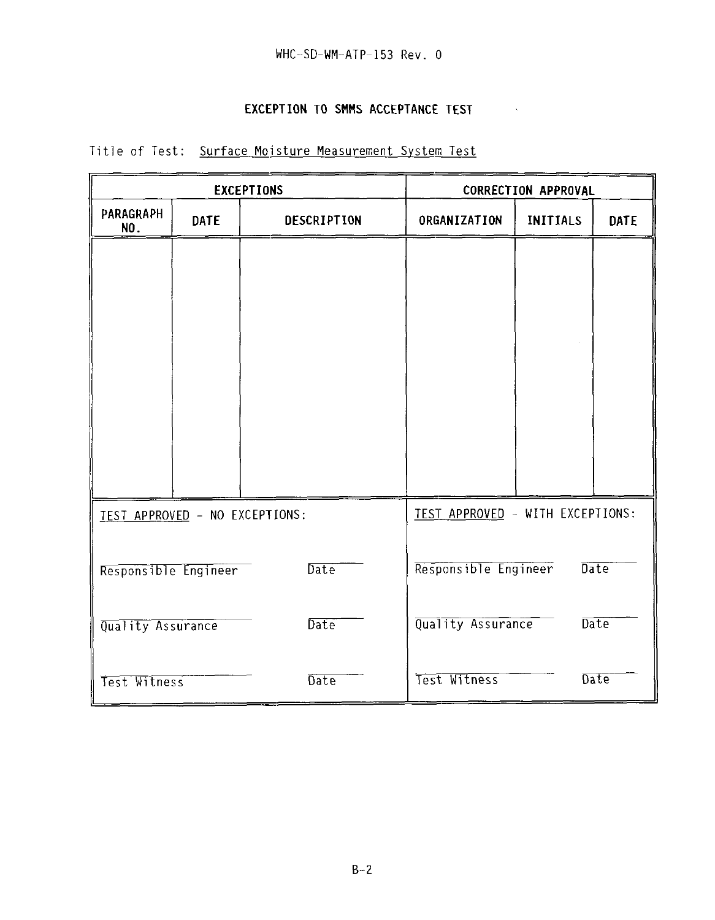## EXCEPTION TO SMMS ACCEPTANCE TEST

Title of Test: Surface Moisture Measurement System Test

| EXCEPTIONS | | | CORRECTION APPROVAL | | |
|---|---|---|---|---|---|
| PARAGRAPH NO. | DATE | DESCRIPTION | ORGANIZATION | INITIALS | DATE |
| | | | | | |

| TEST APPROVED - NO EXCEPTIONS: | | TEST APPROVED - WITH EXCEPTIONS: | |
|---|---|---|---|
| Responsible Engineer | Date | Responsible Engineer | Date |
| Quality Assurance | Date | Quality Assurance | Date |
| Test Witness | Date | Test Witness | Date |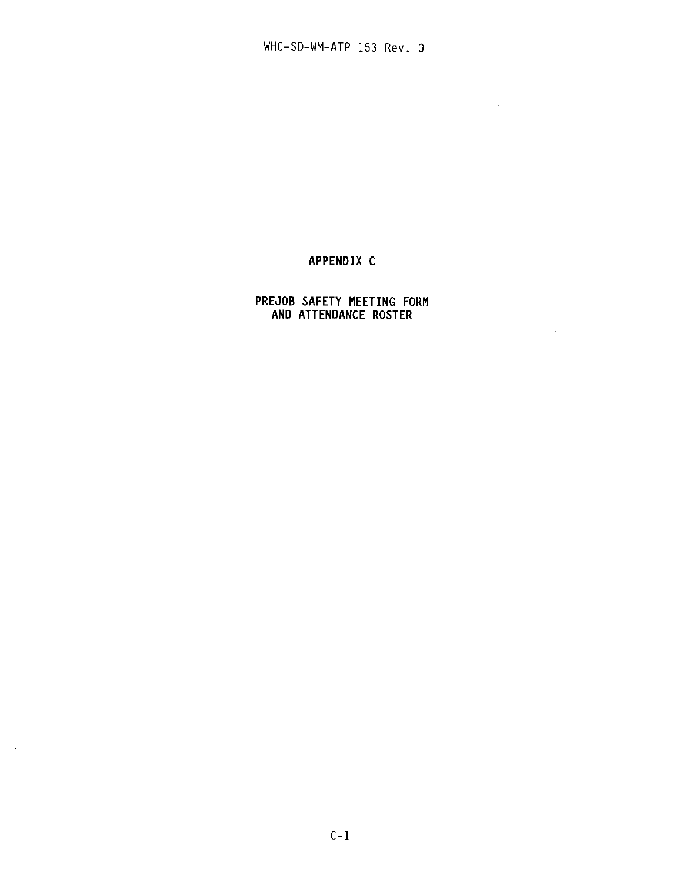# APPENDIX C

## PREJOB SAFETY MEETING FORM AND ATTENDANCE ROSTER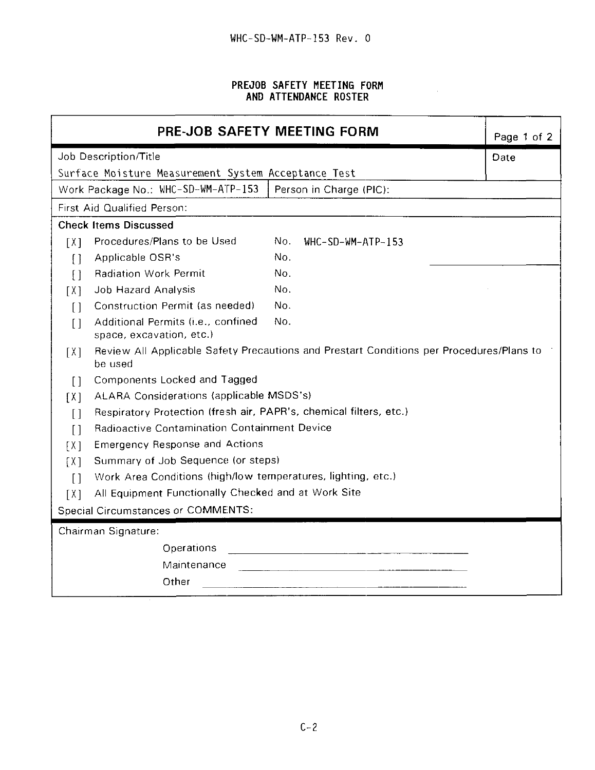# PREJOB SAFETY MEETING FORM AND ATTENDANCE ROSTER

## PRE-JOB SAFETY MEETING FORM

Page 1 of 2

| Job Description/Title | | Date |
|---|---|---|
| Surface Moisture Measurement System Acceptance Test | | |
| Work Package No.: WHC-SD-WM-ATP-153 | Person in Charge (PIC): | |
| First Aid Qualified Person: | | |

**Check Items Discussed**

- [X] Procedures/Plans to be Used — No. WHC-SD-WM-ATP-153
- [ ] Applicable OSR's — No.
- [ ] Radiation Work Permit — No.
- [X] Job Hazard Analysis — No.
- [ ] Construction Permit (as needed) — No.
- [ ] Additional Permits (i.e., confined space, excavation, etc.) — No.
- [X] Review All Applicable Safety Precautions and Prestart Conditions per Procedures/Plans to be used
- [ ] Components Locked and Tagged
- [X] ALARA Considerations (applicable MSDS's)
- [ ] Respiratory Protection (fresh air, PAPR's, chemical filters, etc.)
- [ ] Radioactive Contamination Containment Device
- [X] Emergency Response and Actions
- [X] Summary of Job Sequence (or steps)
- [ ] Work Area Conditions (high/low temperatures, lighting, etc.)
- [X] All Equipment Functionally Checked and at Work Site

Special Circumstances or COMMENTS:

Chairman Signature:

Operations ______________________________

Maintenance ______________________________

Other ______________________________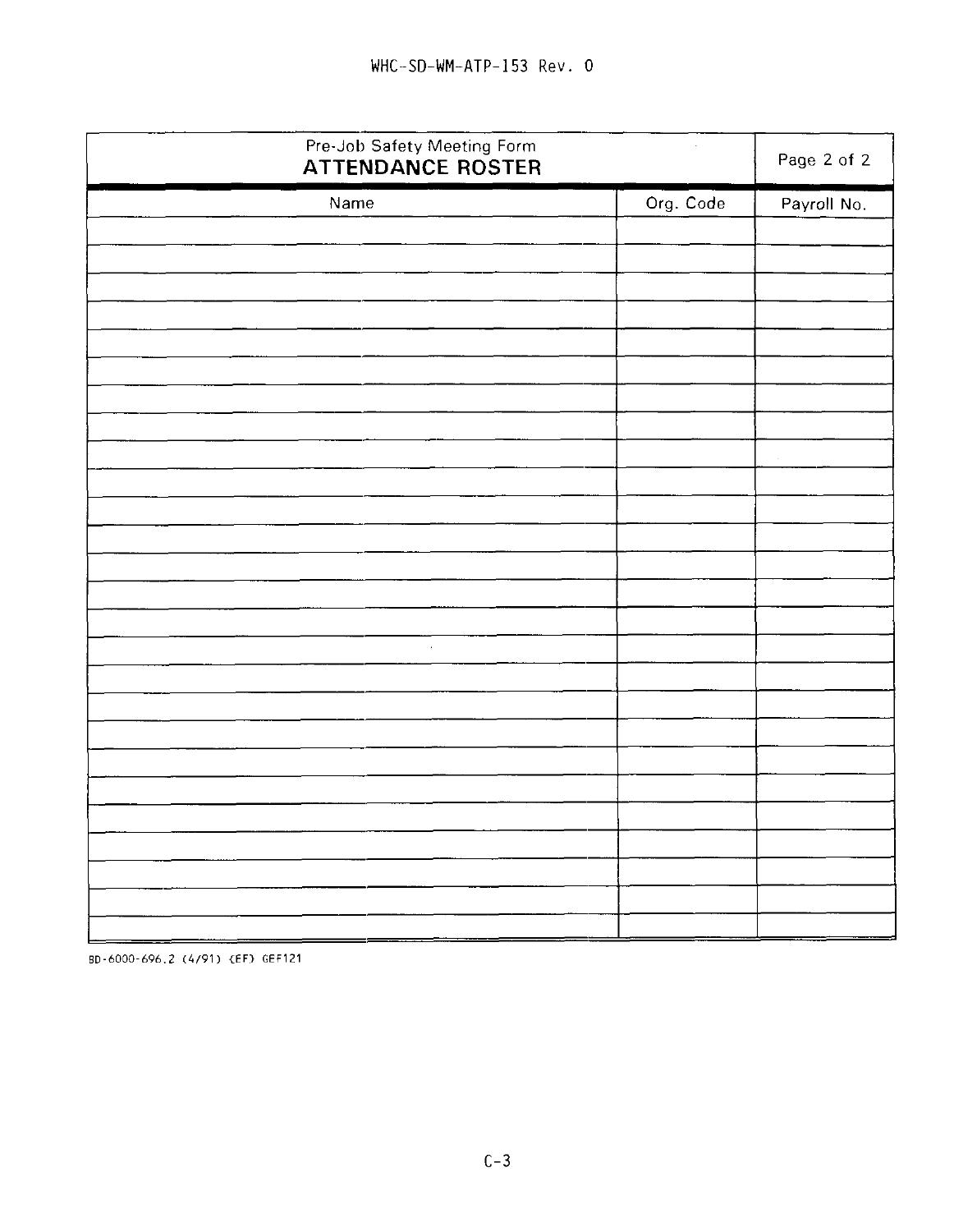| Pre-Job Safety Meeting Form<br>**ATTENDANCE ROSTER** | | Page 2 of 2 |
| --- | --- | --- |
| Name | Org. Code | Payroll No. |
| | | |
| | | |
| | | |
| | | |
| | | |
| | | |
| | | |
| | | |
| | | |
| | | |
| | | |
| | | |
| | | |
| | | |
| | | |
| | | |
| | | |
| | | |
| | | |
| | | |
| | | |
| | | |
| | | |
| | | |
| | | |
| | | |

BD-6000-696.2 (4/91) (EF) GEF121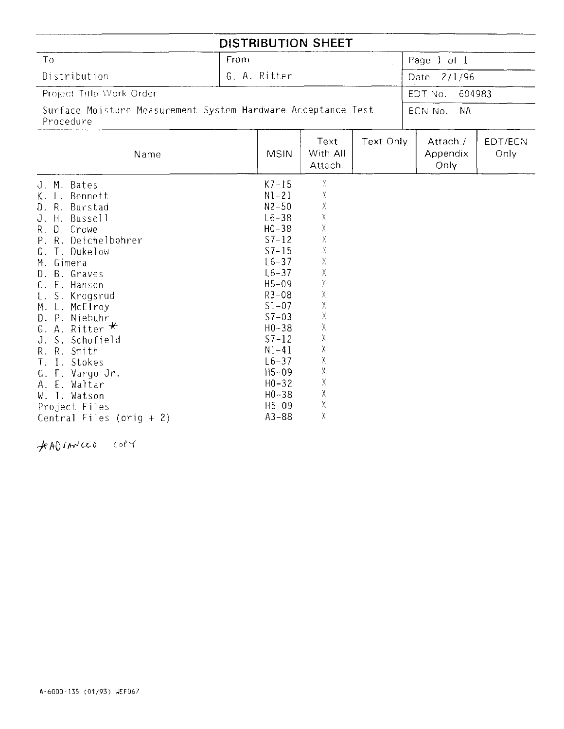# DISTRIBUTION SHEET

| | | |
|---|---|---|
| To | From | Page 1 of 1 |
| Distribution | G. A. Ritter | Date 2/1/96 |
| Project Title/Work Order | | EDT No. 604983 |
| Surface Moisture Measurement System Hardware Acceptance Test Procedure | | ECN No. NA |

| Name | MSIN | Text With All Attach. | Text Only | Attach./ Appendix Only | EDT/ECN Only |
|---|---|---|---|---|---|
| J. M. Bates | K7-15 | X | | | |
| K. L. Bennett | N1-21 | X | | | |
| D. R. Burstad | N2-50 | X | | | |
| J. H. Bussell | L6-38 | X | | | |
| R. D. Crowe | H0-38 | X | | | |
| P. R. Deichelbohrer | S7-12 | X | | | |
| G. T. Dukelow | S7-15 | X | | | |
| M. Gimera | L6-37 | X | | | |
| D. B. Graves | L6-37 | X | | | |
| C. E. Hanson | H5-09 | X | | | |
| L. S. Krogsrud | R3-08 | X | | | |
| M. L. McElroy | S1-07 | X | | | |
| D. P. Niebuhr | S7-03 | X | | | |
| G. A. Ritter * | H0-38 | X | | | |
| J. S. Schofield | S7-12 | X | | | |
| R. R. Smith | N1-41 | X | | | |
| T. I. Stokes | L6-37 | X | | | |
| G. F. Vargo Jr. | H5-09 | X | | | |
| A. E. Waltar | H0-32 | X | | | |
| W. T. Watson | H0-38 | X | | | |
| Project Files | H5-09 | X | | | |
| Central Files (orig + 2) | A3-88 | X | | | |

*ADVANCED COPY

A-6000-135 (01/93) WEF067